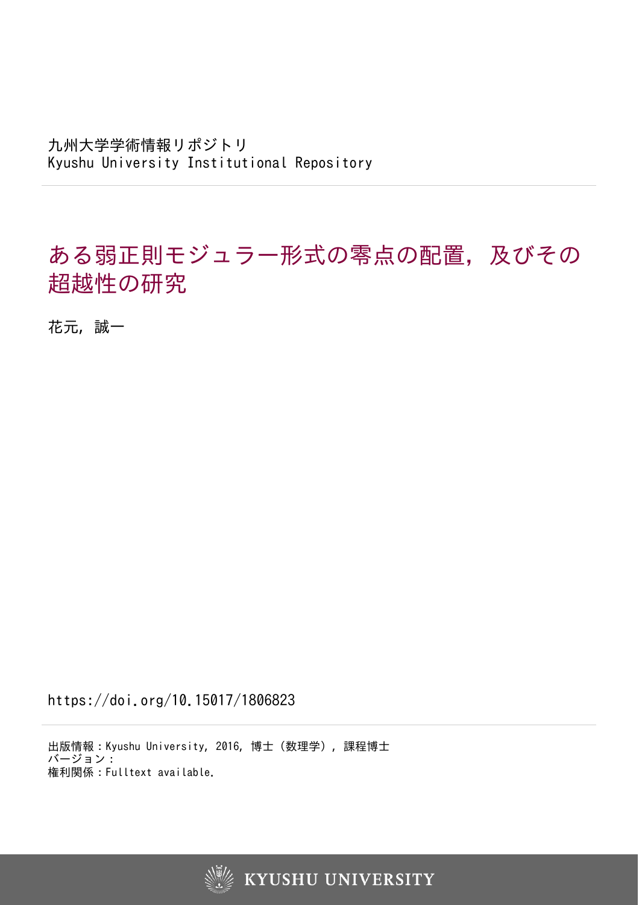九州大学学術情報リポジトリ
Kyushu University Institutional Repository

# ある弱正則モジュラー形式の零点の配置，及びその超越性の研究

花元，誠一

https://doi.org/10.15017/1806823

出版情報：Kyushu University, 2016, 博士（数理学），課程博士
バージョン：
権利関係：Fulltext available.

KYUSHU UNIVERSITY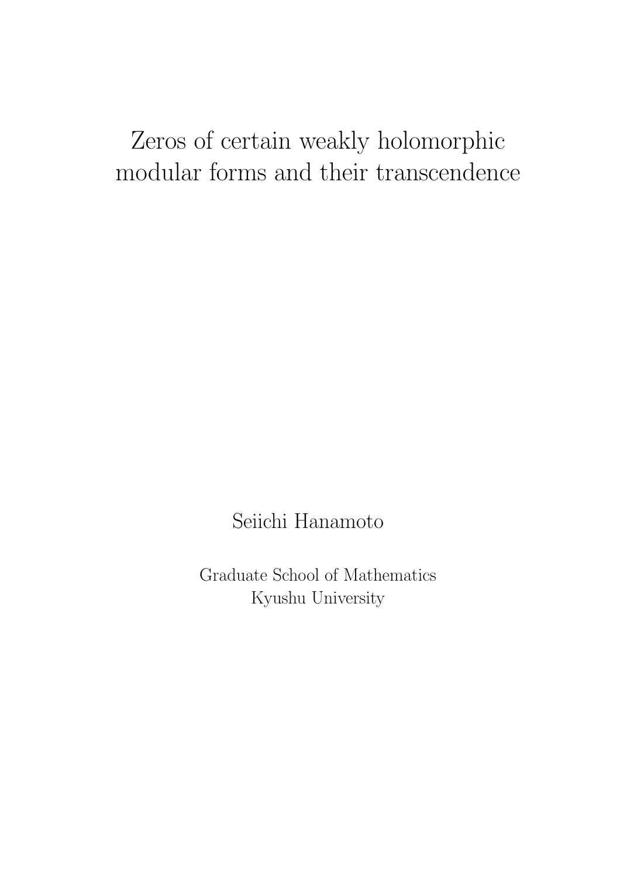# Zeros of certain weakly holomorphic modular forms and their transcendence

Seiichi Hanamoto

Graduate School of Mathematics
Kyushu University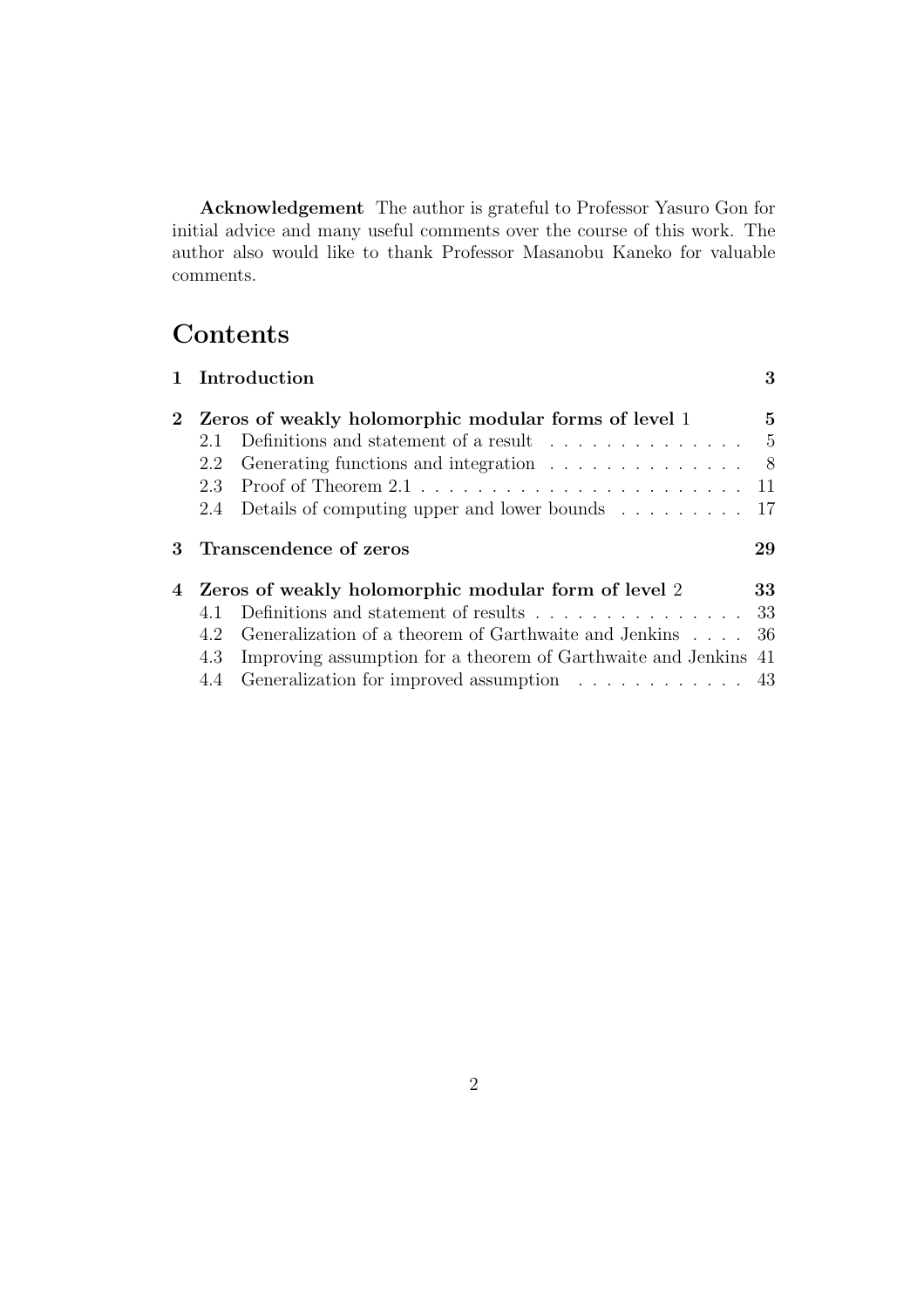**Acknowledgement** The author is grateful to Professor Yasuro Gon for initial advice and many useful comments over the course of this work. The author also would like to thank Professor Masanobu Kaneko for valuable comments.

# Contents

**1 Introduction** — **3**

**2 Zeros of weakly holomorphic modular forms of level 1** — **5**

- 2.1 Definitions and statement of a result — 5
- 2.2 Generating functions and integration — 8
- 2.3 Proof of Theorem 2.1 — 11
- 2.4 Details of computing upper and lower bounds — 17

**3 Transcendence of zeros** — **29**

**4 Zeros of weakly holomorphic modular form of level 2** — **33**

- 4.1 Definitions and statement of results — 33
- 4.2 Generalization of a theorem of Garthwaite and Jenkins — 36
- 4.3 Improving assumption for a theorem of Garthwaite and Jenkins — 41
- 4.4 Generalization for improved assumption — 43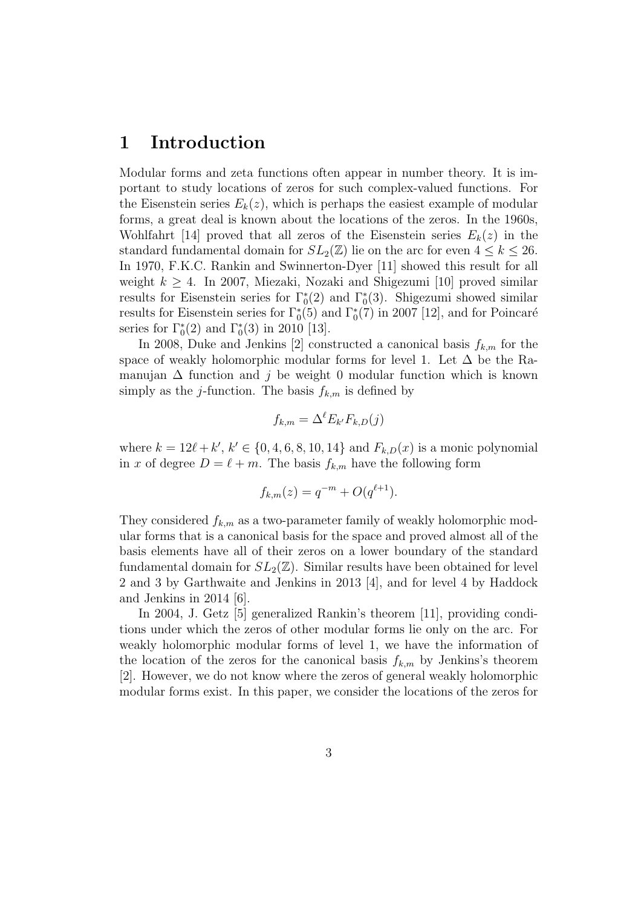# 1 Introduction

Modular forms and zeta functions often appear in number theory. It is important to study locations of zeros for such complex-valued functions. For the Eisenstein series $E_k(z)$, which is perhaps the easiest example of modular forms, a great deal is known about the locations of the zeros. In the 1960s, Wohlfahrt [14] proved that all zeros of the Eisenstein series $E_k(z)$ in the standard fundamental domain for $SL_2(\mathbb{Z})$ lie on the arc for even $4 \leq k \leq 26$. In 1970, F.K.C. Rankin and Swinnerton-Dyer [11] showed this result for all weight $k \geq 4$. In 2007, Miezaki, Nozaki and Shigezumi [10] proved similar results for Eisenstein series for $\Gamma_0^*(2)$ and $\Gamma_0^*(3)$. Shigezumi showed similar results for Eisenstein series for $\Gamma_0^*(5)$ and $\Gamma_0^*(7)$ in 2007 [12], and for Poincaré series for $\Gamma_0^*(2)$ and $\Gamma_0^*(3)$ in 2010 [13].

In 2008, Duke and Jenkins [2] constructed a canonical basis $f_{k,m}$ for the space of weakly holomorphic modular forms for level 1. Let $\Delta$ be the Ramanujan $\Delta$ function and $j$ be weight 0 modular function which is known simply as the $j$-function. The basis $f_{k,m}$ is defined by

$$f_{k,m} = \Delta^\ell E_{k'} F_{k,D}(j)$$

where $k = 12\ell + k'$, $k' \in \{0, 4, 6, 8, 10, 14\}$ and $F_{k,D}(x)$ is a monic polynomial in $x$ of degree $D = \ell + m$. The basis $f_{k,m}$ have the following form

$$f_{k,m}(z) = q^{-m} + O(q^{\ell+1}).$$

They considered $f_{k,m}$ as a two-parameter family of weakly holomorphic modular forms that is a canonical basis for the space and proved almost all of the basis elements have all of their zeros on a lower boundary of the standard fundamental domain for $SL_2(\mathbb{Z})$. Similar results have been obtained for level 2 and 3 by Garthwaite and Jenkins in 2013 [4], and for level 4 by Haddock and Jenkins in 2014 [6].

In 2004, J. Getz [5] generalized Rankin's theorem [11], providing conditions under which the zeros of other modular forms lie only on the arc. For weakly holomorphic modular forms of level 1, we have the information of the location of the zeros for the canonical basis $f_{k,m}$ by Jenkins's theorem [2]. However, we do not know where the zeros of general weakly holomorphic modular forms exist. In this paper, we consider the locations of the zeros for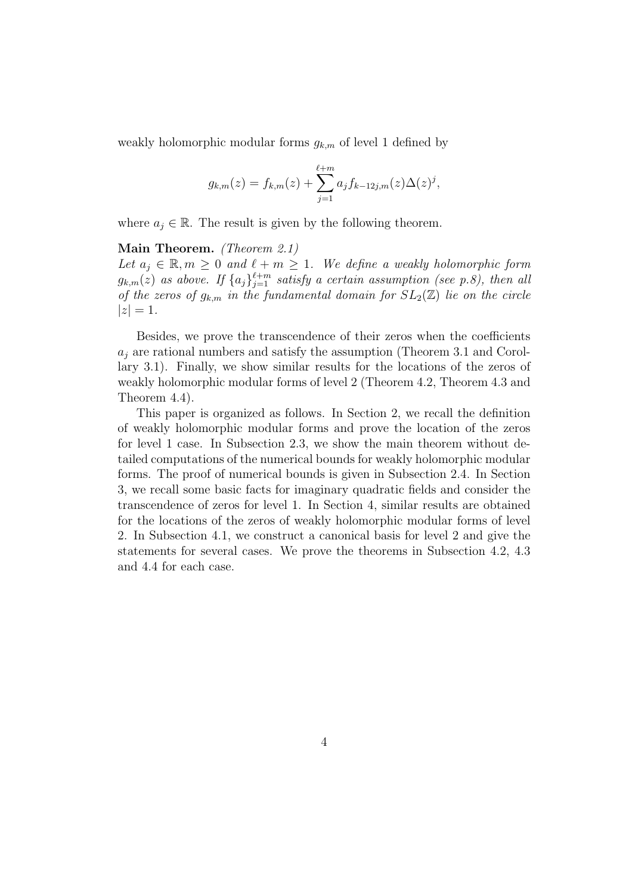weakly holomorphic modular forms $g_{k,m}$ of level 1 defined by

$$g_{k,m}(z) = f_{k,m}(z) + \sum_{j=1}^{\ell+m} a_j f_{k-12j,m}(z)\Delta(z)^j,$$

where $a_j \in \mathbb{R}$. The result is given by the following theorem.

**Main Theorem.** *(Theorem 2.1)*
*Let $a_j \in \mathbb{R}, m \geq 0$ and $\ell + m \geq 1$. We define a weakly holomorphic form $g_{k,m}(z)$ as above. If $\{a_j\}_{j=1}^{\ell+m}$ satisfy a certain assumption (see p.8), then all of the zeros of $g_{k,m}$ in the fundamental domain for $SL_2(\mathbb{Z})$ lie on the circle $|z| = 1$.*

Besides, we prove the transcendence of their zeros when the coefficients $a_j$ are rational numbers and satisfy the assumption (Theorem 3.1 and Corollary 3.1). Finally, we show similar results for the locations of the zeros of weakly holomorphic modular forms of level 2 (Theorem 4.2, Theorem 4.3 and Theorem 4.4).

This paper is organized as follows. In Section 2, we recall the definition of weakly holomorphic modular forms and prove the location of the zeros for level 1 case. In Subsection 2.3, we show the main theorem without detailed computations of the numerical bounds for weakly holomorphic modular forms. The proof of numerical bounds is given in Subsection 2.4. In Section 3, we recall some basic facts for imaginary quadratic fields and consider the transcendence of zeros for level 1. In Section 4, similar results are obtained for the locations of the zeros of weakly holomorphic modular forms of level 2. In Subsection 4.1, we construct a canonical basis for level 2 and give the statements for several cases. We prove the theorems in Subsection 4.2, 4.3 and 4.4 for each case.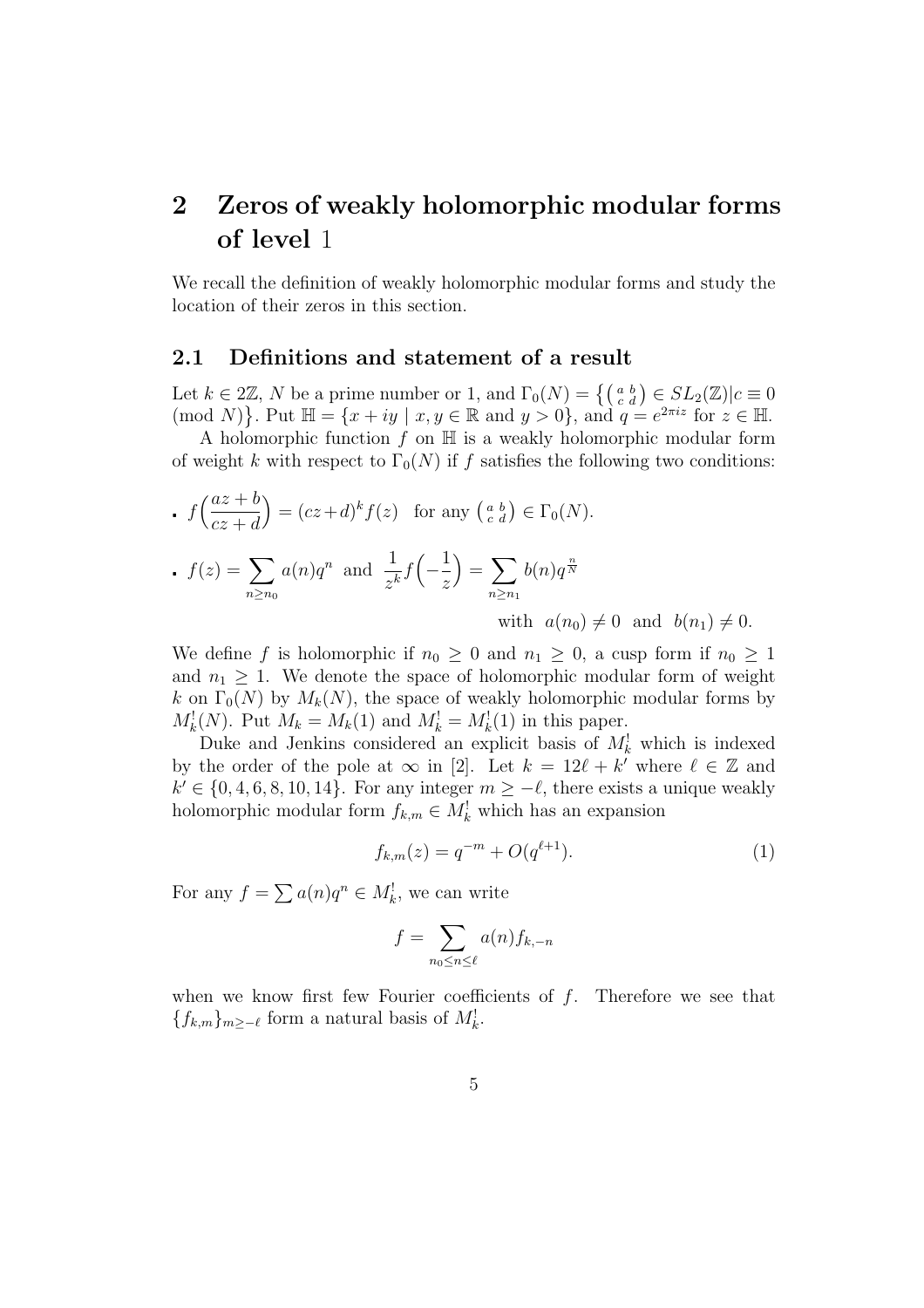## 2 Zeros of weakly holomorphic modular forms of level 1

We recall the definition of weakly holomorphic modular forms and study the location of their zeros in this section.

### 2.1 Definitions and statement of a result

Let $k \in 2\mathbb{Z}$, $N$ be a prime number or 1, and $\Gamma_0(N) = \left\{ \left( \begin{smallmatrix} a & b \\ c & d \end{smallmatrix} \right) \in SL_2(\mathbb{Z}) | c \equiv 0 \pmod{N} \right\}$. Put $\mathbb{H} = \{x + iy \mid x, y \in \mathbb{R} \text{ and } y > 0\}$, and $q = e^{2\pi i z}$ for $z \in \mathbb{H}$.

A holomorphic function $f$ on $\mathbb{H}$ is a weakly holomorphic modular form of weight $k$ with respect to $\Gamma_0(N)$ if $f$ satisfies the following two conditions:

- $f\Big(\dfrac{az+b}{cz+d}\Big) = (cz+d)^k f(z)$ for any $\left( \begin{smallmatrix} a & b \\ c & d \end{smallmatrix} \right) \in \Gamma_0(N)$.
- $f(z) = \displaystyle\sum_{n \geq n_0} a(n) q^n$ and $\dfrac{1}{z^k} f\Big(-\dfrac{1}{z}\Big) = \displaystyle\sum_{n \geq n_1} b(n) q^{\frac{n}{N}}$
  with $a(n_0) \neq 0$ and $b(n_1) \neq 0$.

We define $f$ is holomorphic if $n_0 \geq 0$ and $n_1 \geq 0$, a cusp form if $n_0 \geq 1$ and $n_1 \geq 1$. We denote the space of holomorphic modular form of weight $k$ on $\Gamma_0(N)$ by $M_k(N)$, the space of weakly holomorphic modular forms by $M_k^!(N)$. Put $M_k = M_k(1)$ and $M_k^! = M_k^!(1)$ in this paper.

Duke and Jenkins considered an explicit basis of $M_k^!$ which is indexed by the order of the pole at $\infty$ in [2]. Let $k = 12\ell + k'$ where $\ell \in \mathbb{Z}$ and $k' \in \{0, 4, 6, 8, 10, 14\}$. For any integer $m \geq -\ell$, there exists a unique weakly holomorphic modular form $f_{k,m} \in M_k^!$ which has an expansion

$$f_{k,m}(z) = q^{-m} + O(q^{\ell+1}). \tag{1}$$

For any $f = \sum a(n) q^n \in M_k^!$, we can write

$$f = \sum_{n_0 \leq n \leq \ell} a(n) f_{k,-n}$$

when we know first few Fourier coefficients of $f$. Therefore we see that $\{f_{k,m}\}_{m \geq -\ell}$ form a natural basis of $M_k^!$.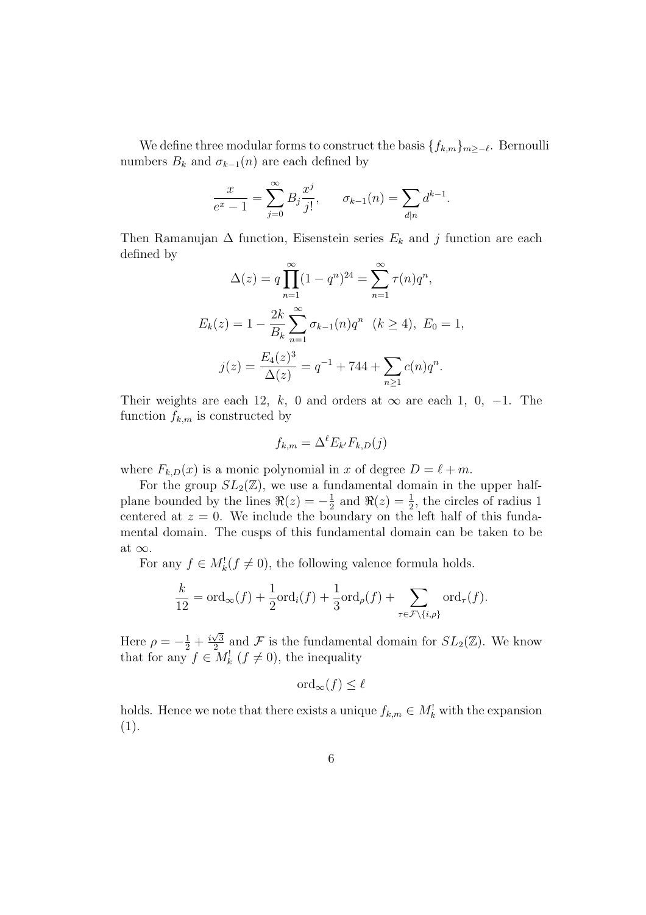We define three modular forms to construct the basis $\{f_{k,m}\}_{m \geq -\ell}$. Bernoulli numbers $B_k$ and $\sigma_{k-1}(n)$ are each defined by

$$\frac{x}{e^x - 1} = \sum_{j=0}^{\infty} B_j \frac{x^j}{j!}, \qquad \sigma_{k-1}(n) = \sum_{d|n} d^{k-1}.$$

Then Ramanujan $\Delta$ function, Eisenstein series $E_k$ and $j$ function are each defined by

$$\Delta(z) = q \prod_{n=1}^{\infty} (1 - q^n)^{24} = \sum_{n=1}^{\infty} \tau(n) q^n,$$

$$E_k(z) = 1 - \frac{2k}{B_k} \sum_{n=1}^{\infty} \sigma_{k-1}(n) q^n \;\; (k \geq 4), \;\; E_0 = 1,$$

$$j(z) = \frac{E_4(z)^3}{\Delta(z)} = q^{-1} + 744 + \sum_{n \geq 1} c(n) q^n.$$

Their weights are each 12, $k$, 0 and orders at $\infty$ are each 1, 0, $-1$. The function $f_{k,m}$ is constructed by

$$f_{k,m} = \Delta^{\ell} E_{k'} F_{k,D}(j)$$

where $F_{k,D}(x)$ is a monic polynomial in $x$ of degree $D = \ell + m$.

For the group $SL_2(\mathbb{Z})$, we use a fundamental domain in the upper half-plane bounded by the lines $\Re(z) = -\frac{1}{2}$ and $\Re(z) = \frac{1}{2}$, the circles of radius 1 centered at $z = 0$. We include the boundary on the left half of this fundamental domain. The cusps of this fundamental domain can be taken to be at $\infty$.

For any $f \in M_k^!(f \neq 0)$, the following valence formula holds.

$$\frac{k}{12} = \mathrm{ord}_{\infty}(f) + \frac{1}{2}\mathrm{ord}_i(f) + \frac{1}{3}\mathrm{ord}_{\rho}(f) + \sum_{\tau \in \mathcal{F} \setminus \{i, \rho\}} \mathrm{ord}_{\tau}(f).$$

Here $\rho = -\frac{1}{2} + \frac{i\sqrt{3}}{2}$ and $\mathcal{F}$ is the fundamental domain for $SL_2(\mathbb{Z})$. We know that for any $f \in M_k^!$ $(f \neq 0)$, the inequality

$$\mathrm{ord}_{\infty}(f) \leq \ell$$

holds. Hence we note that there exists a unique $f_{k,m} \in M_k^!$ with the expansion (1).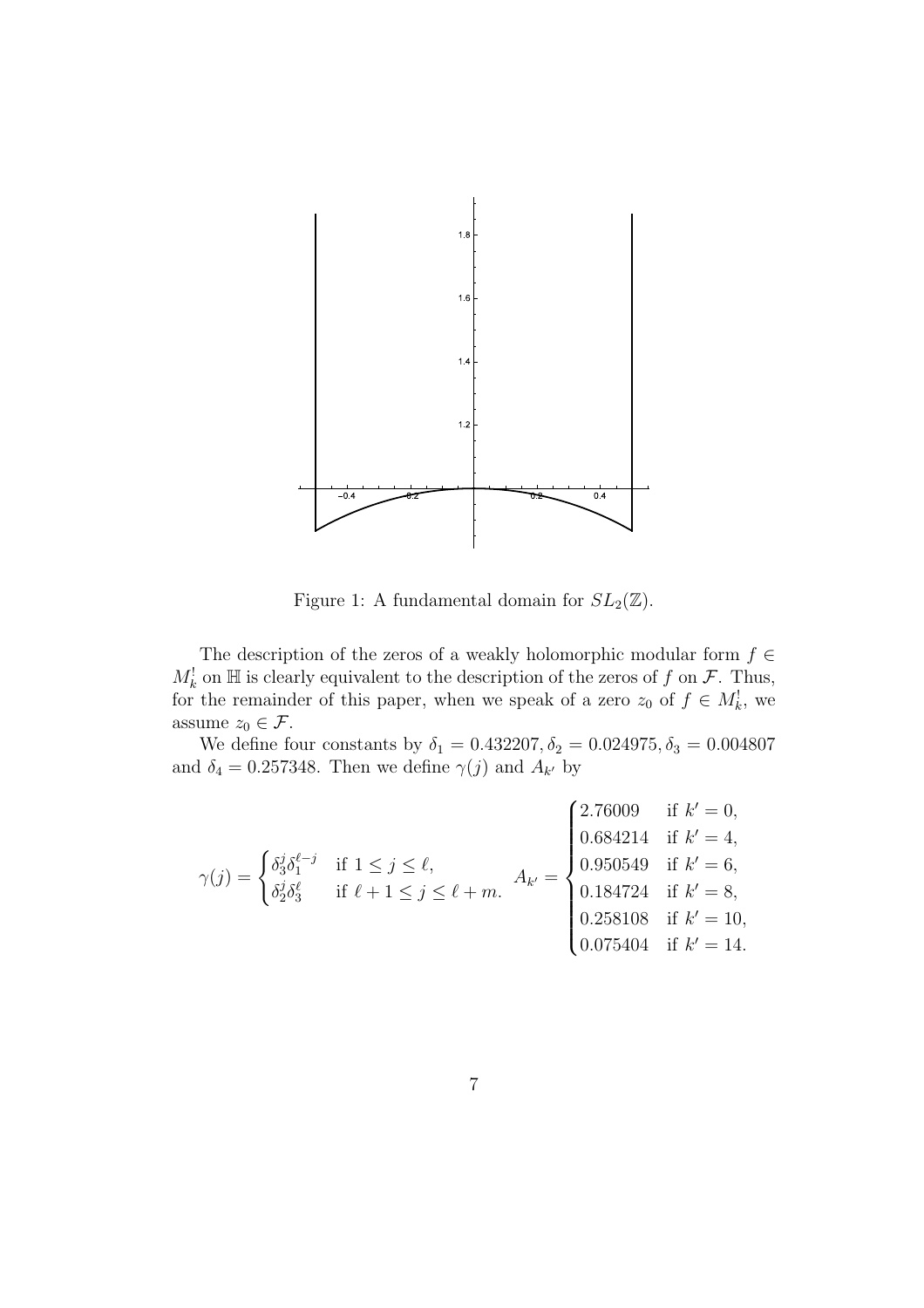Figure 1: A fundamental domain for $SL_2(\mathbb{Z})$.

The description of the zeros of a weakly holomorphic modular form $f \in M_k^!$ on $\mathbb{H}$ is clearly equivalent to the description of the zeros of $f$ on $\mathcal{F}$. Thus, for the remainder of this paper, when we speak of a zero $z_0$ of $f \in M_k^!$, we assume $z_0 \in \mathcal{F}$.

We define four constants by $\delta_1 = 0.432207, \delta_2 = 0.024975, \delta_3 = 0.004807$ and $\delta_4 = 0.257348$. Then we define $\gamma(j)$ and $A_{k'}$ by

$$\gamma(j) = \begin{cases} \delta_3^j \delta_1^{\ell-j} & \text{if } 1 \leq j \leq \ell, \\ \delta_2^j \delta_3^\ell & \text{if } \ell+1 \leq j \leq \ell+m. \end{cases} \quad A_{k'} = \begin{cases} 2.76009 & \text{if } k' = 0, \\ 0.684214 & \text{if } k' = 4, \\ 0.950549 & \text{if } k' = 6, \\ 0.184724 & \text{if } k' = 8, \\ 0.258108 & \text{if } k' = 10, \\ 0.075404 & \text{if } k' = 14. \end{cases}$$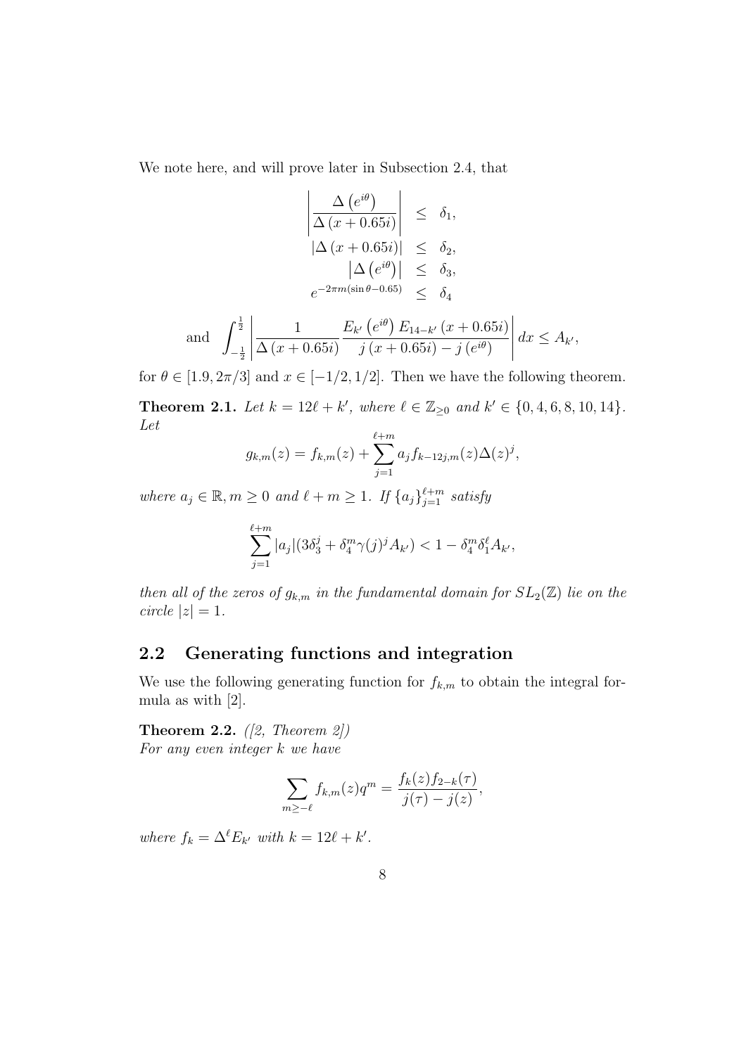We note here, and will prove later in Subsection 2.4, that

$$
\begin{aligned}
\left|\frac{\Delta\left(e^{i\theta}\right)}{\Delta\left(x+0.65i\right)}\right| &\leq \delta_1, \\
\left|\Delta\left(x+0.65i\right)\right| &\leq \delta_2, \\
\left|\Delta\left(e^{i\theta}\right)\right| &\leq \delta_3, \\
e^{-2\pi m(\sin\theta-0.65)} &\leq \delta_4
\end{aligned}
$$

$$
\text{and} \quad \int_{-\frac{1}{2}}^{\frac{1}{2}}\left|\frac{1}{\Delta\left(x+0.65i\right)}\frac{E_{k'}\left(e^{i\theta}\right)E_{14-k'}\left(x+0.65i\right)}{j\left(x+0.65i\right)-j\left(e^{i\theta}\right)}\right|dx \leq A_{k'},
$$

for $\theta \in [1.9, 2\pi/3]$ and $x \in [-1/2, 1/2]$. Then we have the following theorem.

**Theorem 2.1.** *Let $k = 12\ell + k'$, where $\ell \in \mathbb{Z}_{\geq 0}$ and $k' \in \{0, 4, 6, 8, 10, 14\}$. Let*

$$
g_{k,m}(z) = f_{k,m}(z) + \sum_{j=1}^{\ell+m} a_j f_{k-12j,m}(z)\Delta(z)^j,
$$

*where $a_j \in \mathbb{R}, m \geq 0$ and $\ell + m \geq 1$. If $\{a_j\}_{j=1}^{\ell+m}$ satisfy*

$$
\sum_{j=1}^{\ell+m} |a_j|(3\delta_3^j + \delta_4^m \gamma(j)^j A_{k'}) < 1 - \delta_4^m \delta_1^\ell A_{k'},
$$

*then all of the zeros of $g_{k,m}$ in the fundamental domain for $SL_2(\mathbb{Z})$ lie on the circle $|z| = 1$.*

## 2.2 Generating functions and integration

We use the following generating function for $f_{k,m}$ to obtain the integral formula as with [2].

**Theorem 2.2.** *([2, Theorem 2])*
*For any even integer $k$ we have*

$$
\sum_{m \geq -\ell} f_{k,m}(z)q^m = \frac{f_k(z)f_{2-k}(\tau)}{j(\tau) - j(z)},
$$

*where $f_k = \Delta^\ell E_{k'}$ with $k = 12\ell + k'$.*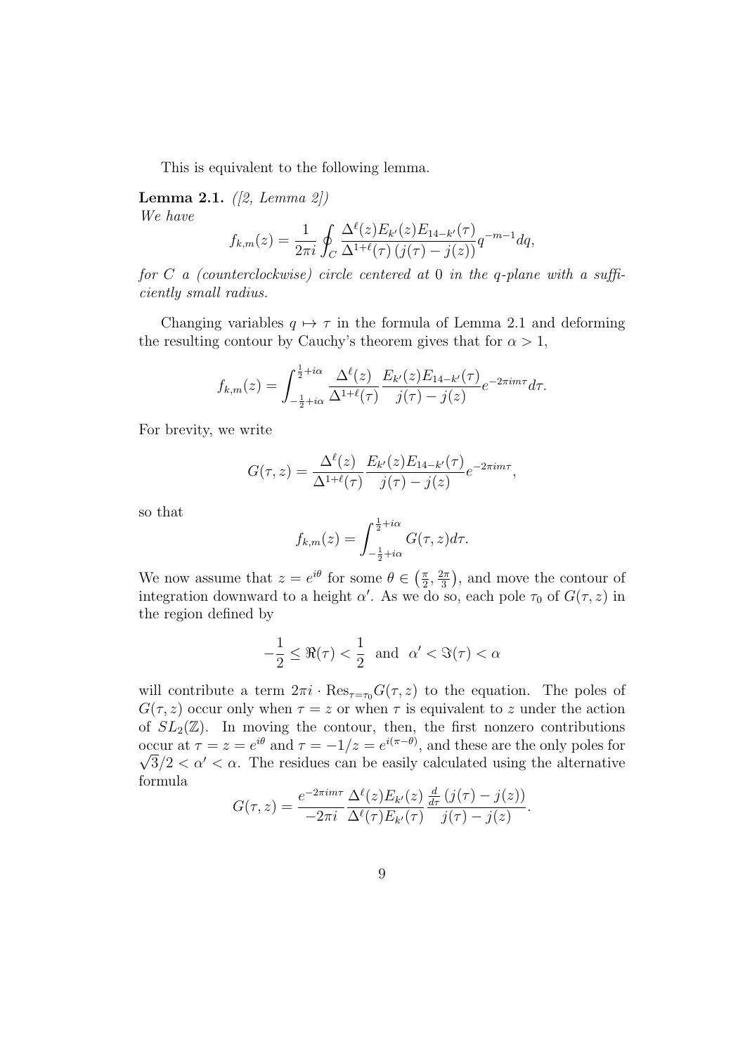This is equivalent to the following lemma.

**Lemma 2.1.** *([2, Lemma 2])*
*We have*

$$f_{k,m}(z) = \frac{1}{2\pi i} \oint_C \frac{\Delta^\ell(z) E_{k'}(z) E_{14-k'}(\tau)}{\Delta^{1+\ell}(\tau)\,(j(\tau) - j(z))} q^{-m-1} dq,$$

*for $C$ a (counterclockwise) circle centered at $0$ in the $q$-plane with a sufficiently small radius.*

Changing variables $q \mapsto \tau$ in the formula of Lemma 2.1 and deforming the resulting contour by Cauchy's theorem gives that for $\alpha > 1$,

$$f_{k,m}(z) = \int_{-\frac{1}{2}+i\alpha}^{\frac{1}{2}+i\alpha} \frac{\Delta^\ell(z)}{\Delta^{1+\ell}(\tau)} \frac{E_{k'}(z) E_{14-k'}(\tau)}{j(\tau) - j(z)} e^{-2\pi i m \tau} d\tau.$$

For brevity, we write

$$G(\tau, z) = \frac{\Delta^\ell(z)}{\Delta^{1+\ell}(\tau)} \frac{E_{k'}(z) E_{14-k'}(\tau)}{j(\tau) - j(z)} e^{-2\pi i m \tau},$$

so that

$$f_{k,m}(z) = \int_{-\frac{1}{2}+i\alpha}^{\frac{1}{2}+i\alpha} G(\tau, z) d\tau.$$

We now assume that $z = e^{i\theta}$ for some $\theta \in \left(\frac{\pi}{2}, \frac{2\pi}{3}\right)$, and move the contour of integration downward to a height $\alpha'$. As we do so, each pole $\tau_0$ of $G(\tau, z)$ in the region defined by

$$-\frac{1}{2} \leq \Re(\tau) < \frac{1}{2} \;\text{ and }\; \alpha' < \Im(\tau) < \alpha$$

will contribute a term $2\pi i \cdot \mathrm{Res}_{\tau=\tau_0} G(\tau, z)$ to the equation. The poles of $G(\tau, z)$ occur only when $\tau = z$ or when $\tau$ is equivalent to $z$ under the action of $SL_2(\mathbb{Z})$. In moving the contour, then, the first nonzero contributions occur at $\tau = z = e^{i\theta}$ and $\tau = -1/z = e^{i(\pi-\theta)}$, and these are the only poles for $\sqrt{3}/2 < \alpha' < \alpha$. The residues can be easily calculated using the alternative formula

$$G(\tau, z) = \frac{e^{-2\pi i m \tau}}{-2\pi i} \frac{\Delta^\ell(z) E_{k'}(z)}{\Delta^\ell(\tau) E_{k'}(\tau)} \frac{\frac{d}{d\tau}\left(j(\tau) - j(z)\right)}{j(\tau) - j(z)}.$$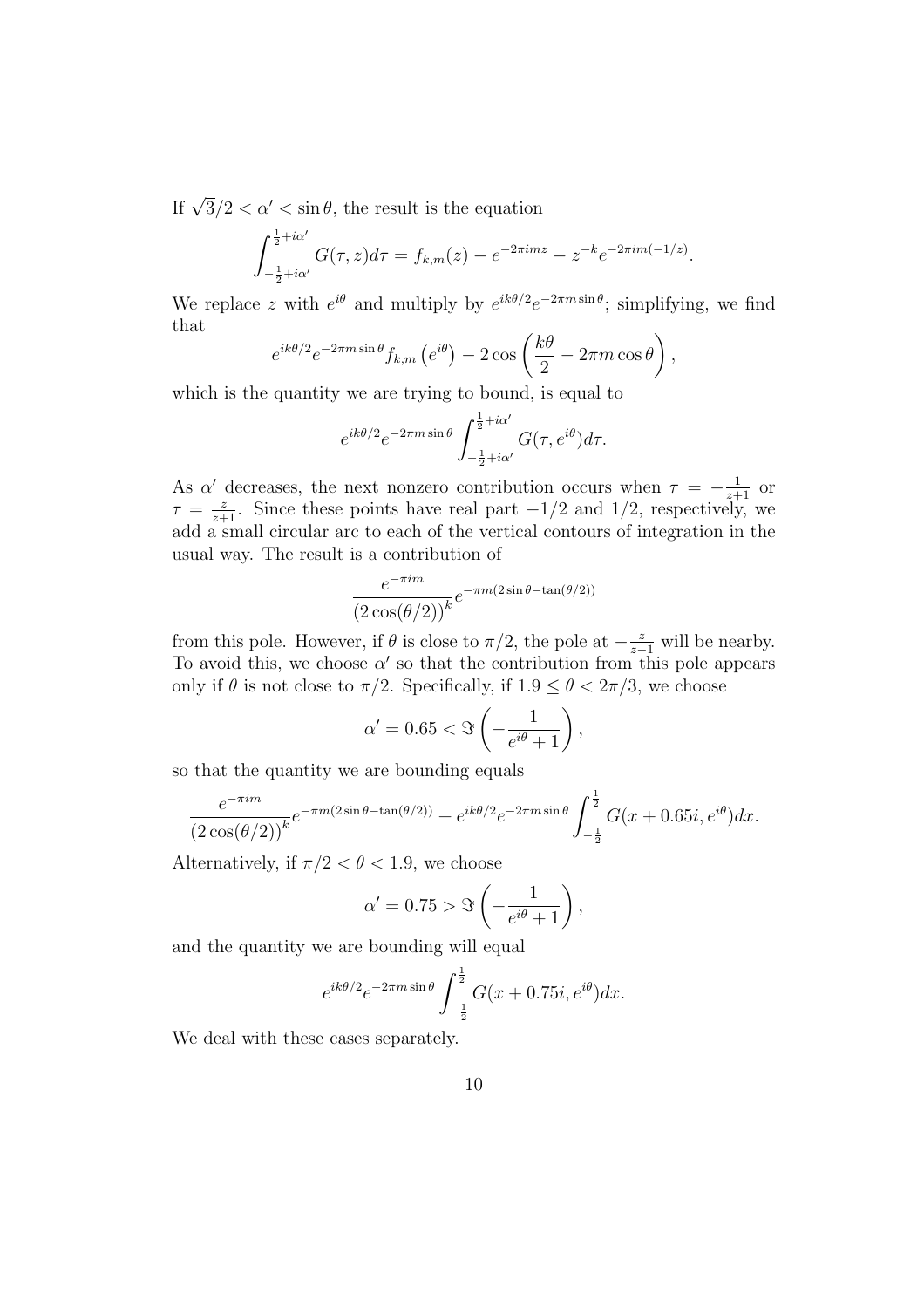If $\sqrt{3}/2 < \alpha' < \sin\theta$, the result is the equation

$$\int_{-\frac{1}{2}+i\alpha'}^{\frac{1}{2}+i\alpha'} G(\tau, z) d\tau = f_{k,m}(z) - e^{-2\pi i m z} - z^{-k} e^{-2\pi i m(-1/z)}.$$

We replace $z$ with $e^{i\theta}$ and multiply by $e^{ik\theta/2}e^{-2\pi m \sin\theta}$; simplifying, we find that

$$e^{ik\theta/2}e^{-2\pi m \sin\theta} f_{k,m}\left(e^{i\theta}\right) - 2\cos\left(\frac{k\theta}{2} - 2\pi m \cos\theta\right),$$

which is the quantity we are trying to bound, is equal to

$$e^{ik\theta/2}e^{-2\pi m \sin\theta} \int_{-\frac{1}{2}+i\alpha'}^{\frac{1}{2}+i\alpha'} G(\tau, e^{i\theta}) d\tau.$$

As $\alpha'$ decreases, the next nonzero contribution occurs when $\tau = -\frac{1}{z+1}$ or $\tau = \frac{z}{z+1}$. Since these points have real part $-1/2$ and $1/2$, respectively, we add a small circular arc to each of the vertical contours of integration in the usual way. The result is a contribution of

$$\frac{e^{-\pi i m}}{\left(2\cos(\theta/2)\right)^k} e^{-\pi m(2\sin\theta - \tan(\theta/2))}$$

from this pole. However, if $\theta$ is close to $\pi/2$, the pole at $-\frac{z}{z-1}$ will be nearby. To avoid this, we choose $\alpha'$ so that the contribution from this pole appears only if $\theta$ is not close to $\pi/2$. Specifically, if $1.9 \le \theta < 2\pi/3$, we choose

$$\alpha' = 0.65 < \Im\left(-\frac{1}{e^{i\theta}+1}\right),$$

so that the quantity we are bounding equals

$$\frac{e^{-\pi i m}}{\left(2\cos(\theta/2)\right)^k} e^{-\pi m(2\sin\theta - \tan(\theta/2))} + e^{ik\theta/2}e^{-2\pi m \sin\theta} \int_{-\frac{1}{2}}^{\frac{1}{2}} G(x + 0.65i, e^{i\theta}) dx.$$

Alternatively, if $\pi/2 < \theta < 1.9$, we choose

$$\alpha' = 0.75 > \Im\left(-\frac{1}{e^{i\theta}+1}\right),$$

and the quantity we are bounding will equal

$$e^{ik\theta/2}e^{-2\pi m \sin\theta} \int_{-\frac{1}{2}}^{\frac{1}{2}} G(x + 0.75i, e^{i\theta}) dx.$$

We deal with these cases separately.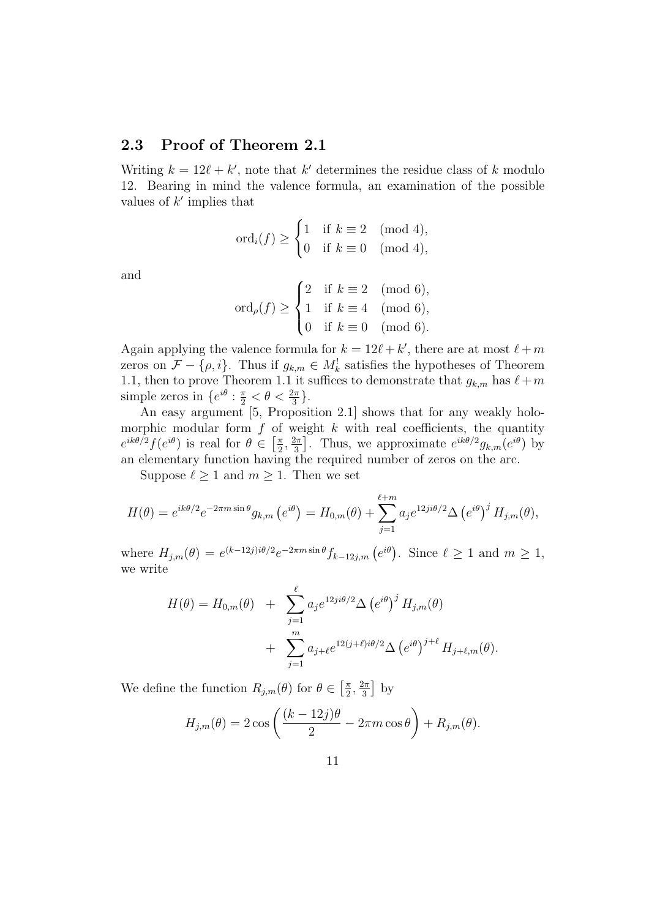## 2.3 Proof of Theorem 2.1

Writing $k = 12\ell + k'$, note that $k'$ determines the residue class of $k$ modulo 12. Bearing in mind the valence formula, an examination of the possible values of $k'$ implies that

$$\operatorname{ord}_i(f) \geq \begin{cases} 1 & \text{if } k \equiv 2 \pmod 4, \\ 0 & \text{if } k \equiv 0 \pmod 4, \end{cases}$$

and

$$\operatorname{ord}_\rho(f) \geq \begin{cases} 2 & \text{if } k \equiv 2 \pmod 6, \\ 1 & \text{if } k \equiv 4 \pmod 6, \\ 0 & \text{if } k \equiv 0 \pmod 6. \end{cases}$$

Again applying the valence formula for $k = 12\ell + k'$, there are at most $\ell + m$ zeros on $\mathcal{F} - \{\rho, i\}$. Thus if $g_{k,m} \in M_k^!$ satisfies the hypotheses of Theorem 1.1, then to prove Theorem 1.1 it suffices to demonstrate that $g_{k,m}$ has $\ell + m$ simple zeros in $\{e^{i\theta} : \frac{\pi}{2} < \theta < \frac{2\pi}{3}\}$.

An easy argument [5, Proposition 2.1] shows that for any weakly holomorphic modular form $f$ of weight $k$ with real coefficients, the quantity $e^{ik\theta/2} f(e^{i\theta})$ is real for $\theta \in \left[\frac{\pi}{2}, \frac{2\pi}{3}\right]$. Thus, we approximate $e^{ik\theta/2} g_{k,m}(e^{i\theta})$ by an elementary function having the required number of zeros on the arc.

Suppose $\ell \geq 1$ and $m \geq 1$. Then we set

$$H(\theta) = e^{ik\theta/2} e^{-2\pi m \sin\theta} g_{k,m}\left(e^{i\theta}\right) = H_{0,m}(\theta) + \sum_{j=1}^{\ell+m} a_j e^{12ji\theta/2} \Delta\left(e^{i\theta}\right)^j H_{j,m}(\theta),$$

where $H_{j,m}(\theta) = e^{(k-12j)i\theta/2} e^{-2\pi m \sin\theta} f_{k-12j,m}\left(e^{i\theta}\right)$. Since $\ell \geq 1$ and $m \geq 1$, we write

$$\begin{aligned} H(\theta) = H_{0,m}(\theta) \quad &+ \quad \sum_{j=1}^{\ell} a_j e^{12ji\theta/2} \Delta\left(e^{i\theta}\right)^j H_{j,m}(\theta) \\ &+ \quad \sum_{j=1}^{m} a_{j+\ell} e^{12(j+\ell)i\theta/2} \Delta\left(e^{i\theta}\right)^{j+\ell} H_{j+\ell,m}(\theta). \end{aligned}$$

We define the function $R_{j,m}(\theta)$ for $\theta \in \left[\frac{\pi}{2}, \frac{2\pi}{3}\right]$ by

$$H_{j,m}(\theta) = 2\cos\left(\frac{(k-12j)\theta}{2} - 2\pi m \cos\theta\right) + R_{j,m}(\theta).$$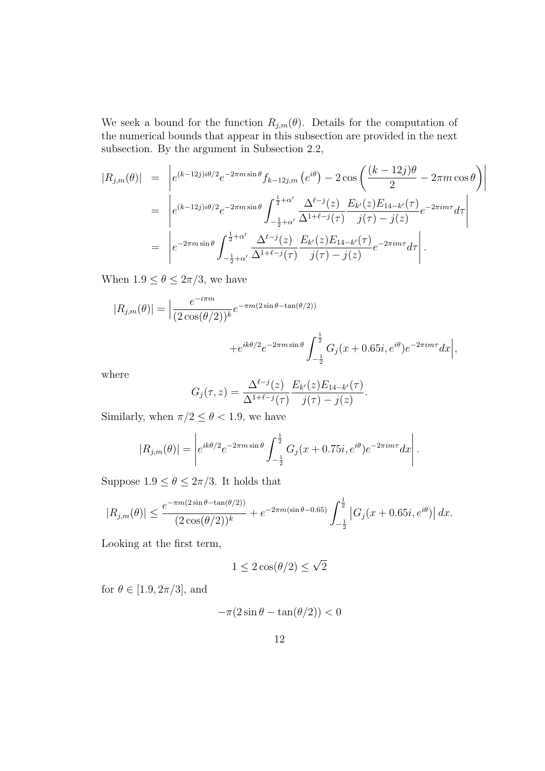We seek a bound for the function $R_{j,m}(\theta)$. Details for the computation of the numerical bounds that appear in this subsection are provided in the next subsection. By the argument in Subsection 2.2,

$$
\begin{aligned}
|R_{j,m}(\theta)| &= \left| e^{(k-12j)i\theta/2} e^{-2\pi m \sin\theta} f_{k-12j,m}\left(e^{i\theta}\right) - 2\cos\left(\frac{(k-12j)\theta}{2} - 2\pi m \cos\theta\right) \right| \\
&= \left| e^{(k-12j)i\theta/2} e^{-2\pi m \sin\theta} \int_{-\frac{1}{2}+\alpha'}^{\frac{1}{2}+\alpha'} \frac{\Delta^{\ell-j}(z)}{\Delta^{1+\ell-j}(\tau)} \frac{E_{k'}(z)E_{14-k'}(\tau)}{j(\tau)-j(z)} e^{-2\pi i m\tau} d\tau \right| \\
&= \left| e^{-2\pi m \sin\theta} \int_{-\frac{1}{2}+\alpha'}^{\frac{1}{2}+\alpha'} \frac{\Delta^{\ell-j}(z)}{\Delta^{1+\ell-j}(\tau)} \frac{E_{k'}(z)E_{14-k'}(\tau)}{j(\tau)-j(z)} e^{-2\pi i m\tau} d\tau \right|.
\end{aligned}
$$

When $1.9 \leq \theta \leq 2\pi/3$, we have

$$
\begin{aligned}
|R_{j,m}(\theta)| = \Big| &\frac{e^{-i\pi m}}{(2\cos(\theta/2))^k} e^{-\pi m(2\sin\theta - \tan(\theta/2))} \\
&+ e^{ik\theta/2} e^{-2\pi m \sin\theta} \int_{-\frac{1}{2}}^{\frac{1}{2}} G_j(x + 0.65i, e^{i\theta}) e^{-2\pi i m\tau} dx \Big|,
\end{aligned}
$$

where

$$
G_j(\tau, z) = \frac{\Delta^{\ell-j}(z)}{\Delta^{1+\ell-j}(\tau)} \frac{E_{k'}(z)E_{14-k'}(\tau)}{j(\tau)-j(z)}.
$$

Similarly, when $\pi/2 \leq \theta < 1.9$, we have

$$
|R_{j,m}(\theta)| = \left| e^{ik\theta/2} e^{-2\pi m \sin\theta} \int_{-\frac{1}{2}}^{\frac{1}{2}} G_j(x + 0.75i, e^{i\theta}) e^{-2\pi i m\tau} dx \right|.
$$

Suppose $1.9 \leq \theta \leq 2\pi/3$. It holds that

$$
|R_{j,m}(\theta)| \leq \frac{e^{-\pi m(2\sin\theta - \tan(\theta/2))}}{(2\cos(\theta/2))^k} + e^{-2\pi m(\sin\theta - 0.65)} \int_{-\frac{1}{2}}^{\frac{1}{2}} \left| G_j(x + 0.65i, e^{i\theta}) \right| dx.
$$

Looking at the first term,

$$
1 \leq 2\cos(\theta/2) \leq \sqrt{2}
$$

for $\theta \in [1.9, 2\pi/3]$, and

$$
-\pi(2\sin\theta - \tan(\theta/2)) < 0
$$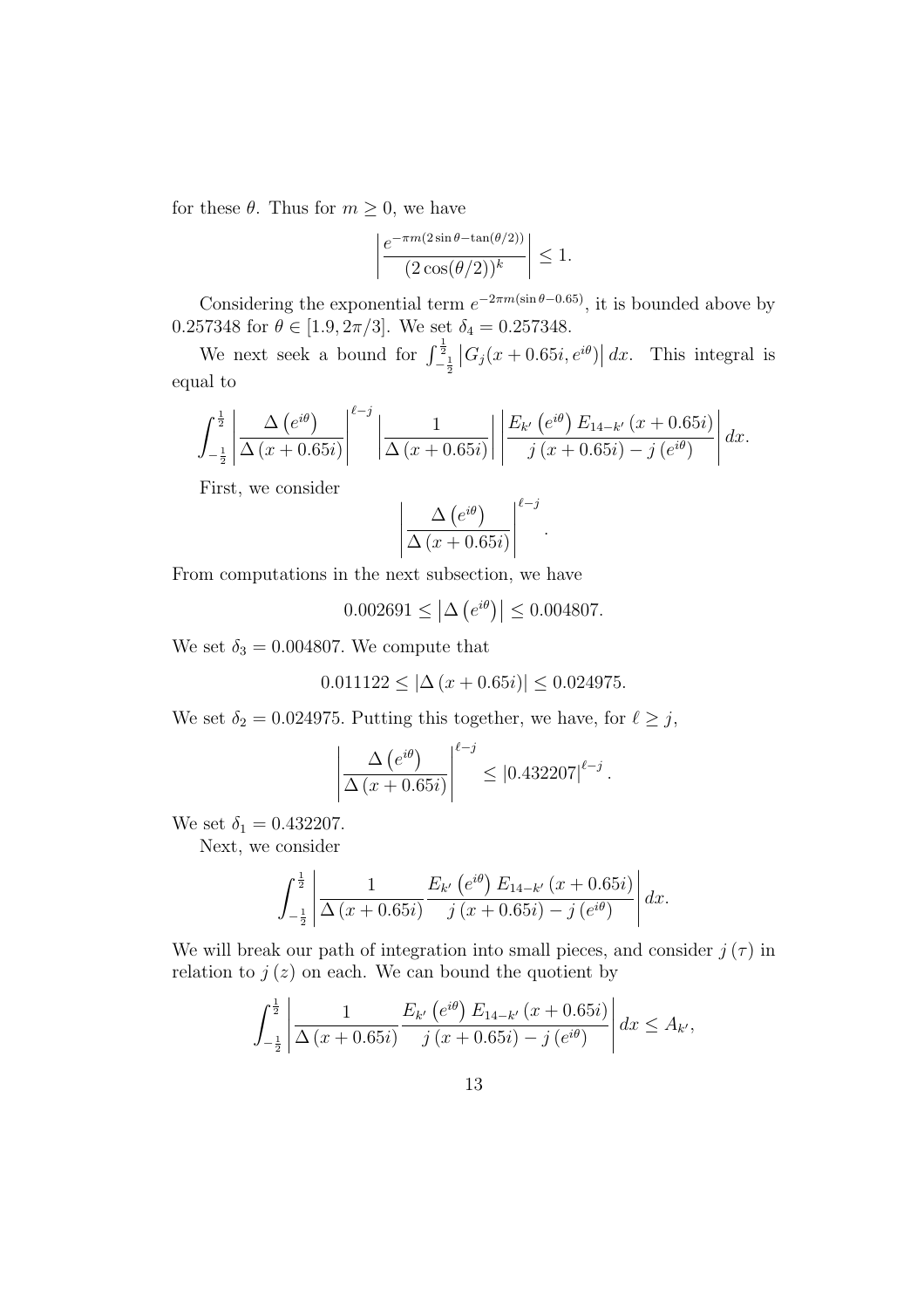for these $\theta$. Thus for $m \geq 0$, we have

$$\left| \frac{e^{-\pi m(2\sin\theta - \tan(\theta/2))}}{(2\cos(\theta/2))^k} \right| \leq 1.$$

Considering the exponential term $e^{-2\pi m(\sin\theta - 0.65)}$, it is bounded above by 0.257348 for $\theta \in [1.9, 2\pi/3]$. We set $\delta_4 = 0.257348$.

We next seek a bound for $\int_{-\frac{1}{2}}^{\frac{1}{2}} \left| G_j(x + 0.65i, e^{i\theta}) \right| dx$. This integral is equal to

$$\int_{-\frac{1}{2}}^{\frac{1}{2}} \left| \frac{\Delta\left(e^{i\theta}\right)}{\Delta\left(x + 0.65i\right)} \right|^{\ell - j} \left| \frac{1}{\Delta\left(x + 0.65i\right)} \right| \left| \frac{E_{k'}\left(e^{i\theta}\right) E_{14-k'}\left(x + 0.65i\right)}{j\left(x + 0.65i\right) - j\left(e^{i\theta}\right)} \right| dx.$$

First, we consider

$$\left| \frac{\Delta\left(e^{i\theta}\right)}{\Delta\left(x + 0.65i\right)} \right|^{\ell - j}.$$

From computations in the next subsection, we have

$$0.002691 \leq \left| \Delta\left(e^{i\theta}\right) \right| \leq 0.004807.$$

We set $\delta_3 = 0.004807$. We compute that

$$0.011122 \leq \left| \Delta\left(x + 0.65i\right) \right| \leq 0.024975.$$

We set $\delta_2 = 0.024975$. Putting this together, we have, for $\ell \geq j$,

$$\left| \frac{\Delta\left(e^{i\theta}\right)}{\Delta\left(x + 0.65i\right)} \right|^{\ell - j} \leq \left| 0.432207 \right|^{\ell - j}.$$

We set $\delta_1 = 0.432207$.

Next, we consider

$$\int_{-\frac{1}{2}}^{\frac{1}{2}} \left| \frac{1}{\Delta\left(x + 0.65i\right)} \frac{E_{k'}\left(e^{i\theta}\right) E_{14-k'}\left(x + 0.65i\right)}{j\left(x + 0.65i\right) - j\left(e^{i\theta}\right)} \right| dx.$$

We will break our path of integration into small pieces, and consider $j(\tau)$ in relation to $j(z)$ on each. We can bound the quotient by

$$\int_{-\frac{1}{2}}^{\frac{1}{2}} \left| \frac{1}{\Delta\left(x + 0.65i\right)} \frac{E_{k'}\left(e^{i\theta}\right) E_{14-k'}\left(x + 0.65i\right)}{j\left(x + 0.65i\right) - j\left(e^{i\theta}\right)} \right| dx \leq A_{k'},$$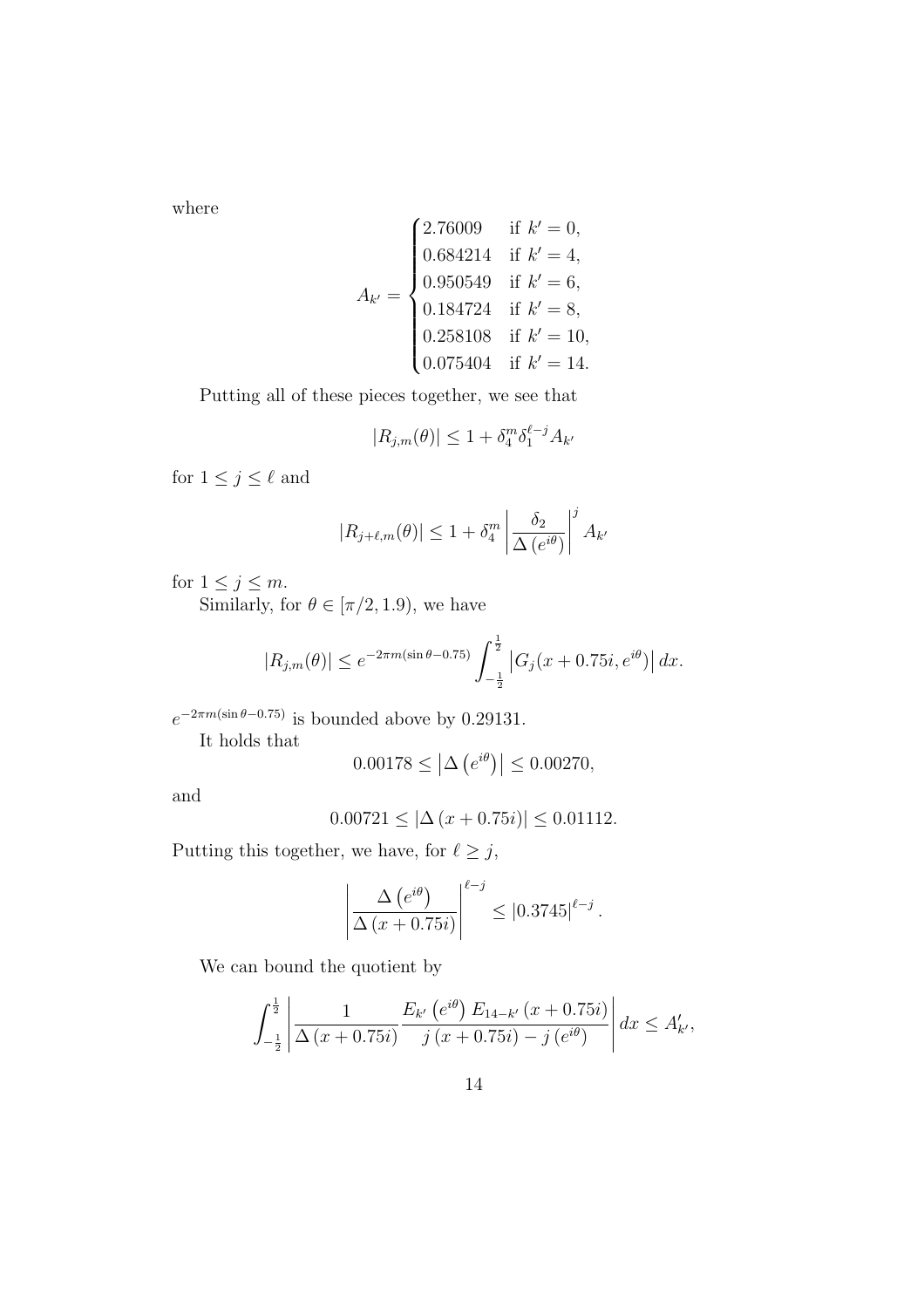where

$$A_{k'} = \begin{cases} 2.76009 & \text{if } k' = 0, \\ 0.684214 & \text{if } k' = 4, \\ 0.950549 & \text{if } k' = 6, \\ 0.184724 & \text{if } k' = 8, \\ 0.258108 & \text{if } k' = 10, \\ 0.075404 & \text{if } k' = 14. \end{cases}$$

Putting all of these pieces together, we see that

$$|R_{j,m}(\theta)| \leq 1 + \delta_4^m \delta_1^{\ell - j} A_{k'}$$

for $1 \leq j \leq \ell$ and

$$|R_{j+\ell,m}(\theta)| \leq 1 + \delta_4^m \left| \frac{\delta_2}{\Delta\left(e^{i\theta}\right)} \right|^j A_{k'}$$

for $1 \leq j \leq m$.

Similarly, for $\theta \in [\pi/2, 1.9)$, we have

$$|R_{j,m}(\theta)| \leq e^{-2\pi m(\sin\theta - 0.75)} \int_{-\frac{1}{2}}^{\frac{1}{2}} \left| G_j(x + 0.75i, e^{i\theta}) \right| dx.$$

$e^{-2\pi m(\sin\theta - 0.75)}$ is bounded above by 0.29131.

It holds that

$$0.00178 \leq \left|\Delta\left(e^{i\theta}\right)\right| \leq 0.00270,$$

and

$$0.00721 \leq \left|\Delta\left(x + 0.75i\right)\right| \leq 0.01112.$$

Putting this together, we have, for $\ell \geq j$,

$$\left| \frac{\Delta\left(e^{i\theta}\right)}{\Delta\left(x + 0.75i\right)} \right|^{\ell - j} \leq |0.3745|^{\ell - j}.$$

We can bound the quotient by

$$\int_{-\frac{1}{2}}^{\frac{1}{2}} \left| \frac{1}{\Delta\left(x + 0.75i\right)} \frac{E_{k'}\left(e^{i\theta}\right) E_{14-k'}\left(x + 0.75i\right)}{j\left(x + 0.75i\right) - j\left(e^{i\theta}\right)} \right| dx \leq A'_{k'},$$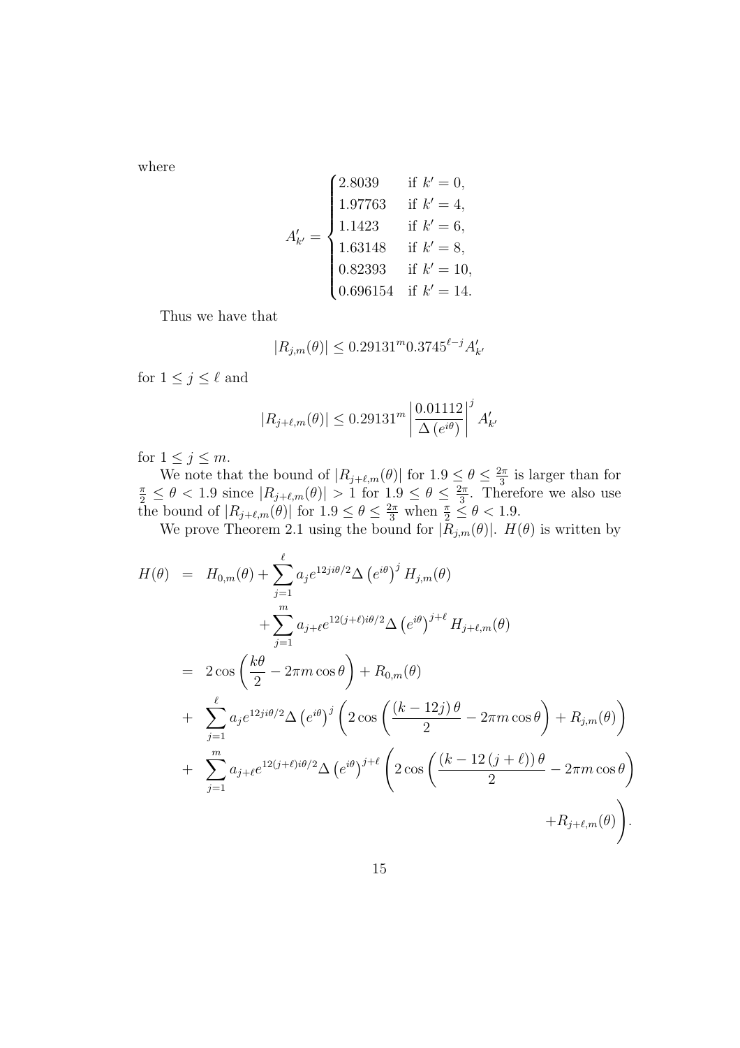where

$$A'_{k'} = \begin{cases} 2.8039 & \text{if } k'=0, \\ 1.97763 & \text{if } k'=4, \\ 1.1423 & \text{if } k'=6, \\ 1.63148 & \text{if } k'=8, \\ 0.82393 & \text{if } k'=10, \\ 0.696154 & \text{if } k'=14. \end{cases}$$

Thus we have that

$$|R_{j,m}(\theta)| \leq 0.29131^m 0.3745^{\ell-j} A'_{k'}$$

for $1 \leq j \leq \ell$ and

$$|R_{j+\ell,m}(\theta)| \leq 0.29131^m \left| \frac{0.01112}{\Delta(e^{i\theta})} \right|^j A'_{k'}$$

for $1 \leq j \leq m$.

We note that the bound of $|R_{j+\ell,m}(\theta)|$ for $1.9 \leq \theta \leq \frac{2\pi}{3}$ is larger than for $\frac{\pi}{2} \leq \theta < 1.9$ since $|R_{j+\ell,m}(\theta)| > 1$ for $1.9 \leq \theta \leq \frac{2\pi}{3}$. Therefore we also use the bound of $|R_{j+\ell,m}(\theta)|$ for $1.9 \leq \theta \leq \frac{2\pi}{3}$ when $\frac{\pi}{2} \leq \theta < 1.9$.

We prove Theorem 2.1 using the bound for $|R_{j,m}(\theta)|$. $H(\theta)$ is written by

$$\begin{aligned} H(\theta) &= H_{0,m}(\theta) + \sum_{j=1}^{\ell} a_j e^{12ji\theta/2} \Delta\left(e^{i\theta}\right)^j H_{j,m}(\theta) \\ &\quad + \sum_{j=1}^{m} a_{j+\ell} e^{12(j+\ell)i\theta/2} \Delta\left(e^{i\theta}\right)^{j+\ell} H_{j+\ell,m}(\theta) \\ &= 2\cos\left(\frac{k\theta}{2} - 2\pi m \cos\theta\right) + R_{0,m}(\theta) \\ &+ \sum_{j=1}^{\ell} a_j e^{12ji\theta/2} \Delta\left(e^{i\theta}\right)^j \left(2\cos\left(\frac{(k-12j)\theta}{2} - 2\pi m\cos\theta\right) + R_{j,m}(\theta)\right) \\ &+ \sum_{j=1}^{m} a_{j+\ell} e^{12(j+\ell)i\theta/2} \Delta\left(e^{i\theta}\right)^{j+\ell} \left(2\cos\left(\frac{(k-12(j+\ell))\theta}{2} - 2\pi m\cos\theta\right) \right. \\ &\qquad\qquad\qquad\qquad\qquad\qquad\qquad\qquad\qquad\qquad \left. + R_{j+\ell,m}(\theta)\right). \end{aligned}$$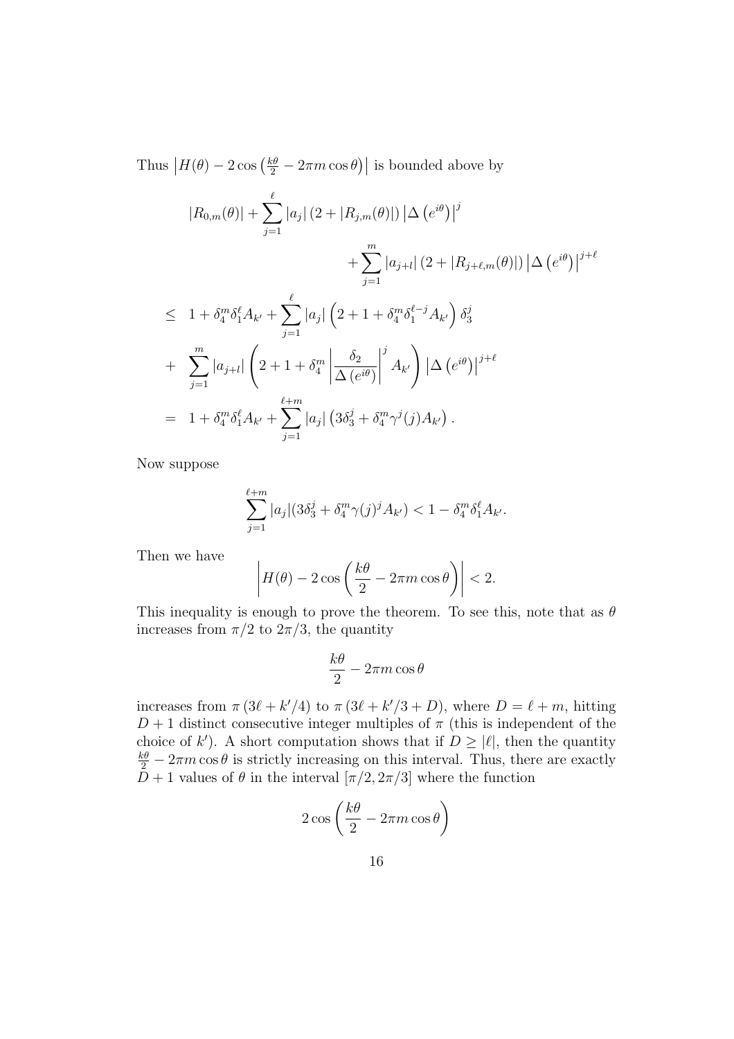Thus $\left|H(\theta) - 2\cos\left(\frac{k\theta}{2} - 2\pi m \cos\theta\right)\right|$ is bounded above by

$$
\begin{aligned}
& |R_{0,m}(\theta)| + \sum_{j=1}^{\ell} |a_j| \left(2 + |R_{j,m}(\theta)|\right) \left|\Delta\left(e^{i\theta}\right)\right|^j \\
& \qquad\qquad + \sum_{j=1}^{m} |a_{j+l}| \left(2 + |R_{j+\ell,m}(\theta)|\right) \left|\Delta\left(e^{i\theta}\right)\right|^{j+\ell} \\
\leq \;& 1 + \delta_4^m \delta_1^\ell A_{k'} + \sum_{j=1}^{\ell} |a_j| \left(2 + 1 + \delta_4^m \delta_1^{\ell-j} A_{k'}\right) \delta_3^j \\
+ \;& \sum_{j=1}^{m} |a_{j+l}| \left(2 + 1 + \delta_4^m \left|\frac{\delta_2}{\Delta\left(e^{i\theta}\right)}\right|^j A_{k'}\right) \left|\Delta\left(e^{i\theta}\right)\right|^{j+\ell} \\
= \;& 1 + \delta_4^m \delta_1^\ell A_{k'} + \sum_{j=1}^{\ell+m} |a_j| \left(3\delta_3^j + \delta_4^m \gamma^j(j) A_{k'}\right).
\end{aligned}
$$

Now suppose

$$
\sum_{j=1}^{\ell+m} |a_j| (3\delta_3^j + \delta_4^m \gamma(j)^j A_{k'}) < 1 - \delta_4^m \delta_1^\ell A_{k'}.
$$

Then we have

$$
\left|H(\theta) - 2\cos\left(\frac{k\theta}{2} - 2\pi m \cos\theta\right)\right| < 2.
$$

This inequality is enough to prove the theorem. To see this, note that as $\theta$ increases from $\pi/2$ to $2\pi/3$, the quantity

$$
\frac{k\theta}{2} - 2\pi m \cos\theta
$$

increases from $\pi\left(3\ell + k'/4\right)$ to $\pi\left(3\ell + k'/3 + D\right)$, where $D = \ell + m$, hitting $D+1$ distinct consecutive integer multiples of $\pi$ (this is independent of the choice of $k'$). A short computation shows that if $D \geq |\ell|$, then the quantity $\frac{k\theta}{2} - 2\pi m \cos\theta$ is strictly increasing on this interval. Thus, there are exactly $D+1$ values of $\theta$ in the interval $[\pi/2, 2\pi/3]$ where the function

$$
2\cos\left(\frac{k\theta}{2} - 2\pi m \cos\theta\right)
$$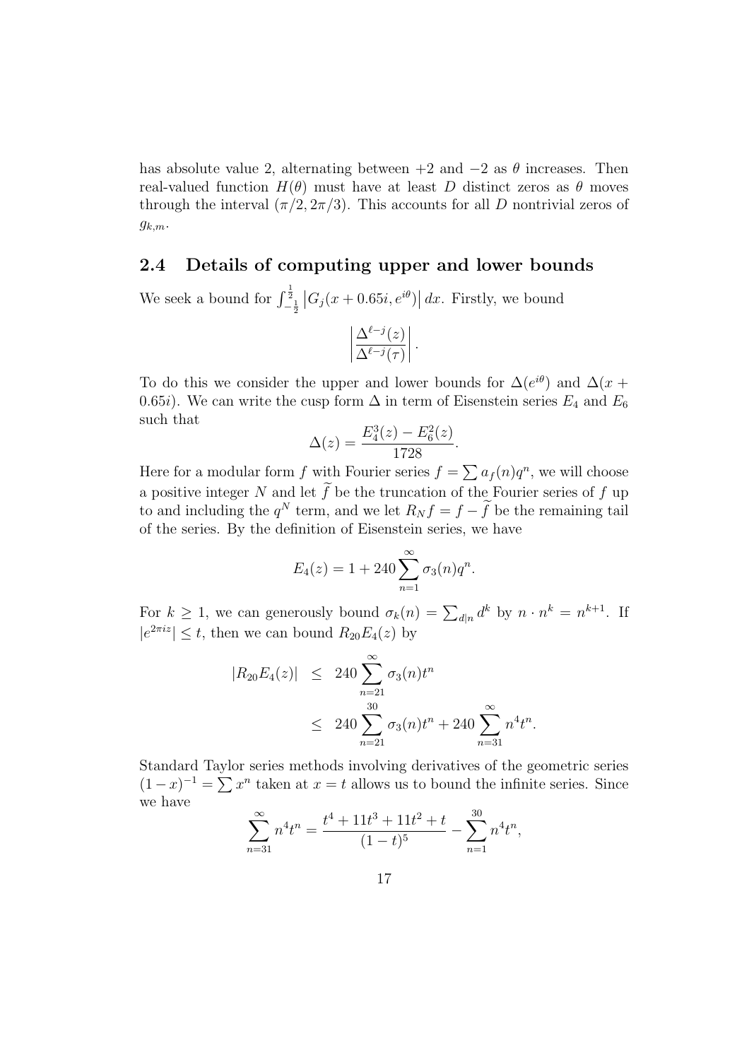has absolute value 2, alternating between $+2$ and $-2$ as $\theta$ increases. Then real-valued function $H(\theta)$ must have at least $D$ distinct zeros as $\theta$ moves through the interval $(\pi/2, 2\pi/3)$. This accounts for all $D$ nontrivial zeros of $g_{k,m}$.

### 2.4 Details of computing upper and lower bounds

We seek a bound for $\int_{-\frac{1}{2}}^{\frac{1}{2}} \left|G_j(x + 0.65i, e^{i\theta})\right| dx$. Firstly, we bound

$$\left|\frac{\Delta^{\ell-j}(z)}{\Delta^{\ell-j}(\tau)}\right|.$$

To do this we consider the upper and lower bounds for $\Delta(e^{i\theta})$ and $\Delta(x + 0.65i)$. We can write the cusp form $\Delta$ in term of Eisenstein series $E_4$ and $E_6$ such that

$$\Delta(z) = \frac{E_4^3(z) - E_6^2(z)}{1728}.$$

Here for a modular form $f$ with Fourier series $f = \sum a_f(n)q^n$, we will choose a positive integer $N$ and let $\widetilde{f}$ be the truncation of the Fourier series of $f$ up to and including the $q^N$ term, and we let $R_N f = f - \widetilde{f}$ be the remaining tail of the series. By the definition of Eisenstein series, we have

$$E_4(z) = 1 + 240 \sum_{n=1}^{\infty} \sigma_3(n) q^n.$$

For $k \geq 1$, we can generously bound $\sigma_k(n) = \sum_{d|n} d^k$ by $n \cdot n^k = n^{k+1}$. If $|e^{2\pi i z}| \leq t$, then we can bound $R_{20}E_4(z)$ by

$$\begin{aligned}
|R_{20}E_4(z)| &\leq 240 \sum_{n=21}^{\infty} \sigma_3(n) t^n \\
&\leq 240 \sum_{n=21}^{30} \sigma_3(n) t^n + 240 \sum_{n=31}^{\infty} n^4 t^n.
\end{aligned}$$

Standard Taylor series methods involving derivatives of the geometric series $(1-x)^{-1} = \sum x^n$ taken at $x = t$ allows us to bound the infinite series. Since we have

$$\sum_{n=31}^{\infty} n^4 t^n = \frac{t^4 + 11t^3 + 11t^2 + t}{(1-t)^5} - \sum_{n=1}^{30} n^4 t^n,$$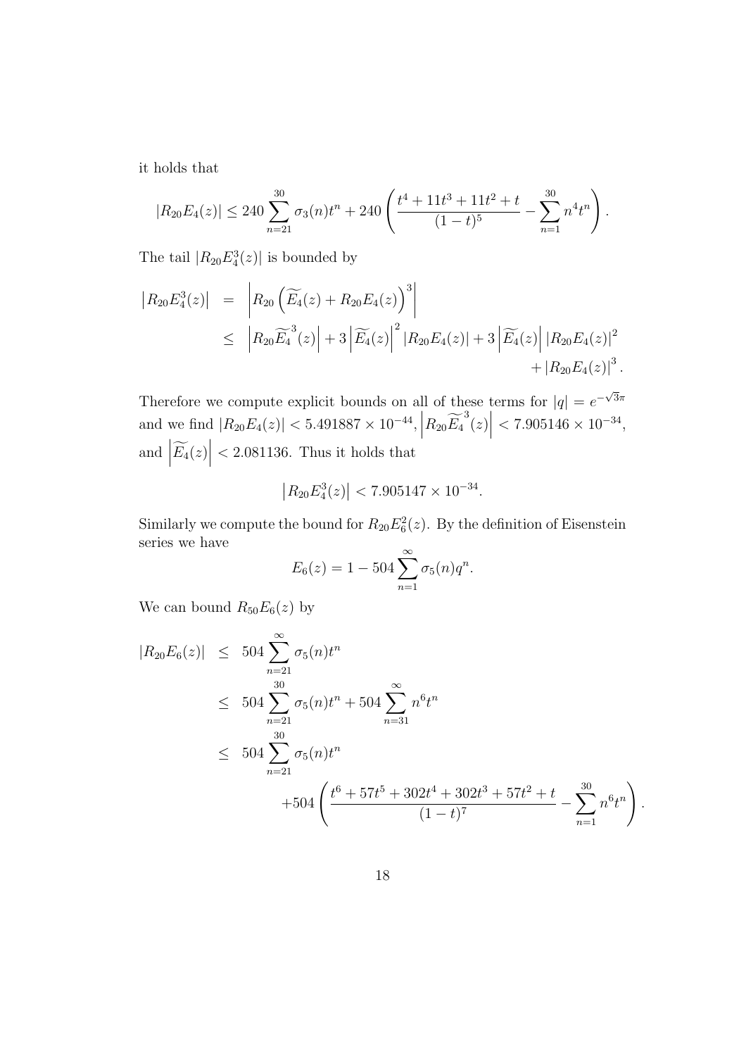it holds that

$$|R_{20}E_4(z)| \leq 240\sum_{n=21}^{30}\sigma_3(n)t^n + 240\left(\frac{t^4+11t^3+11t^2+t}{(1-t)^5} - \sum_{n=1}^{30}n^4t^n\right).$$

The tail $|R_{20}E_4^3(z)|$ is bounded by

$$\begin{aligned}
\left|R_{20}E_4^3(z)\right| &= \left|R_{20}\left(\widetilde{E_4}(z) + R_{20}E_4(z)\right)^3\right| \\
&\leq \left|R_{20}\widetilde{E_4}^3(z)\right| + 3\left|\widetilde{E_4}(z)\right|^2\left|R_{20}E_4(z)\right| + 3\left|\widetilde{E_4}(z)\right|\left|R_{20}E_4(z)\right|^2 \\
&\qquad + \left|R_{20}E_4(z)\right|^3.
\end{aligned}$$

Therefore we compute explicit bounds on all of these terms for $|q| = e^{-\sqrt{3}\pi}$ and we find $|R_{20}E_4(z)| < 5.491887 \times 10^{-44}$, $\left|R_{20}\widetilde{E_4}^3(z)\right| < 7.905146 \times 10^{-34}$, and $\left|\widetilde{E_4}(z)\right| < 2.081136$. Thus it holds that

$$\left|R_{20}E_4^3(z)\right| < 7.905147 \times 10^{-34}.$$

Similarly we compute the bound for $R_{20}E_6^2(z)$. By the definition of Eisenstein series we have

$$E_6(z) = 1 - 504\sum_{n=1}^{\infty}\sigma_5(n)q^n.$$

We can bound $R_{50}E_6(z)$ by

$$\begin{aligned}
|R_{20}E_6(z)| &\leq 504\sum_{n=21}^{\infty}\sigma_5(n)t^n \\
&\leq 504\sum_{n=21}^{30}\sigma_5(n)t^n + 504\sum_{n=31}^{\infty}n^6t^n \\
&\leq 504\sum_{n=21}^{30}\sigma_5(n)t^n \\
&\qquad + 504\left(\frac{t^6+57t^5+302t^4+302t^3+57t^2+t}{(1-t)^7} - \sum_{n=1}^{30}n^6t^n\right).
\end{aligned}$$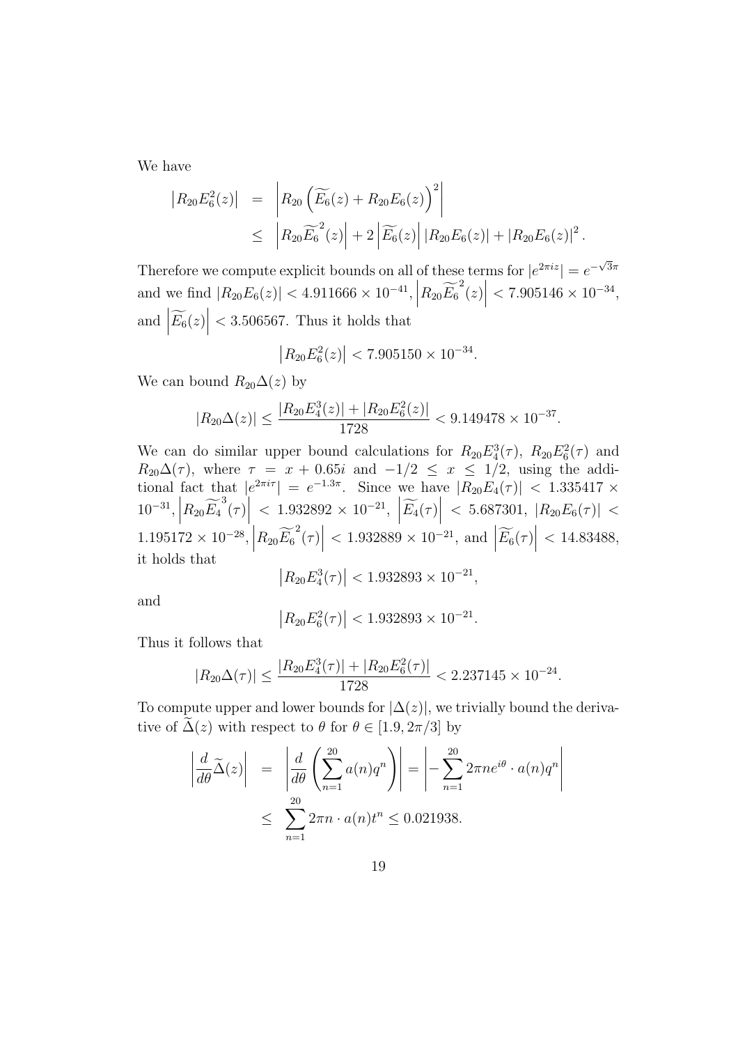We have

$$\begin{aligned}
\left|R_{20}E_6^2(z)\right| &= \left|R_{20}\left(\widetilde{E_6}(z)+R_{20}E_6(z)\right)^2\right| \\
&\leq \left|R_{20}\widetilde{E_6}^2(z)\right| + 2\left|\widetilde{E_6}(z)\right|\left|R_{20}E_6(z)\right| + \left|R_{20}E_6(z)\right|^2.
\end{aligned}$$

Therefore we compute explicit bounds on all of these terms for $|e^{2\pi i z}| = e^{-\sqrt{3}\pi}$ and we find $|R_{20}E_6(z)| < 4.911666 \times 10^{-41}$, $\left|R_{20}\widetilde{E_6}^2(z)\right| < 7.905146 \times 10^{-34}$, and $\left|\widetilde{E_6}(z)\right| < 3.506567$. Thus it holds that

$$\left|R_{20}E_6^2(z)\right| < 7.905150 \times 10^{-34}.$$

We can bound $R_{20}\Delta(z)$ by

$$|R_{20}\Delta(z)| \leq \frac{|R_{20}E_4^3(z)| + |R_{20}E_6^2(z)|}{1728} < 9.149478 \times 10^{-37}.$$

We can do similar upper bound calculations for $R_{20}E_4^3(\tau)$, $R_{20}E_6^2(\tau)$ and $R_{20}\Delta(\tau)$, where $\tau = x + 0.65i$ and $-1/2 \leq x \leq 1/2$, using the additional fact that $|e^{2\pi i\tau}| = e^{-1.3\pi}$. Since we have $|R_{20}E_4(\tau)| < 1.335417 \times 10^{-31}$, $\left|R_{20}\widetilde{E_4}^3(\tau)\right| < 1.932892 \times 10^{-21}$, $\left|\widetilde{E_4}(\tau)\right| < 5.687301$, $|R_{20}E_6(\tau)| < 1.195172 \times 10^{-28}$, $\left|R_{20}\widetilde{E_6}^2(\tau)\right| < 1.932889 \times 10^{-21}$, and $\left|\widetilde{E_6}(\tau)\right| < 14.83488$, it holds that

$$\left|R_{20}E_4^3(\tau)\right| < 1.932893 \times 10^{-21},$$

and

$$\left|R_{20}E_6^2(\tau)\right| < 1.932893 \times 10^{-21}.$$

Thus it follows that

$$|R_{20}\Delta(\tau)| \leq \frac{|R_{20}E_4^3(\tau)| + |R_{20}E_6^2(\tau)|}{1728} < 2.237145 \times 10^{-24}.$$

To compute upper and lower bounds for $|\Delta(z)|$, we trivially bound the derivative of $\widetilde{\Delta}(z)$ with respect to $\theta$ for $\theta \in [1.9, 2\pi/3]$ by

$$\begin{aligned}
\left|\frac{d}{d\theta}\widetilde{\Delta}(z)\right| &= \left|\frac{d}{d\theta}\left(\sum_{n=1}^{20} a(n)q^n\right)\right| = \left|-\sum_{n=1}^{20} 2\pi n e^{i\theta}\cdot a(n)q^n\right| \\
&\leq \sum_{n=1}^{20} 2\pi n \cdot a(n)t^n \leq 0.021938.
\end{aligned}$$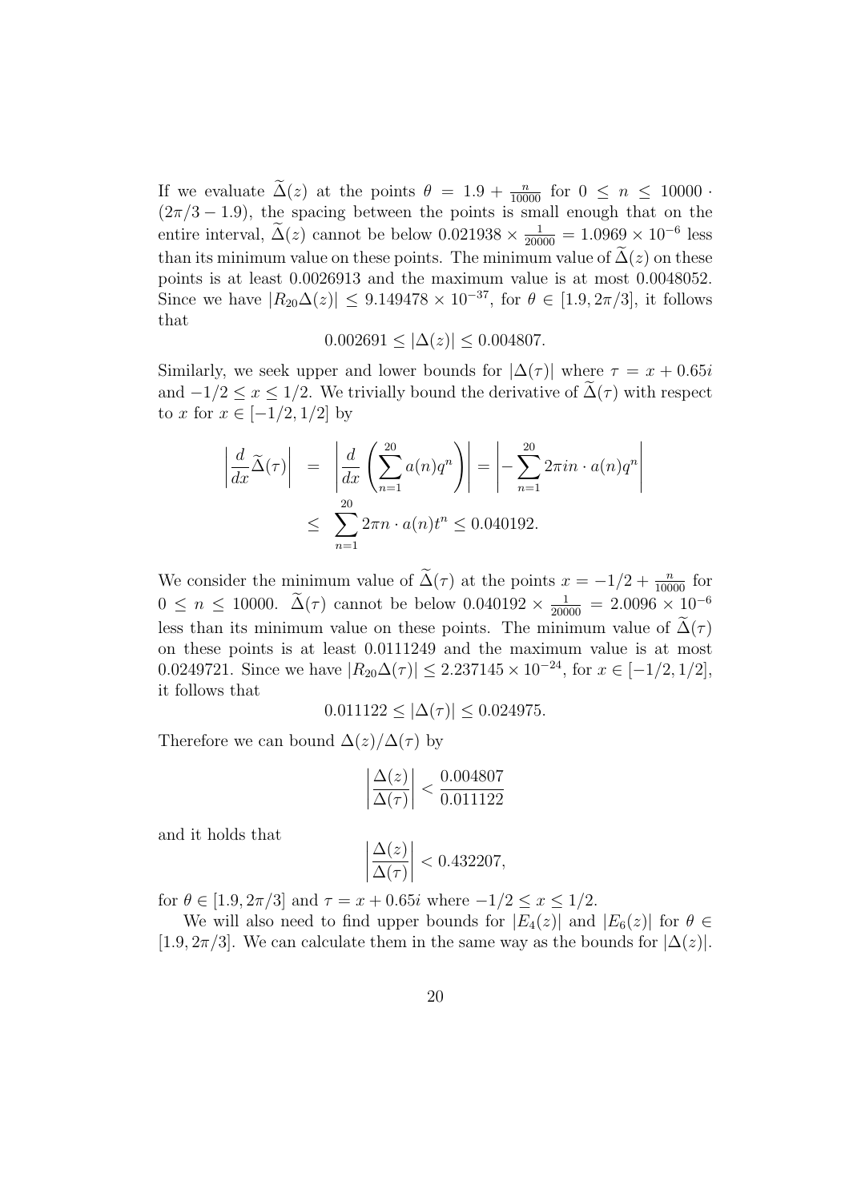If we evaluate $\widetilde{\Delta}(z)$ at the points $\theta = 1.9 + \frac{n}{10000}$ for $0 \leq n \leq 10000 \cdot (2\pi/3 - 1.9)$, the spacing between the points is small enough that on the entire interval, $\widetilde{\Delta}(z)$ cannot be below $0.021938 \times \frac{1}{20000} = 1.0969 \times 10^{-6}$ less than its minimum value on these points. The minimum value of $\widetilde{\Delta}(z)$ on these points is at least 0.0026913 and the maximum value is at most 0.0048052. Since we have $|R_{20}\Delta(z)| \leq 9.149478 \times 10^{-37}$, for $\theta \in [1.9, 2\pi/3]$, it follows that

$$0.002691 \leq |\Delta(z)| \leq 0.004807.$$

Similarly, we seek upper and lower bounds for $|\Delta(\tau)|$ where $\tau = x + 0.65i$ and $-1/2 \leq x \leq 1/2$. We trivially bound the derivative of $\widetilde{\Delta}(\tau)$ with respect to $x$ for $x \in [-1/2, 1/2]$ by

$$\begin{aligned}
\left| \frac{d}{dx} \widetilde{\Delta}(\tau) \right| &= \left| \frac{d}{dx} \left( \sum_{n=1}^{20} a(n) q^n \right) \right| = \left| - \sum_{n=1}^{20} 2\pi i n \cdot a(n) q^n \right| \\
&\leq \sum_{n=1}^{20} 2\pi n \cdot a(n) t^n \leq 0.040192.
\end{aligned}$$

We consider the minimum value of $\widetilde{\Delta}(\tau)$ at the points $x = -1/2 + \frac{n}{10000}$ for $0 \leq n \leq 10000$. $\widetilde{\Delta}(\tau)$ cannot be below $0.040192 \times \frac{1}{20000} = 2.0096 \times 10^{-6}$ less than its minimum value on these points. The minimum value of $\widetilde{\Delta}(\tau)$ on these points is at least 0.0111249 and the maximum value is at most 0.0249721. Since we have $|R_{20}\Delta(\tau)| \leq 2.237145 \times 10^{-24}$, for $x \in [-1/2, 1/2]$, it follows that

$$0.011122 \leq |\Delta(\tau)| \leq 0.024975.$$

Therefore we can bound $\Delta(z)/\Delta(\tau)$ by

$$\left| \frac{\Delta(z)}{\Delta(\tau)} \right| < \frac{0.004807}{0.011122}$$

and it holds that

$$\left| \frac{\Delta(z)}{\Delta(\tau)} \right| < 0.432207,$$

for $\theta \in [1.9, 2\pi/3]$ and $\tau = x + 0.65i$ where $-1/2 \leq x \leq 1/2$.

We will also need to find upper bounds for $|E_4(z)|$ and $|E_6(z)|$ for $\theta \in [1.9, 2\pi/3]$. We can calculate them in the same way as the bounds for $|\Delta(z)|$.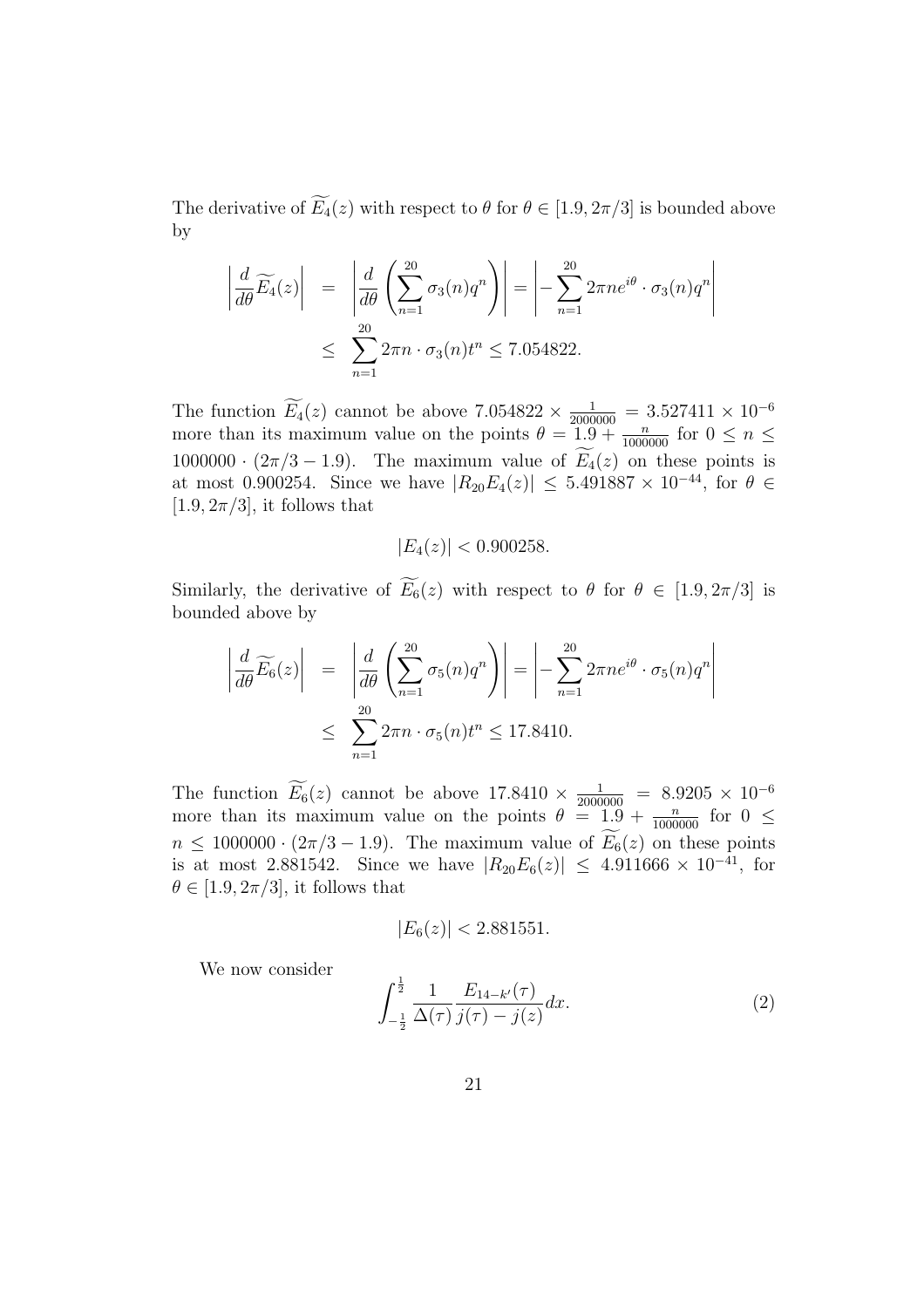The derivative of $\widetilde{E_4}(z)$ with respect to $\theta$ for $\theta \in [1.9, 2\pi/3]$ is bounded above by

$$
\begin{aligned}
\left|\frac{d}{d\theta}\widetilde{E_4}(z)\right| &= \left|\frac{d}{d\theta}\left(\sum_{n=1}^{20}\sigma_3(n)q^n\right)\right| = \left|-\sum_{n=1}^{20}2\pi n e^{i\theta}\cdot\sigma_3(n)q^n\right| \\
&\leq \sum_{n=1}^{20}2\pi n\cdot\sigma_3(n)t^n \leq 7.054822.
\end{aligned}
$$

The function $\widetilde{E_4}(z)$ cannot be above $7.054822 \times \frac{1}{2000000} = 3.527411 \times 10^{-6}$ more than its maximum value on the points $\theta = 1.9 + \frac{n}{1000000}$ for $0 \leq n \leq 1000000 \cdot (2\pi/3 - 1.9)$. The maximum value of $\widetilde{E_4}(z)$ on these points is at most $0.900254$. Since we have $|R_{20}E_4(z)| \leq 5.491887 \times 10^{-44}$, for $\theta \in [1.9, 2\pi/3]$, it follows that

$$
|E_4(z)| < 0.900258.
$$

Similarly, the derivative of $\widetilde{E_6}(z)$ with respect to $\theta$ for $\theta \in [1.9, 2\pi/3]$ is bounded above by

$$
\begin{aligned}
\left|\frac{d}{d\theta}\widetilde{E_6}(z)\right| &= \left|\frac{d}{d\theta}\left(\sum_{n=1}^{20}\sigma_5(n)q^n\right)\right| = \left|-\sum_{n=1}^{20}2\pi n e^{i\theta}\cdot\sigma_5(n)q^n\right| \\
&\leq \sum_{n=1}^{20}2\pi n\cdot\sigma_5(n)t^n \leq 17.8410.
\end{aligned}
$$

The function $\widetilde{E_6}(z)$ cannot be above $17.8410 \times \frac{1}{2000000} = 8.9205 \times 10^{-6}$ more than its maximum value on the points $\theta = 1.9 + \frac{n}{1000000}$ for $0 \leq n \leq 1000000 \cdot (2\pi/3 - 1.9)$. The maximum value of $\widetilde{E_6}(z)$ on these points is at most $2.881542$. Since we have $|R_{20}E_6(z)| \leq 4.911666 \times 10^{-41}$, for $\theta \in [1.9, 2\pi/3]$, it follows that

$$
|E_6(z)| < 2.881551.
$$

We now consider

$$
\int_{-\frac{1}{2}}^{\frac{1}{2}} \frac{1}{\Delta(\tau)}\frac{E_{14-k'}(\tau)}{j(\tau)-j(z)}dx. \tag{2}
$$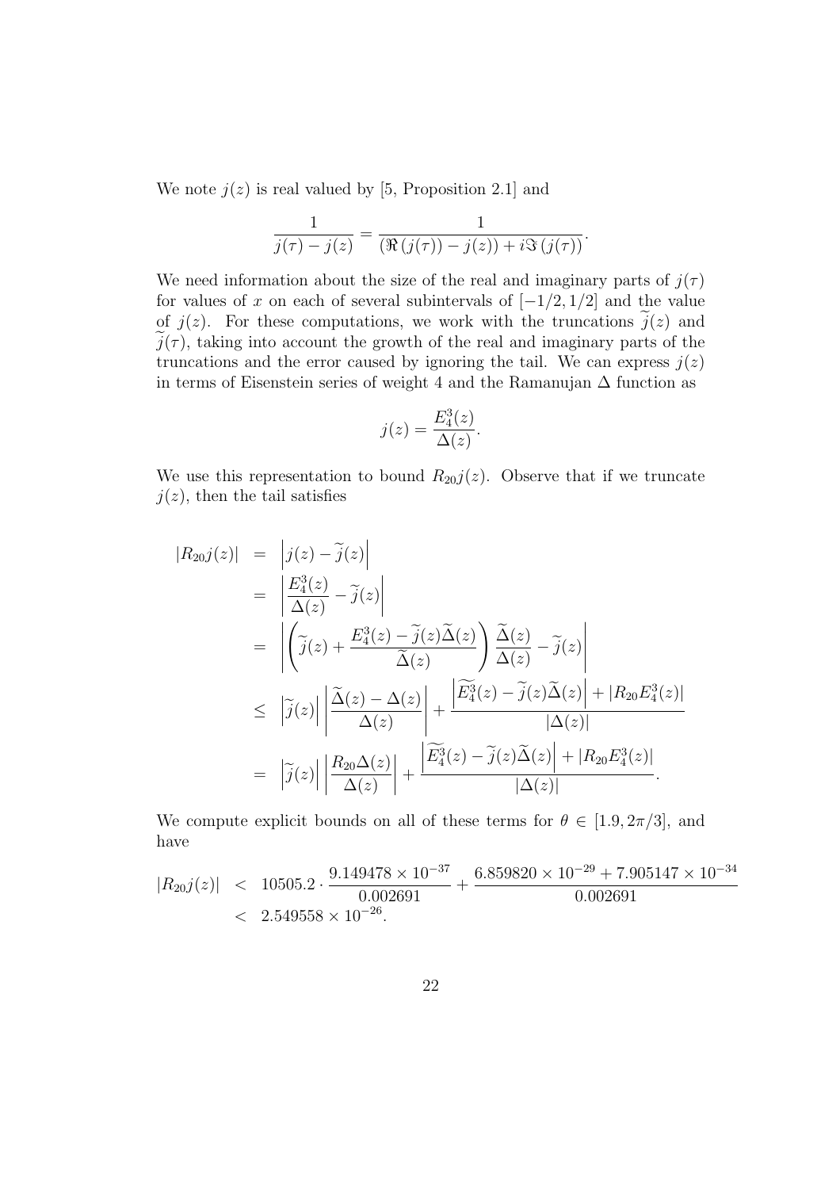We note $j(z)$ is real valued by [5, Proposition 2.1] and

$$\frac{1}{j(\tau) - j(z)} = \frac{1}{(\Re(j(\tau)) - j(z)) + i\Im(j(\tau))}.$$

We need information about the size of the real and imaginary parts of $j(\tau)$ for values of $x$ on each of several subintervals of $[-1/2, 1/2]$ and the value of $j(z)$. For these computations, we work with the truncations $\widetilde{j}(z)$ and $\widetilde{j}(\tau)$, taking into account the growth of the real and imaginary parts of the truncations and the error caused by ignoring the tail. We can express $j(z)$ in terms of Eisenstein series of weight 4 and the Ramanujan $\Delta$ function as

$$j(z) = \frac{E_4^3(z)}{\Delta(z)}.$$

We use this representation to bound $R_{20}j(z)$. Observe that if we truncate $j(z)$, then the tail satisfies

$$\begin{aligned}
|R_{20}j(z)| &= \left| j(z) - \widetilde{j}(z) \right| \\
&= \left| \frac{E_4^3(z)}{\Delta(z)} - \widetilde{j}(z) \right| \\
&= \left| \left( \widetilde{j}(z) + \frac{E_4^3(z) - \widetilde{j}(z)\widetilde{\Delta}(z)}{\widetilde{\Delta}(z)} \right) \frac{\widetilde{\Delta}(z)}{\Delta(z)} - \widetilde{j}(z) \right| \\
&\leq \left| \widetilde{j}(z) \right| \left| \frac{\widetilde{\Delta}(z) - \Delta(z)}{\Delta(z)} \right| + \frac{\left| \widetilde{E_4^3}(z) - \widetilde{j}(z)\widetilde{\Delta}(z) \right| + |R_{20}E_4^3(z)|}{|\Delta(z)|} \\
&= \left| \widetilde{j}(z) \right| \left| \frac{R_{20}\Delta(z)}{\Delta(z)} \right| + \frac{\left| \widetilde{E_4^3}(z) - \widetilde{j}(z)\widetilde{\Delta}(z) \right| + |R_{20}E_4^3(z)|}{|\Delta(z)|}.
\end{aligned}$$

We compute explicit bounds on all of these terms for $\theta \in [1.9, 2\pi/3]$, and have

$$\begin{aligned}
|R_{20}j(z)| &< 10505.2 \cdot \frac{9.149478 \times 10^{-37}}{0.002691} + \frac{6.859820 \times 10^{-29} + 7.905147 \times 10^{-34}}{0.002691} \\
&< 2.549558 \times 10^{-26}.
\end{aligned}$$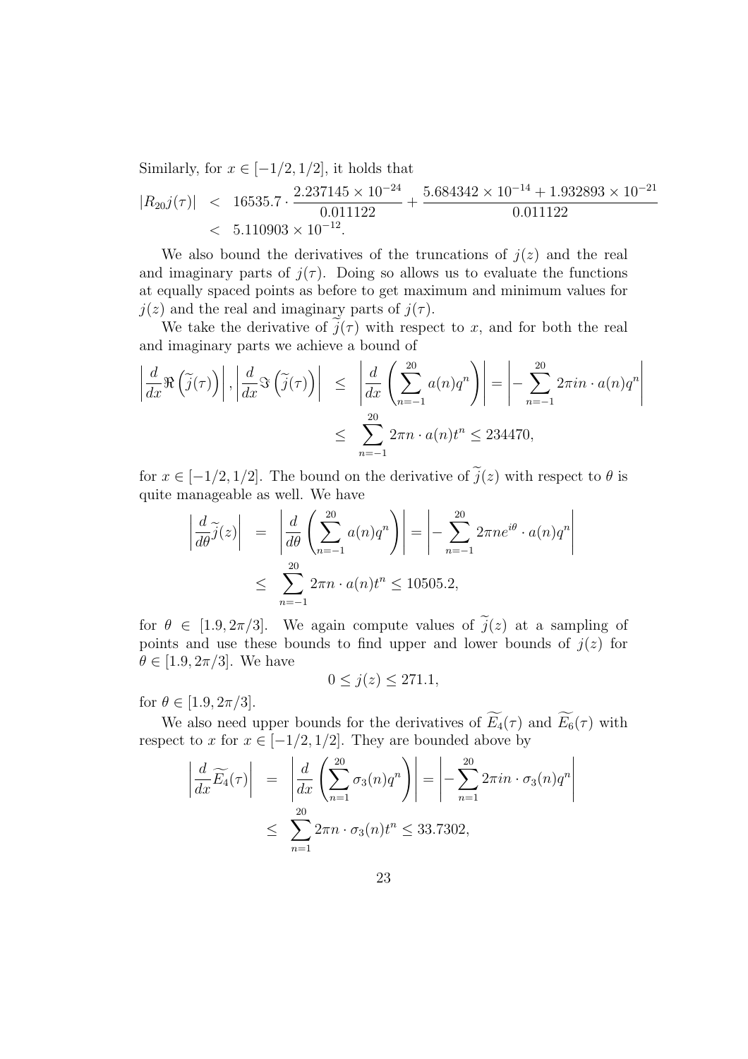Similarly, for $x \in [-1/2, 1/2]$, it holds that

$$
\begin{aligned}
|R_{20}j(\tau)| &< 16535.7 \cdot \frac{2.237145 \times 10^{-24}}{0.011122} + \frac{5.684342 \times 10^{-14} + 1.932893 \times 10^{-21}}{0.011122} \\
&< 5.110903 \times 10^{-12}.
\end{aligned}
$$

We also bound the derivatives of the truncations of $j(z)$ and the real and imaginary parts of $j(\tau)$. Doing so allows us to evaluate the functions at equally spaced points as before to get maximum and minimum values for $j(z)$ and the real and imaginary parts of $j(\tau)$.

We take the derivative of $\widetilde{j}(\tau)$ with respect to $x$, and for both the real and imaginary parts we achieve a bound of

$$
\begin{aligned}
\left|\frac{d}{dx}\Re\left(\widetilde{j}(\tau)\right)\right|, \left|\frac{d}{dx}\Im\left(\widetilde{j}(\tau)\right)\right| &\leq \left|\frac{d}{dx}\left(\sum_{n=-1}^{20} a(n)q^n\right)\right| = \left|-\sum_{n=-1}^{20} 2\pi in \cdot a(n)q^n\right| \\
&\leq \sum_{n=-1}^{20} 2\pi n \cdot a(n)t^n \leq 234470,
\end{aligned}
$$

for $x \in [-1/2, 1/2]$. The bound on the derivative of $\widetilde{j}(z)$ with respect to $\theta$ is quite manageable as well. We have

$$
\begin{aligned}
\left|\frac{d}{d\theta}\widetilde{j}(z)\right| &= \left|\frac{d}{d\theta}\left(\sum_{n=-1}^{20} a(n)q^n\right)\right| = \left|-\sum_{n=-1}^{20} 2\pi n e^{i\theta} \cdot a(n)q^n\right| \\
&\leq \sum_{n=-1}^{20} 2\pi n \cdot a(n)t^n \leq 10505.2,
\end{aligned}
$$

for $\theta \in [1.9, 2\pi/3]$. We again compute values of $\widetilde{j}(z)$ at a sampling of points and use these bounds to find upper and lower bounds of $j(z)$ for $\theta \in [1.9, 2\pi/3]$. We have

$$
0 \leq j(z) \leq 271.1,
$$

for $\theta \in [1.9, 2\pi/3]$.

We also need upper bounds for the derivatives of $\widetilde{E_4}(\tau)$ and $\widetilde{E_6}(\tau)$ with respect to $x$ for $x \in [-1/2, 1/2]$. They are bounded above by

$$
\begin{aligned}
\left|\frac{d}{dx}\widetilde{E_4}(\tau)\right| &= \left|\frac{d}{dx}\left(\sum_{n=1}^{20} \sigma_3(n)q^n\right)\right| = \left|-\sum_{n=1}^{20} 2\pi in \cdot \sigma_3(n)q^n\right| \\
&\leq \sum_{n=1}^{20} 2\pi n \cdot \sigma_3(n)t^n \leq 33.7302,
\end{aligned}
$$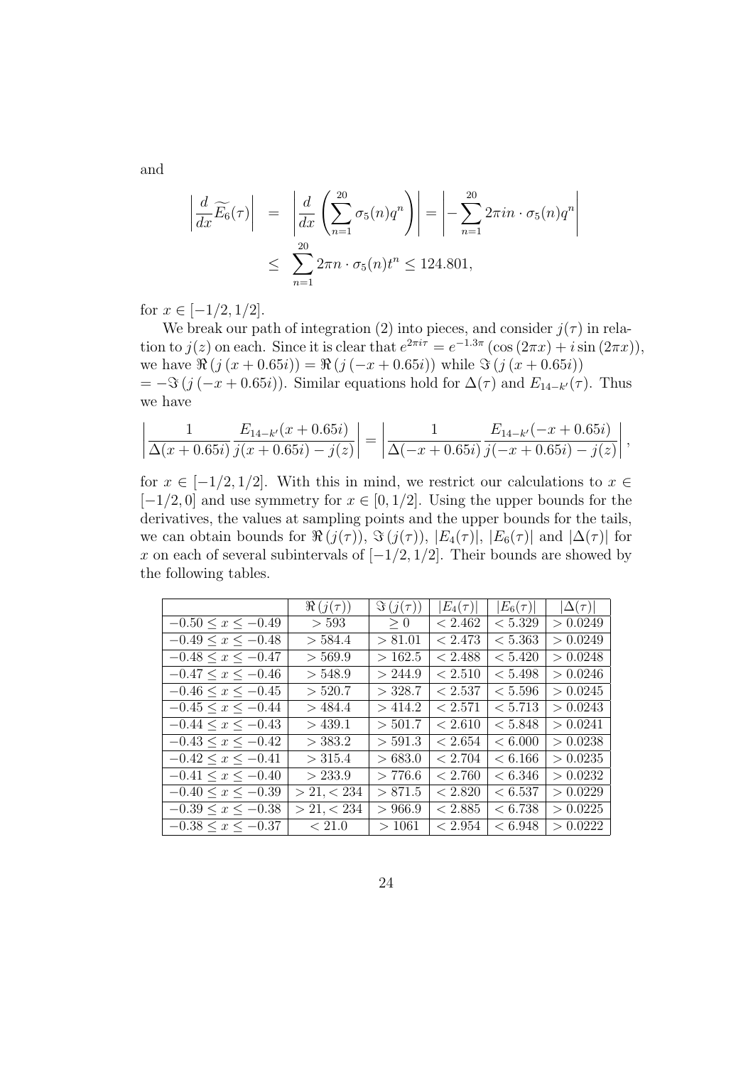and

$$\begin{aligned} \left| \frac{d}{dx} \widetilde{E_6}(\tau) \right| &= \left| \frac{d}{dx} \left( \sum_{n=1}^{20} \sigma_5(n) q^n \right) \right| = \left| - \sum_{n=1}^{20} 2\pi i n \cdot \sigma_5(n) q^n \right| \\ &\leq \sum_{n=1}^{20} 2\pi n \cdot \sigma_5(n) t^n \leq 124.801, \end{aligned}$$

for $x \in [-1/2, 1/2]$.

We break our path of integration (2) into pieces, and consider $j(\tau)$ in relation to $j(z)$ on each. Since it is clear that $e^{2\pi i \tau} = e^{-1.3\pi} (\cos(2\pi x) + i \sin(2\pi x))$, we have $\Re(j(x + 0.65i)) = \Re(j(-x + 0.65i))$ while $\Im(j(x + 0.65i)) = -\Im(j(-x + 0.65i))$. Similar equations hold for $\Delta(\tau)$ and $E_{14-k'}(\tau)$. Thus we have

$$\left| \frac{1}{\Delta(x + 0.65i)} \frac{E_{14-k'}(x + 0.65i)}{j(x + 0.65i) - j(z)} \right| = \left| \frac{1}{\Delta(-x + 0.65i)} \frac{E_{14-k'}(-x + 0.65i)}{j(-x + 0.65i) - j(z)} \right|,$$

for $x \in [-1/2, 1/2]$. With this in mind, we restrict our calculations to $x \in [-1/2, 0]$ and use symmetry for $x \in [0, 1/2]$. Using the upper bounds for the derivatives, the values at sampling points and the upper bounds for the tails, we can obtain bounds for $\Re(j(\tau))$, $\Im(j(\tau))$, $|E_4(\tau)|$, $|E_6(\tau)|$ and $|\Delta(\tau)|$ for $x$ on each of several subintervals of $[-1/2, 1/2]$. Their bounds are showed by the following tables.

| | $\Re(j(\tau))$ | $\Im(j(\tau))$ | $\lvert E_4(\tau)\rvert$ | $\lvert E_6(\tau)\rvert$ | $\lvert\Delta(\tau)\rvert$ |
|---|---|---|---|---|---|
| $-0.50 \leq x \leq -0.49$ | $> 593$ | $\geq 0$ | $< 2.462$ | $< 5.329$ | $> 0.0249$ |
| $-0.49 \leq x \leq -0.48$ | $> 584.4$ | $> 81.01$ | $< 2.473$ | $< 5.363$ | $> 0.0249$ |
| $-0.48 \leq x \leq -0.47$ | $> 569.9$ | $> 162.5$ | $< 2.488$ | $< 5.420$ | $> 0.0248$ |
| $-0.47 \leq x \leq -0.46$ | $> 548.9$ | $> 244.9$ | $< 2.510$ | $< 5.498$ | $> 0.0246$ |
| $-0.46 \leq x \leq -0.45$ | $> 520.7$ | $> 328.7$ | $< 2.537$ | $< 5.596$ | $> 0.0245$ |
| $-0.45 \leq x \leq -0.44$ | $> 484.4$ | $> 414.2$ | $< 2.571$ | $< 5.713$ | $> 0.0243$ |
| $-0.44 \leq x \leq -0.43$ | $> 439.1$ | $> 501.7$ | $< 2.610$ | $< 5.848$ | $> 0.0241$ |
| $-0.43 \leq x \leq -0.42$ | $> 383.2$ | $> 591.3$ | $< 2.654$ | $< 6.000$ | $> 0.0238$ |
| $-0.42 \leq x \leq -0.41$ | $> 315.4$ | $> 683.0$ | $< 2.704$ | $< 6.166$ | $> 0.0235$ |
| $-0.41 \leq x \leq -0.40$ | $> 233.9$ | $> 776.6$ | $< 2.760$ | $< 6.346$ | $> 0.0232$ |
| $-0.40 \leq x \leq -0.39$ | $> 21, < 234$ | $> 871.5$ | $< 2.820$ | $< 6.537$ | $> 0.0229$ |
| $-0.39 \leq x \leq -0.38$ | $> 21, < 234$ | $> 966.9$ | $< 2.885$ | $< 6.738$ | $> 0.0225$ |
| $-0.38 \leq x \leq -0.37$ | $< 21.0$ | $> 1061$ | $< 2.954$ | $< 6.948$ | $> 0.0222$ |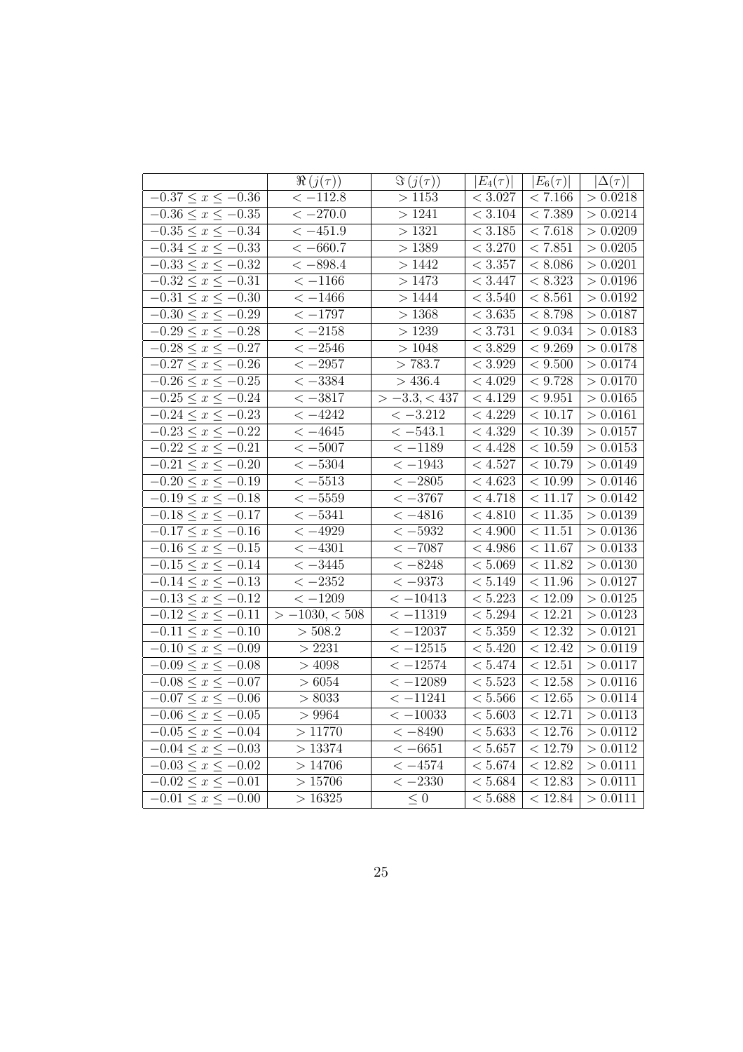|  | $\Re(j(\tau))$ | $\Im(j(\tau))$ | $\lvert E_4(\tau)\rvert$ | $\lvert E_6(\tau)\rvert$ | $\lvert\Delta(\tau)\rvert$ |
|---|---|---|---|---|---|
| $-0.37 \leq x \leq -0.36$ | $< -112.8$ | $> 1153$ | $< 3.027$ | $< 7.166$ | $> 0.0218$ |
| $-0.36 \leq x \leq -0.35$ | $< -270.0$ | $> 1241$ | $< 3.104$ | $< 7.389$ | $> 0.0214$ |
| $-0.35 \leq x \leq -0.34$ | $< -451.9$ | $> 1321$ | $< 3.185$ | $< 7.618$ | $> 0.0209$ |
| $-0.34 \leq x \leq -0.33$ | $< -660.7$ | $> 1389$ | $< 3.270$ | $< 7.851$ | $> 0.0205$ |
| $-0.33 \leq x \leq -0.32$ | $< -898.4$ | $> 1442$ | $< 3.357$ | $< 8.086$ | $> 0.0201$ |
| $-0.32 \leq x \leq -0.31$ | $< -1166$ | $> 1473$ | $< 3.447$ | $< 8.323$ | $> 0.0196$ |
| $-0.31 \leq x \leq -0.30$ | $< -1466$ | $> 1444$ | $< 3.540$ | $< 8.561$ | $> 0.0192$ |
| $-0.30 \leq x \leq -0.29$ | $< -1797$ | $> 1368$ | $< 3.635$ | $< 8.798$ | $> 0.0187$ |
| $-0.29 \leq x \leq -0.28$ | $< -2158$ | $> 1239$ | $< 3.731$ | $< 9.034$ | $> 0.0183$ |
| $-0.28 \leq x \leq -0.27$ | $< -2546$ | $> 1048$ | $< 3.829$ | $< 9.269$ | $> 0.0178$ |
| $-0.27 \leq x \leq -0.26$ | $< -2957$ | $> 783.7$ | $< 3.929$ | $< 9.500$ | $> 0.0174$ |
| $-0.26 \leq x \leq -0.25$ | $< -3384$ | $> 436.4$ | $< 4.029$ | $< 9.728$ | $> 0.0170$ |
| $-0.25 \leq x \leq -0.24$ | $< -3817$ | $> -3.3, < 437$ | $< 4.129$ | $< 9.951$ | $> 0.0165$ |
| $-0.24 \leq x \leq -0.23$ | $< -4242$ | $< -3.212$ | $< 4.229$ | $< 10.17$ | $> 0.0161$ |
| $-0.23 \leq x \leq -0.22$ | $< -4645$ | $< -543.1$ | $< 4.329$ | $< 10.39$ | $> 0.0157$ |
| $-0.22 \leq x \leq -0.21$ | $< -5007$ | $< -1189$ | $< 4.428$ | $< 10.59$ | $> 0.0153$ |
| $-0.21 \leq x \leq -0.20$ | $< -5304$ | $< -1943$ | $< 4.527$ | $< 10.79$ | $> 0.0149$ |
| $-0.20 \leq x \leq -0.19$ | $< -5513$ | $< -2805$ | $< 4.623$ | $< 10.99$ | $> 0.0146$ |
| $-0.19 \leq x \leq -0.18$ | $< -5559$ | $< -3767$ | $< 4.718$ | $< 11.17$ | $> 0.0142$ |
| $-0.18 \leq x \leq -0.17$ | $< -5341$ | $< -4816$ | $< 4.810$ | $< 11.35$ | $> 0.0139$ |
| $-0.17 \leq x \leq -0.16$ | $< -4929$ | $< -5932$ | $< 4.900$ | $< 11.51$ | $> 0.0136$ |
| $-0.16 \leq x \leq -0.15$ | $< -4301$ | $< -7087$ | $< 4.986$ | $< 11.67$ | $> 0.0133$ |
| $-0.15 \leq x \leq -0.14$ | $< -3445$ | $< -8248$ | $< 5.069$ | $< 11.82$ | $> 0.0130$ |
| $-0.14 \leq x \leq -0.13$ | $< -2352$ | $< -9373$ | $< 5.149$ | $< 11.96$ | $> 0.0127$ |
| $-0.13 \leq x \leq -0.12$ | $< -1209$ | $< -10413$ | $< 5.223$ | $< 12.09$ | $> 0.0125$ |
| $-0.12 \leq x \leq -0.11$ | $> -1030, < 508$ | $< -11319$ | $< 5.294$ | $< 12.21$ | $> 0.0123$ |
| $-0.11 \leq x \leq -0.10$ | $> 508.2$ | $< -12037$ | $< 5.359$ | $< 12.32$ | $> 0.0121$ |
| $-0.10 \leq x \leq -0.09$ | $> 2231$ | $< -12515$ | $< 5.420$ | $< 12.42$ | $> 0.0119$ |
| $-0.09 \leq x \leq -0.08$ | $> 4098$ | $< -12574$ | $< 5.474$ | $< 12.51$ | $> 0.0117$ |
| $-0.08 \leq x \leq -0.07$ | $> 6054$ | $< -12089$ | $< 5.523$ | $< 12.58$ | $> 0.0116$ |
| $-0.07 \leq x \leq -0.06$ | $> 8033$ | $< -11241$ | $< 5.566$ | $< 12.65$ | $> 0.0114$ |
| $-0.06 \leq x \leq -0.05$ | $> 9964$ | $< -10033$ | $< 5.603$ | $< 12.71$ | $> 0.0113$ |
| $-0.05 \leq x \leq -0.04$ | $> 11770$ | $< -8490$ | $< 5.633$ | $< 12.76$ | $> 0.0112$ |
| $-0.04 \leq x \leq -0.03$ | $> 13374$ | $< -6651$ | $< 5.657$ | $< 12.79$ | $> 0.0112$ |
| $-0.03 \leq x \leq -0.02$ | $> 14706$ | $< -4574$ | $< 5.674$ | $< 12.82$ | $> 0.0111$ |
| $-0.02 \leq x \leq -0.01$ | $> 15706$ | $< -2330$ | $< 5.684$ | $< 12.83$ | $> 0.0111$ |
| $-0.01 \leq x \leq -0.00$ | $> 16325$ | $\leq 0$ | $< 5.688$ | $< 12.84$ | $> 0.0111$ |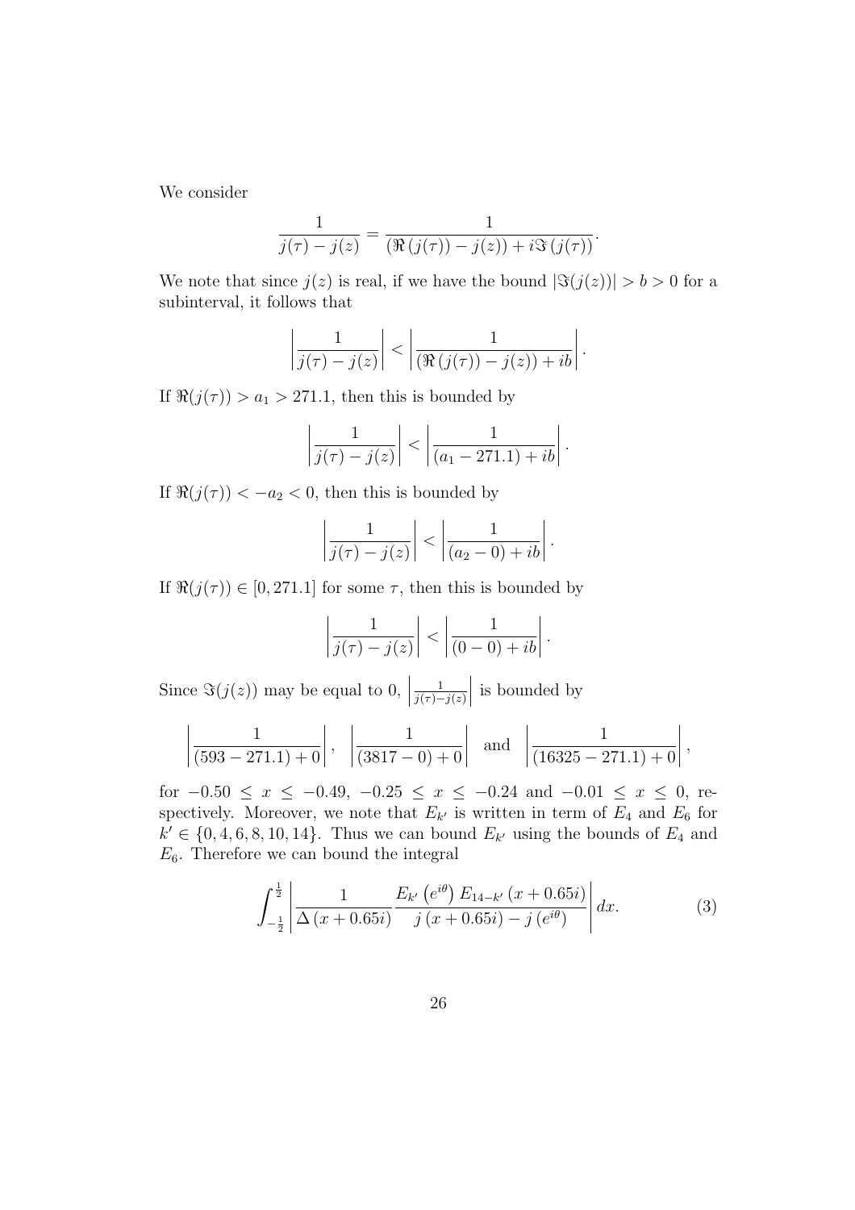We consider

$$\frac{1}{j(\tau) - j(z)} = \frac{1}{(\Re\left(j(\tau)\right) - j(z)) + i\Im\left(j(\tau)\right)}.$$

We note that since $j(z)$ is real, if we have the bound $|\Im(j(z))| > b > 0$ for a subinterval, it follows that

$$\left|\frac{1}{j(\tau) - j(z)}\right| < \left|\frac{1}{(\Re\left(j(\tau)\right) - j(z)) + ib}\right|.$$

If $\Re(j(\tau)) > a_1 > 271.1$, then this is bounded by

$$\left|\frac{1}{j(\tau) - j(z)}\right| < \left|\frac{1}{(a_1 - 271.1) + ib}\right|.$$

If $\Re(j(\tau)) < -a_2 < 0$, then this is bounded by

$$\left|\frac{1}{j(\tau) - j(z)}\right| < \left|\frac{1}{(a_2 - 0) + ib}\right|.$$

If $\Re(j(\tau)) \in [0, 271.1]$ for some $\tau$, then this is bounded by

$$\left|\frac{1}{j(\tau) - j(z)}\right| < \left|\frac{1}{(0 - 0) + ib}\right|.$$

Since $\Im(j(z))$ may be equal to 0, $\left|\frac{1}{j(\tau)-j(z)}\right|$ is bounded by

$$\left|\frac{1}{(593 - 271.1) + 0}\right|, \quad \left|\frac{1}{(3817 - 0) + 0}\right| \quad \text{and} \quad \left|\frac{1}{(16325 - 271.1) + 0}\right|,$$

for $-0.50 \leq x \leq -0.49$, $-0.25 \leq x \leq -0.24$ and $-0.01 \leq x \leq 0$, respectively. Moreover, we note that $E_{k'}$ is written in term of $E_4$ and $E_6$ for $k' \in \{0, 4, 6, 8, 10, 14\}$. Thus we can bound $E_{k'}$ using the bounds of $E_4$ and $E_6$. Therefore we can bound the integral

$$\int_{-\frac{1}{2}}^{\frac{1}{2}} \left|\frac{1}{\Delta\left(x + 0.65i\right)} \frac{E_{k'}\left(e^{i\theta}\right) E_{14-k'}\left(x + 0.65i\right)}{j\left(x + 0.65i\right) - j\left(e^{i\theta}\right)}\right| dx. \tag{3}$$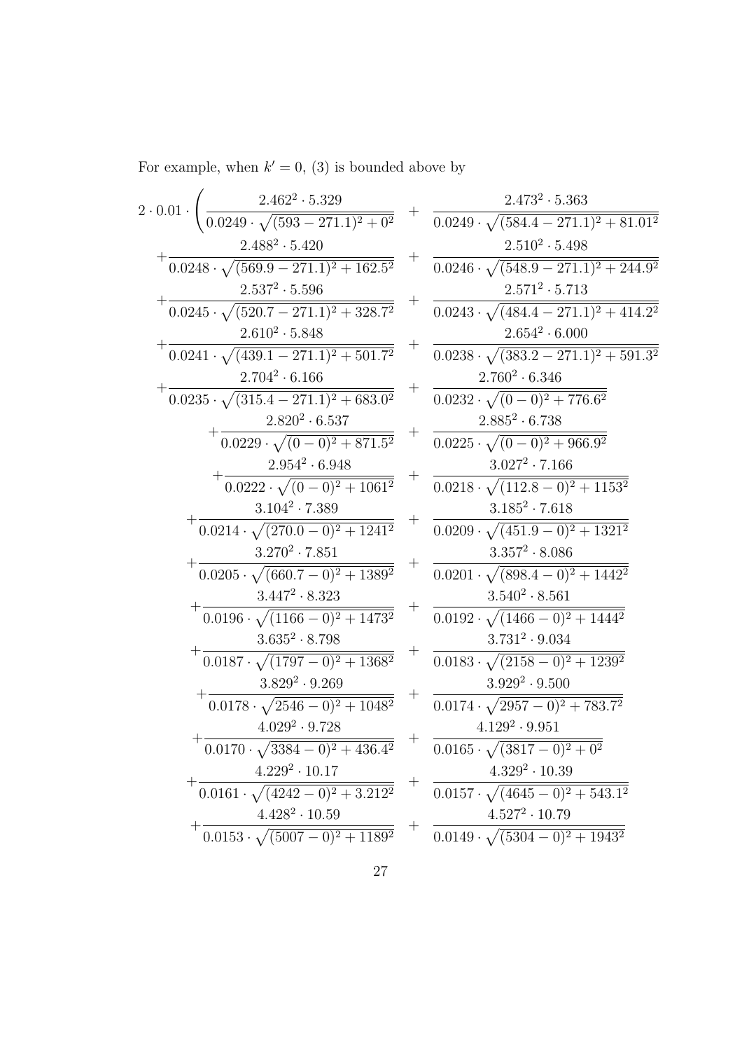For example, when $k' = 0$, (3) is bounded above by

$$
\begin{aligned}
2 \cdot 0.01 \cdot \Bigg( & \frac{2.462^2 \cdot 5.329}{0.0249 \cdot \sqrt{(593 - 271.1)^2 + 0^2}} + \frac{2.473^2 \cdot 5.363}{0.0249 \cdot \sqrt{(584.4 - 271.1)^2 + 81.01^2}} \\
& + \frac{2.488^2 \cdot 5.420}{0.0248 \cdot \sqrt{(569.9 - 271.1)^2 + 162.5^2}} + \frac{2.510^2 \cdot 5.498}{0.0246 \cdot \sqrt{(548.9 - 271.1)^2 + 244.9^2}} \\
& + \frac{2.537^2 \cdot 5.596}{0.0245 \cdot \sqrt{(520.7 - 271.1)^2 + 328.7^2}} + \frac{2.571^2 \cdot 5.713}{0.0243 \cdot \sqrt{(484.4 - 271.1)^2 + 414.2^2}} \\
& + \frac{2.610^2 \cdot 5.848}{0.0241 \cdot \sqrt{(439.1 - 271.1)^2 + 501.7^2}} + \frac{2.654^2 \cdot 6.000}{0.0238 \cdot \sqrt{(383.2 - 271.1)^2 + 591.3^2}} \\
& + \frac{2.704^2 \cdot 6.166}{0.0235 \cdot \sqrt{(315.4 - 271.1)^2 + 683.0^2}} + \frac{2.760^2 \cdot 6.346}{0.0232 \cdot \sqrt{(0 - 0)^2 + 776.6^2}} \\
& + \frac{2.820^2 \cdot 6.537}{0.0229 \cdot \sqrt{(0 - 0)^2 + 871.5^2}} + \frac{2.885^2 \cdot 6.738}{0.0225 \cdot \sqrt{(0 - 0)^2 + 966.9^2}} \\
& + \frac{2.954^2 \cdot 6.948}{0.0222 \cdot \sqrt{(0 - 0)^2 + 1061^2}} + \frac{3.027^2 \cdot 7.166}{0.0218 \cdot \sqrt{(112.8 - 0)^2 + 1153^2}} \\
& + \frac{3.104^2 \cdot 7.389}{0.0214 \cdot \sqrt{(270.0 - 0)^2 + 1241^2}} + \frac{3.185^2 \cdot 7.618}{0.0209 \cdot \sqrt{(451.9 - 0)^2 + 1321^2}} \\
& + \frac{3.270^2 \cdot 7.851}{0.0205 \cdot \sqrt{(660.7 - 0)^2 + 1389^2}} + \frac{3.357^2 \cdot 8.086}{0.0201 \cdot \sqrt{(898.4 - 0)^2 + 1442^2}} \\
& + \frac{3.447^2 \cdot 8.323}{0.0196 \cdot \sqrt{(1166 - 0)^2 + 1473^2}} + \frac{3.540^2 \cdot 8.561}{0.0192 \cdot \sqrt{(1466 - 0)^2 + 1444^2}} \\
& + \frac{3.635^2 \cdot 8.798}{0.0187 \cdot \sqrt{(1797 - 0)^2 + 1368^2}} + \frac{3.731^2 \cdot 9.034}{0.0183 \cdot \sqrt{(2158 - 0)^2 + 1239^2}} \\
& + \frac{3.829^2 \cdot 9.269}{0.0178 \cdot \sqrt{2546 - 0)^2 + 1048^2}} + \frac{3.929^2 \cdot 9.500}{0.0174 \cdot \sqrt{2957 - 0)^2 + 783.7^2}} \\
& + \frac{4.029^2 \cdot 9.728}{0.0170 \cdot \sqrt{3384 - 0)^2 + 436.4^2}} + \frac{4.129^2 \cdot 9.951}{0.0165 \cdot \sqrt{(3817 - 0)^2 + 0^2}} \\
& + \frac{4.229^2 \cdot 10.17}{0.0161 \cdot \sqrt{(4242 - 0)^2 + 3.212^2}} + \frac{4.329^2 \cdot 10.39}{0.0157 \cdot \sqrt{(4645 - 0)^2 + 543.1^2}} \\
& + \frac{4.428^2 \cdot 10.59}{0.0153 \cdot \sqrt{(5007 - 0)^2 + 1189^2}} + \frac{4.527^2 \cdot 10.79}{0.0149 \cdot \sqrt{(5304 - 0)^2 + 1943^2}}
\end{aligned}
$$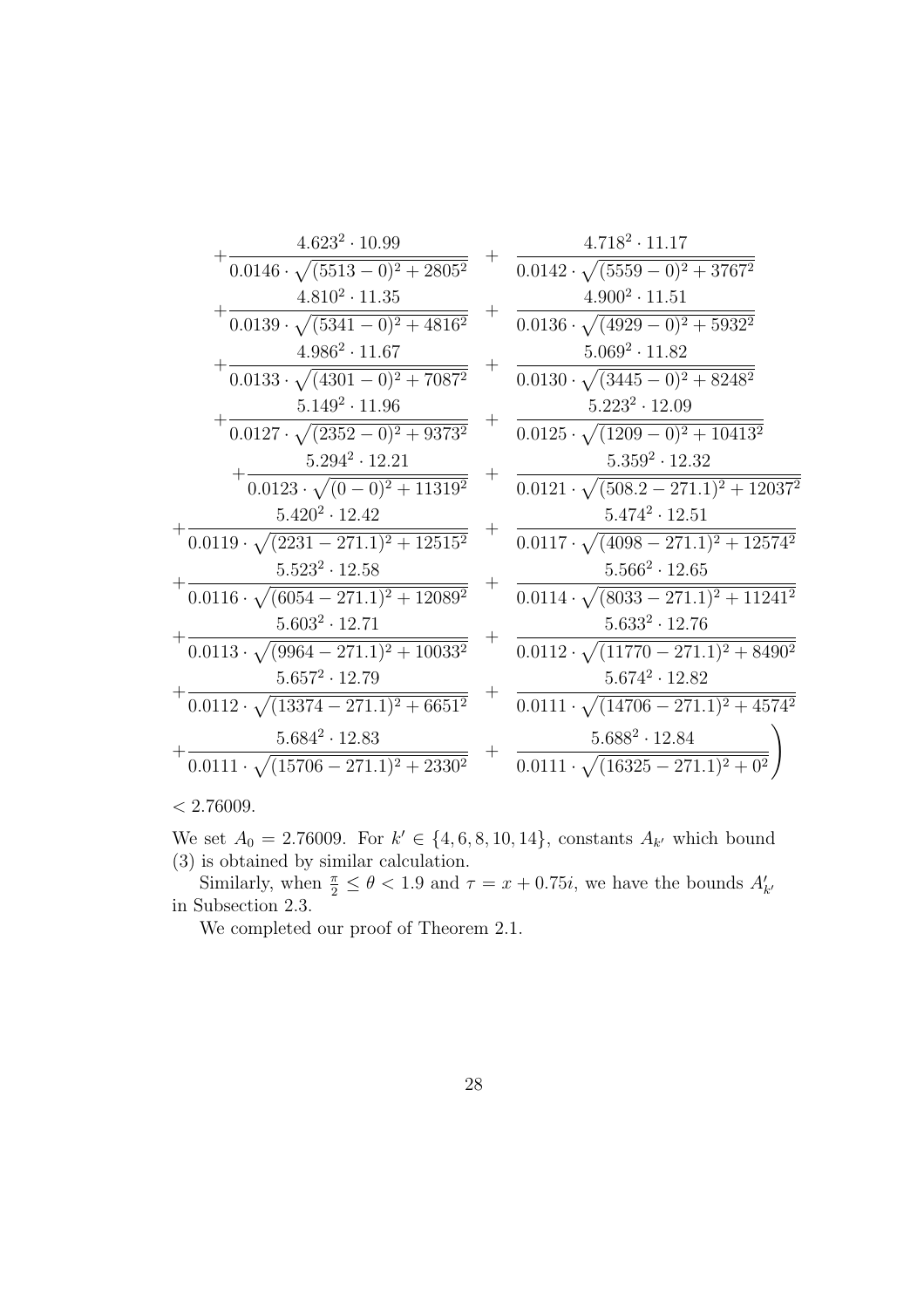$$
\begin{aligned}
&+\frac{4.623^2\cdot 10.99}{0.0146\cdot\sqrt{(5513-0)^2+2805^2}} + \frac{4.718^2\cdot 11.17}{0.0142\cdot\sqrt{(5559-0)^2+3767^2}}\\
&+\frac{4.810^2\cdot 11.35}{0.0139\cdot\sqrt{(5341-0)^2+4816^2}} + \frac{4.900^2\cdot 11.51}{0.0136\cdot\sqrt{(4929-0)^2+5932^2}}\\
&+\frac{4.986^2\cdot 11.67}{0.0133\cdot\sqrt{(4301-0)^2+7087^2}} + \frac{5.069^2\cdot 11.82}{0.0130\cdot\sqrt{(3445-0)^2+8248^2}}\\
&+\frac{5.149^2\cdot 11.96}{0.0127\cdot\sqrt{(2352-0)^2+9373^2}} + \frac{5.223^2\cdot 12.09}{0.0125\cdot\sqrt{(1209-0)^2+10413^2}}\\
&+\frac{5.294^2\cdot 12.21}{0.0123\cdot\sqrt{(0-0)^2+11319^2}} + \frac{5.359^2\cdot 12.32}{0.0121\cdot\sqrt{(508.2-271.1)^2+12037^2}}\\
&+\frac{5.420^2\cdot 12.42}{0.0119\cdot\sqrt{(2231-271.1)^2+12515^2}} + \frac{5.474^2\cdot 12.51}{0.0117\cdot\sqrt{(4098-271.1)^2+12574^2}}\\
&+\frac{5.523^2\cdot 12.58}{0.0116\cdot\sqrt{(6054-271.1)^2+12089^2}} + \frac{5.566^2\cdot 12.65}{0.0114\cdot\sqrt{(8033-271.1)^2+11241^2}}\\
&+\frac{5.603^2\cdot 12.71}{0.0113\cdot\sqrt{(9964-271.1)^2+10033^2}} + \frac{5.633^2\cdot 12.76}{0.0112\cdot\sqrt{(11770-271.1)^2+8490^2}}\\
&+\frac{5.657^2\cdot 12.79}{0.0112\cdot\sqrt{(13374-271.1)^2+6651^2}} + \frac{5.674^2\cdot 12.82}{0.0111\cdot\sqrt{(14706-271.1)^2+4574^2}}\\
&+\frac{5.684^2\cdot 12.83}{0.0111\cdot\sqrt{(15706-271.1)^2+2330^2}} + \left.\frac{5.688^2\cdot 12.84}{0.0111\cdot\sqrt{(16325-271.1)^2+0^2}}\right)
\end{aligned}
$$

$< 2.76009.$

We set $A_0 = 2.76009$. For $k' \in \{4, 6, 8, 10, 14\}$, constants $A_{k'}$ which bound (3) is obtained by similar calculation.

Similarly, when $\frac{\pi}{2} \leq \theta < 1.9$ and $\tau = x + 0.75i$, we have the bounds $A'_{k'}$ in Subsection 2.3.

We completed our proof of Theorem 2.1.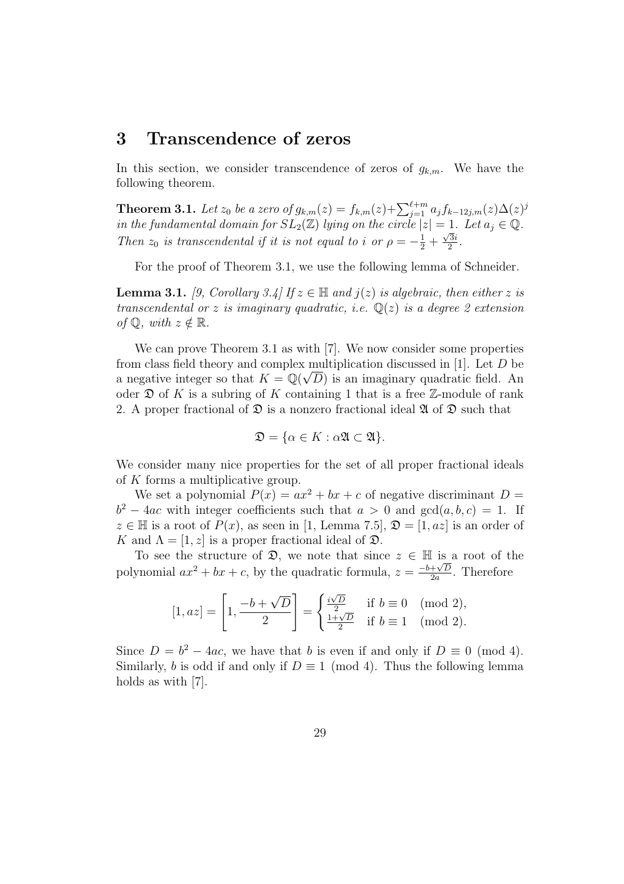# 3 Transcendence of zeros

In this section, we consider transcendence of zeros of $g_{k,m}$. We have the following theorem.

**Theorem 3.1.** *Let $z_0$ be a zero of $g_{k,m}(z) = f_{k,m}(z) + \sum_{j=1}^{\ell+m} a_j f_{k-12j,m}(z)\Delta(z)^j$ in the fundamental domain for $SL_2(\mathbb{Z})$ lying on the circle $|z| = 1$. Let $a_j \in \mathbb{Q}$. Then $z_0$ is transcendental if it is not equal to $i$ or $\rho = -\frac{1}{2} + \frac{\sqrt{3}i}{2}$.*

For the proof of Theorem 3.1, we use the following lemma of Schneider.

**Lemma 3.1.** *[9, Corollary 3.4] If $z \in \mathbb{H}$ and $j(z)$ is algebraic, then either $z$ is transcendental or $z$ is imaginary quadratic, i.e. $\mathbb{Q}(z)$ is a degree 2 extension of $\mathbb{Q}$, with $z \notin \mathbb{R}$.*

We can prove Theorem 3.1 as with [7]. We now consider some properties from class field theory and complex multiplication discussed in [1]. Let $D$ be a negative integer so that $K = \mathbb{Q}(\sqrt{D})$ is an imaginary quadratic field. An oder $\mathfrak{O}$ of $K$ is a subring of $K$ containing 1 that is a free $\mathbb{Z}$-module of rank 2. A proper fractional of $\mathfrak{O}$ is a nonzero fractional ideal $\mathfrak{A}$ of $\mathfrak{O}$ such that

$$\mathfrak{O} = \{\alpha \in K : \alpha\mathfrak{A} \subset \mathfrak{A}\}.$$

We consider many nice properties for the set of all proper fractional ideals of $K$ forms a multiplicative group.

We set a polynomial $P(x) = ax^2 + bx + c$ of negative discriminant $D = b^2 - 4ac$ with integer coefficients such that $a > 0$ and $\gcd(a, b, c) = 1$. If $z \in \mathbb{H}$ is a root of $P(x)$, as seen in [1, Lemma 7.5], $\mathfrak{O} = [1, az]$ is an order of $K$ and $\Lambda = [1, z]$ is a proper fractional ideal of $\mathfrak{O}$.

To see the structure of $\mathfrak{O}$, we note that since $z \in \mathbb{H}$ is a root of the polynomial $ax^2 + bx + c$, by the quadratic formula, $z = \frac{-b+\sqrt{D}}{2a}$. Therefore

$$[1, az] = \left[1, \frac{-b + \sqrt{D}}{2}\right] = \begin{cases} \frac{i\sqrt{D}}{2} & \text{if } b \equiv 0 \pmod{2}, \\ \frac{1+\sqrt{D}}{2} & \text{if } b \equiv 1 \pmod{2}. \end{cases}$$

Since $D = b^2 - 4ac$, we have that $b$ is even if and only if $D \equiv 0 \pmod{4}$. Similarly, $b$ is odd if and only if $D \equiv 1 \pmod{4}$. Thus the following lemma holds as with [7].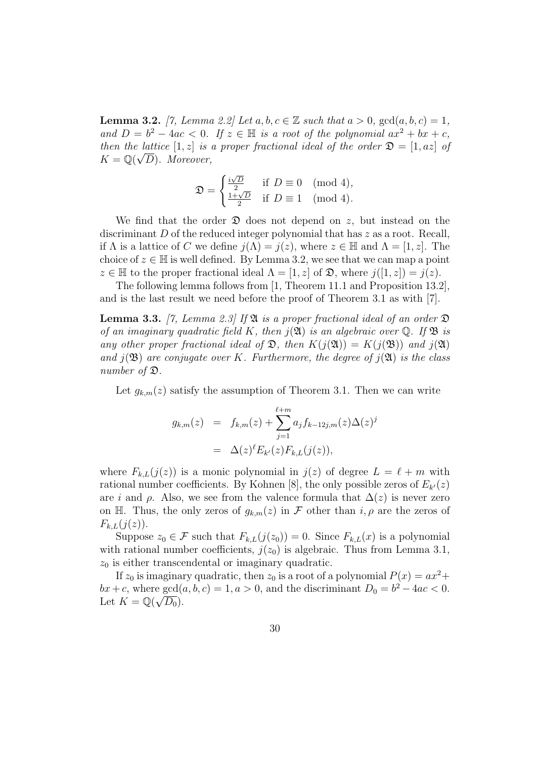**Lemma 3.2.** *[7, Lemma 2.2] Let $a, b, c \in \mathbb{Z}$ such that $a > 0$, $\gcd(a, b, c) = 1$, and $D = b^2 - 4ac < 0$. If $z \in \mathbb{H}$ is a root of the polynomial $ax^2 + bx + c$, then the lattice $[1, z]$ is a proper fractional ideal of the order $\mathfrak{O} = [1, az]$ of $K = \mathbb{Q}(\sqrt{D})$. Moreover,*

$$\mathfrak{O} = \begin{cases} \frac{i\sqrt{D}}{2} & \text{if } D \equiv 0 \pmod 4, \\ \frac{1+\sqrt{D}}{2} & \text{if } D \equiv 1 \pmod 4. \end{cases}$$

We find that the order $\mathfrak{O}$ does not depend on $z$, but instead on the discriminant $D$ of the reduced integer polynomial that has $z$ as a root. Recall, if $\Lambda$ is a lattice of $C$ we define $j(\Lambda) = j(z)$, where $z \in \mathbb{H}$ and $\Lambda = [1, z]$. The choice of $z \in \mathbb{H}$ is well defined. By Lemma 3.2, we see that we can map a point $z \in \mathbb{H}$ to the proper fractional ideal $\Lambda = [1, z]$ of $\mathfrak{O}$, where $j([1, z]) = j(z)$.

The following lemma follows from [1, Theorem 11.1 and Proposition 13.2], and is the last result we need before the proof of Theorem 3.1 as with [7].

**Lemma 3.3.** *[7, Lemma 2.3] If $\mathfrak{A}$ is a proper fractional ideal of an order $\mathfrak{O}$ of an imaginary quadratic field $K$, then $j(\mathfrak{A})$ is an algebraic over $\mathbb{Q}$. If $\mathfrak{B}$ is any other proper fractional ideal of $\mathfrak{O}$, then $K(j(\mathfrak{A})) = K(j(\mathfrak{B}))$ and $j(\mathfrak{A})$ and $j(\mathfrak{B})$ are conjugate over $K$. Furthermore, the degree of $j(\mathfrak{A})$ is the class number of $\mathfrak{O}$.*

Let $g_{k,m}(z)$ satisfy the assumption of Theorem 3.1. Then we can write

$$\begin{aligned} g_{k,m}(z) &= f_{k,m}(z) + \sum_{j=1}^{\ell+m} a_j f_{k-12j,m}(z)\Delta(z)^j \\ &= \Delta(z)^\ell E_{k'}(z) F_{k,L}(j(z)), \end{aligned}$$

where $F_{k,L}(j(z))$ is a monic polynomial in $j(z)$ of degree $L = \ell + m$ with rational number coefficients. By Kohnen [8], the only possible zeros of $E_{k'}(z)$ are $i$ and $\rho$. Also, we see from the valence formula that $\Delta(z)$ is never zero on $\mathbb{H}$. Thus, the only zeros of $g_{k,m}(z)$ in $\mathcal{F}$ other than $i, \rho$ are the zeros of $F_{k,L}(j(z))$.

Suppose $z_0 \in \mathcal{F}$ such that $F_{k,L}(j(z_0)) = 0$. Since $F_{k,L}(x)$ is a polynomial with rational number coefficients, $j(z_0)$ is algebraic. Thus from Lemma 3.1, $z_0$ is either transcendental or imaginary quadratic.

If $z_0$ is imaginary quadratic, then $z_0$ is a root of a polynomial $P(x) = ax^2 + bx + c$, where $\gcd(a, b, c) = 1, a > 0$, and the discriminant $D_0 = b^2 - 4ac < 0$. Let $K = \mathbb{Q}(\sqrt{D_0})$.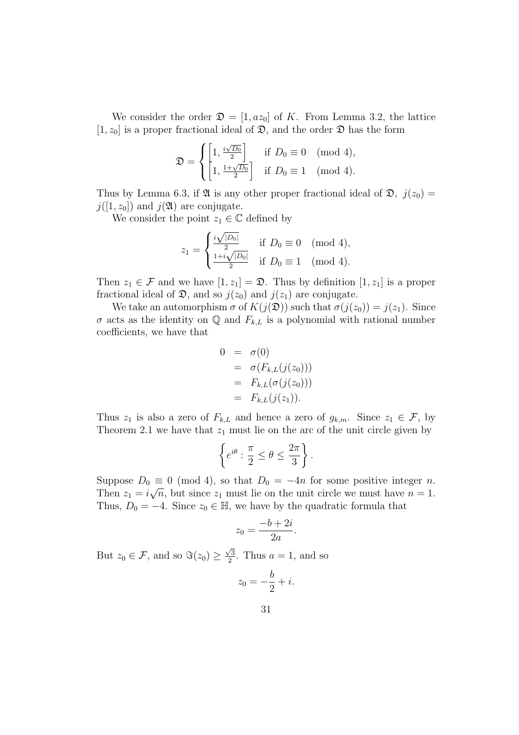We consider the order $\mathfrak{D} = [1, az_0]$ of $K$. From Lemma 3.2, the lattice $[1, z_0]$ is a proper fractional ideal of $\mathfrak{D}$, and the order $\mathfrak{D}$ has the form

$$\mathfrak{D} = \begin{cases} \left[1, \frac{i\sqrt{D_0}}{2}\right] & \text{if } D_0 \equiv 0 \pmod{4}, \\ \left[1, \frac{1+\sqrt{D_0}}{2}\right] & \text{if } D_0 \equiv 1 \pmod{4}. \end{cases}$$

Thus by Lemma 6.3, if $\mathfrak{A}$ is any other proper fractional ideal of $\mathfrak{D}$, $j(z_0) = j([1, z_0])$ and $j(\mathfrak{A})$ are conjugate.

We consider the point $z_1 \in \mathbb{C}$ defined by

$$z_1 = \begin{cases} \frac{i\sqrt{|D_0|}}{2} & \text{if } D_0 \equiv 0 \pmod{4}, \\ \frac{1+i\sqrt{|D_0|}}{2} & \text{if } D_0 \equiv 1 \pmod{4}. \end{cases}$$

Then $z_1 \in \mathcal{F}$ and we have $[1, z_1] = \mathfrak{D}$. Thus by definition $[1, z_1]$ is a proper fractional ideal of $\mathfrak{D}$, and so $j(z_0)$ and $j(z_1)$ are conjugate.

We take an automorphism $\sigma$ of $K(j(\mathfrak{D}))$ such that $\sigma(j(z_0)) = j(z_1)$. Since $\sigma$ acts as the identity on $\mathbb{Q}$ and $F_{k,L}$ is a polynomial with rational number coefficients, we have that

$$\begin{aligned} 0 &= \sigma(0) \\ &= \sigma(F_{k,L}(j(z_0))) \\ &= F_{k,L}(\sigma(j(z_0))) \\ &= F_{k,L}(j(z_1)). \end{aligned}$$

Thus $z_1$ is also a zero of $F_{k,L}$ and hence a zero of $g_{k,m}$. Since $z_1 \in \mathcal{F}$, by Theorem 2.1 we have that $z_1$ must lie on the arc of the unit circle given by

$$\left\{ e^{i\theta} : \frac{\pi}{2} \leq \theta \leq \frac{2\pi}{3} \right\}.$$

Suppose $D_0 \equiv 0 \pmod{4}$, so that $D_0 = -4n$ for some positive integer $n$. Then $z_1 = i\sqrt{n}$, but since $z_1$ must lie on the unit circle we must have $n = 1$. Thus, $D_0 = -4$. Since $z_0 \in \mathbb{H}$, we have by the quadratic formula that

$$z_0 = \frac{-b + 2i}{2a}.$$

But $z_0 \in \mathcal{F}$, and so $\Im(z_0) \geq \frac{\sqrt{3}}{2}$. Thus $a = 1$, and so

$$z_0 = -\frac{b}{2} + i.$$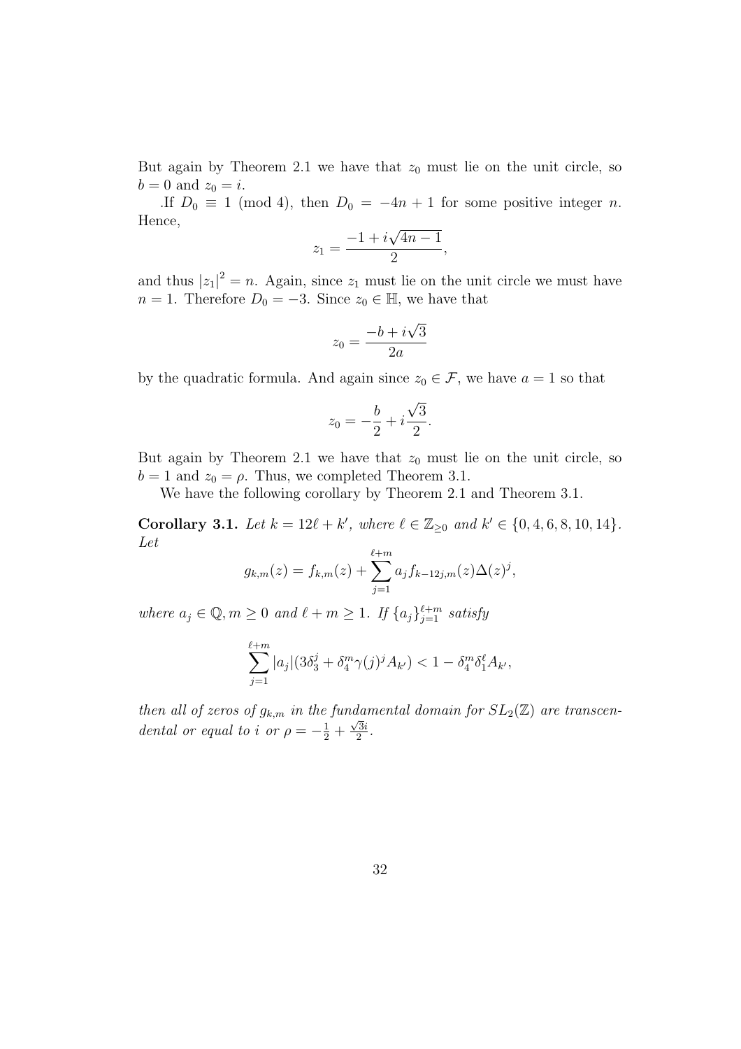But again by Theorem 2.1 we have that $z_0$ must lie on the unit circle, so $b = 0$ and $z_0 = i$.

.If $D_0 \equiv 1 \pmod 4$, then $D_0 = -4n + 1$ for some positive integer $n$. Hence,

$$z_1 = \frac{-1 + i\sqrt{4n-1}}{2},$$

and thus $|z_1|^2 = n$. Again, since $z_1$ must lie on the unit circle we must have $n = 1$. Therefore $D_0 = -3$. Since $z_0 \in \mathbb{H}$, we have that

$$z_0 = \frac{-b + i\sqrt{3}}{2a}$$

by the quadratic formula. And again since $z_0 \in \mathcal{F}$, we have $a = 1$ so that

$$z_0 = -\frac{b}{2} + i\frac{\sqrt{3}}{2}.$$

But again by Theorem 2.1 we have that $z_0$ must lie on the unit circle, so $b = 1$ and $z_0 = \rho$. Thus, we completed Theorem 3.1.

We have the following corollary by Theorem 2.1 and Theorem 3.1.

**Corollary 3.1.** *Let $k = 12\ell + k'$, where $\ell \in \mathbb{Z}_{\geq 0}$ and $k' \in \{0, 4, 6, 8, 10, 14\}$. Let*

$$g_{k,m}(z) = f_{k,m}(z) + \sum_{j=1}^{\ell+m} a_j f_{k-12j,m}(z)\Delta(z)^j,$$

*where $a_j \in \mathbb{Q}, m \geq 0$ and $\ell + m \geq 1$. If $\{a_j\}_{j=1}^{\ell+m}$ satisfy*

$$\sum_{j=1}^{\ell+m} |a_j|(3\delta_3^j + \delta_4^m \gamma(j)^j A_{k'}) < 1 - \delta_4^m \delta_1^\ell A_{k'},$$

*then all of zeros of $g_{k,m}$ in the fundamental domain for $SL_2(\mathbb{Z})$ are transcendental or equal to $i$ or $\rho = -\frac{1}{2} + \frac{\sqrt{3}i}{2}$.*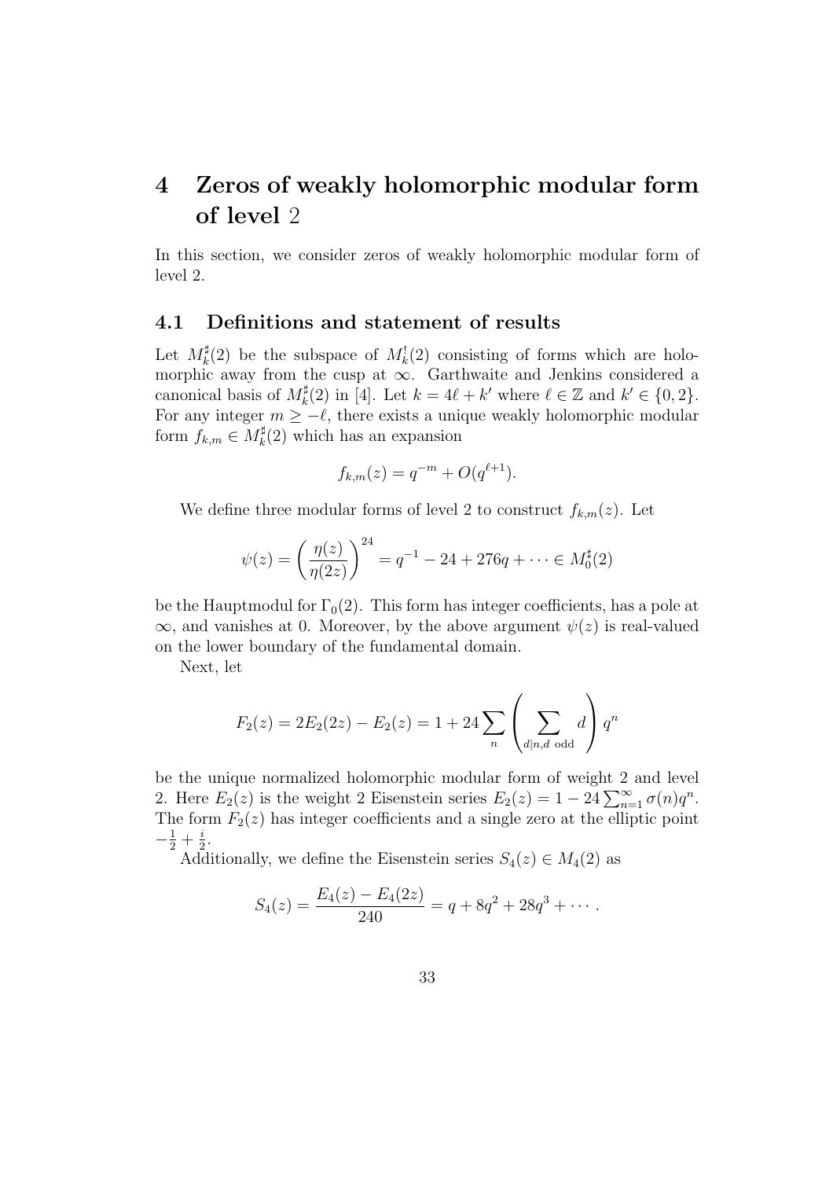# 4 Zeros of weakly holomorphic modular form of level 2

In this section, we consider zeros of weakly holomorphic modular form of level 2.

## 4.1 Definitions and statement of results

Let $M_k^\sharp(2)$ be the subspace of $M_k^!(2)$ consisting of forms which are holomorphic away from the cusp at $\infty$. Garthwaite and Jenkins considered a canonical basis of $M_k^\sharp(2)$ in [4]. Let $k = 4\ell + k'$ where $\ell \in \mathbb{Z}$ and $k' \in \{0, 2\}$. For any integer $m \geq -\ell$, there exists a unique weakly holomorphic modular form $f_{k,m} \in M_k^\sharp(2)$ which has an expansion

$$f_{k,m}(z) = q^{-m} + O(q^{\ell+1}).$$

We define three modular forms of level 2 to construct $f_{k,m}(z)$. Let

$$\psi(z) = \left(\frac{\eta(z)}{\eta(2z)}\right)^{24} = q^{-1} - 24 + 276q + \cdots \in M_0^\sharp(2)$$

be the Hauptmodul for $\Gamma_0(2)$. This form has integer coefficients, has a pole at $\infty$, and vanishes at 0. Moreover, by the above argument $\psi(z)$ is real-valued on the lower boundary of the fundamental domain.

Next, let

$$F_2(z) = 2E_2(2z) - E_2(z) = 1 + 24 \sum_n \left( \sum_{d|n, d \text{ odd}} d \right) q^n$$

be the unique normalized holomorphic modular form of weight 2 and level 2. Here $E_2(z)$ is the weight 2 Eisenstein series $E_2(z) = 1 - 24\sum_{n=1}^{\infty} \sigma(n) q^n$. The form $F_2(z)$ has integer coefficients and a single zero at the elliptic point $-\frac{1}{2} + \frac{i}{2}$.

Additionally, we define the Eisenstein series $S_4(z) \in M_4(2)$ as

$$S_4(z) = \frac{E_4(z) - E_4(2z)}{240} = q + 8q^2 + 28q^3 + \cdots.$$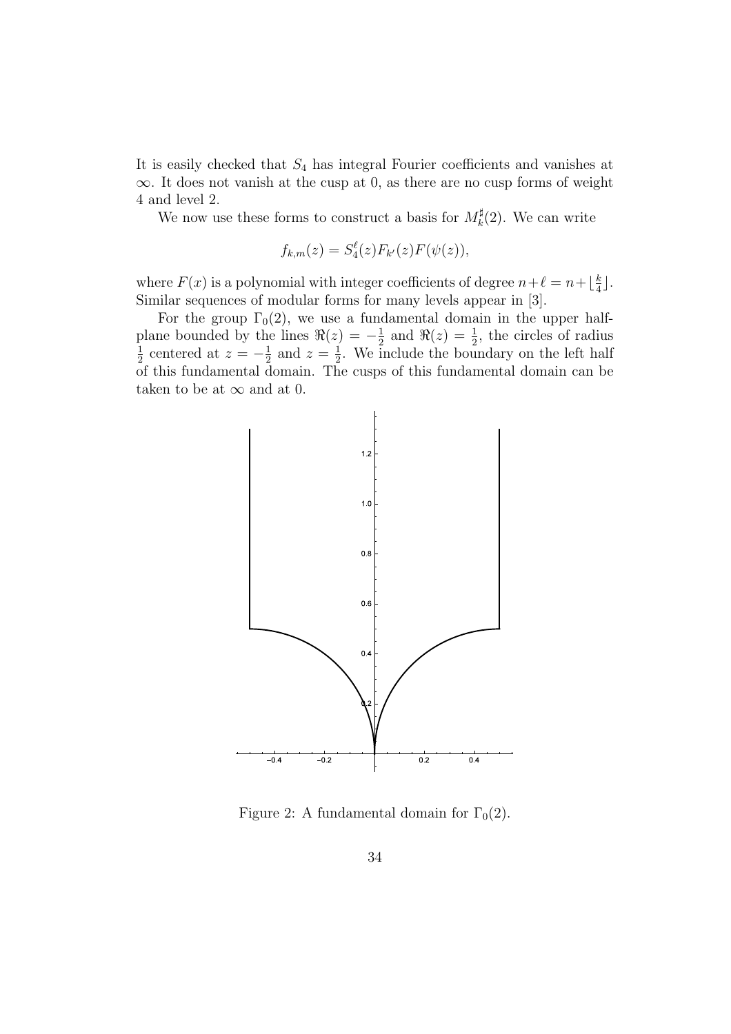It is easily checked that $S_4$ has integral Fourier coefficients and vanishes at $\infty$. It does not vanish at the cusp at 0, as there are no cusp forms of weight 4 and level 2.

We now use these forms to construct a basis for $M_k^\sharp(2)$. We can write

$$f_{k,m}(z) = S_4^\ell(z)F_{k'}(z)F(\psi(z)),$$

where $F(x)$ is a polynomial with integer coefficients of degree $n+\ell = n+\lfloor \frac{k}{4} \rfloor$. Similar sequences of modular forms for many levels appear in [3].

For the group $\Gamma_0(2)$, we use a fundamental domain in the upper half-plane bounded by the lines $\Re(z) = -\frac{1}{2}$ and $\Re(z) = \frac{1}{2}$, the circles of radius $\frac{1}{2}$ centered at $z = -\frac{1}{2}$ and $z = \frac{1}{2}$. We include the boundary on the left half of this fundamental domain. The cusps of this fundamental domain can be taken to be at $\infty$ and at 0.

Figure 2: A fundamental domain for $\Gamma_0(2)$.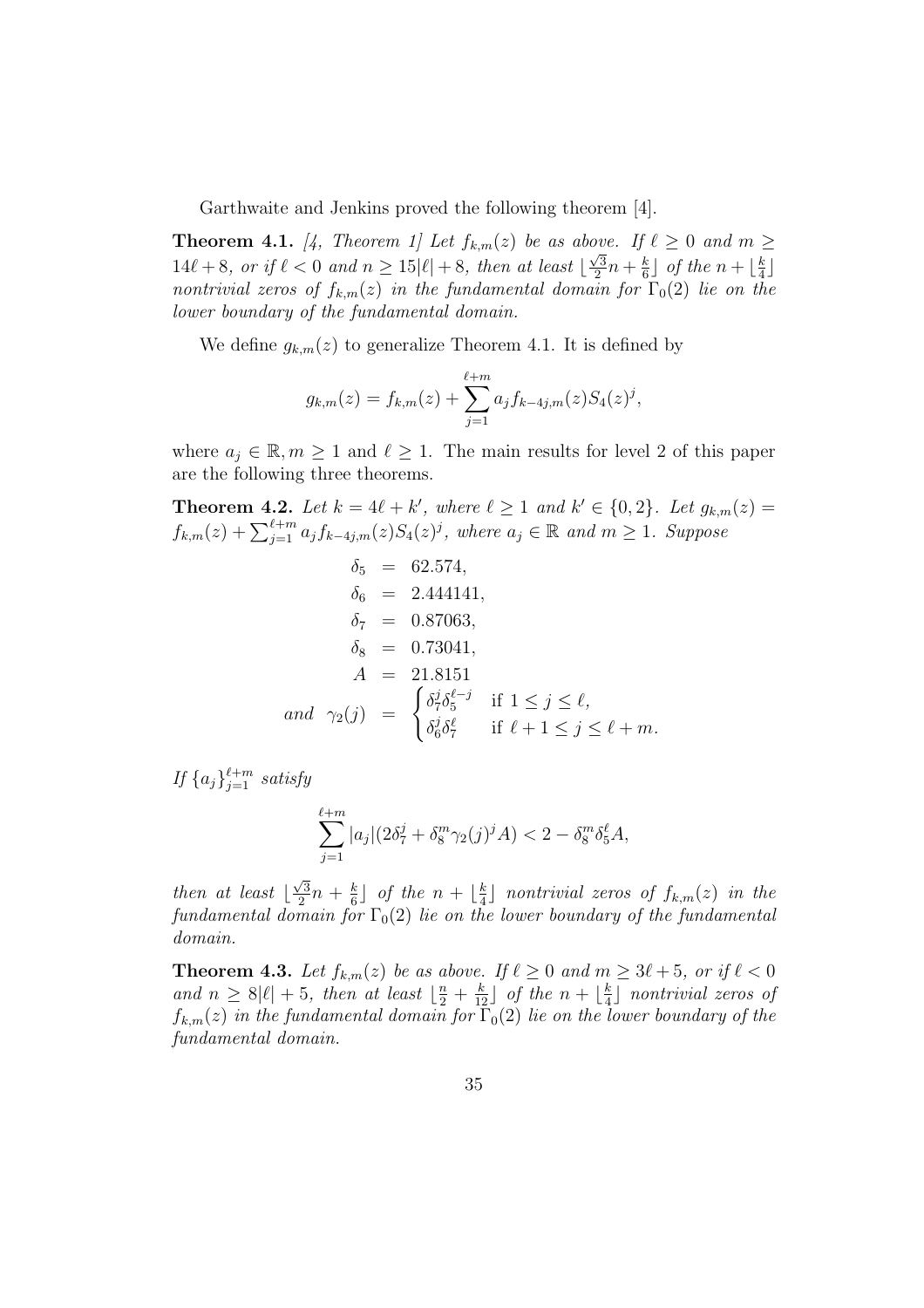Garthwaite and Jenkins proved the following theorem [4].

**Theorem 4.1.** *[4, Theorem 1] Let $f_{k,m}(z)$ be as above. If $\ell \geq 0$ and $m \geq 14\ell + 8$, or if $\ell < 0$ and $n \geq 15|\ell| + 8$, then at least $\lfloor \frac{\sqrt{3}}{2}n + \frac{k}{6} \rfloor$ of the $n + \lfloor \frac{k}{4} \rfloor$ nontrivial zeros of $f_{k,m}(z)$ in the fundamental domain for $\Gamma_0(2)$ lie on the lower boundary of the fundamental domain.*

We define $g_{k,m}(z)$ to generalize Theorem 4.1. It is defined by

$$g_{k,m}(z) = f_{k,m}(z) + \sum_{j=1}^{\ell+m} a_j f_{k-4j,m}(z) S_4(z)^j,$$

where $a_j \in \mathbb{R}, m \geq 1$ and $\ell \geq 1$. The main results for level 2 of this paper are the following three theorems.

**Theorem 4.2.** *Let $k = 4\ell + k'$, where $\ell \geq 1$ and $k' \in \{0, 2\}$. Let $g_{k,m}(z) = f_{k,m}(z) + \sum_{j=1}^{\ell+m} a_j f_{k-4j,m}(z) S_4(z)^j$, where $a_j \in \mathbb{R}$ and $m \geq 1$. Suppose*

$$\begin{aligned}
\delta_5 &= 62.574, \\
\delta_6 &= 2.444141, \\
\delta_7 &= 0.87063, \\
\delta_8 &= 0.73041, \\
A &= 21.8151 \\
\text{and} \quad \gamma_2(j) &= \begin{cases} \delta_7^j \delta_5^{\ell-j} & \text{if } 1 \leq j \leq \ell, \\ \delta_6^j \delta_7^\ell & \text{if } \ell + 1 \leq j \leq \ell + m. \end{cases}
\end{aligned}$$

*If $\{a_j\}_{j=1}^{\ell+m}$ satisfy*

$$\sum_{j=1}^{\ell+m} |a_j| (2\delta_7^j + \delta_8^m \gamma_2(j)^j A) < 2 - \delta_8^m \delta_5^\ell A,$$

*then at least $\lfloor \frac{\sqrt{3}}{2}n + \frac{k}{6} \rfloor$ of the $n + \lfloor \frac{k}{4} \rfloor$ nontrivial zeros of $f_{k,m}(z)$ in the fundamental domain for $\Gamma_0(2)$ lie on the lower boundary of the fundamental domain.*

**Theorem 4.3.** *Let $f_{k,m}(z)$ be as above. If $\ell \geq 0$ and $m \geq 3\ell + 5$, or if $\ell < 0$ and $n \geq 8|\ell| + 5$, then at least $\lfloor \frac{n}{2} + \frac{k}{12} \rfloor$ of the $n + \lfloor \frac{k}{4} \rfloor$ nontrivial zeros of $f_{k,m}(z)$ in the fundamental domain for $\Gamma_0(2)$ lie on the lower boundary of the fundamental domain.*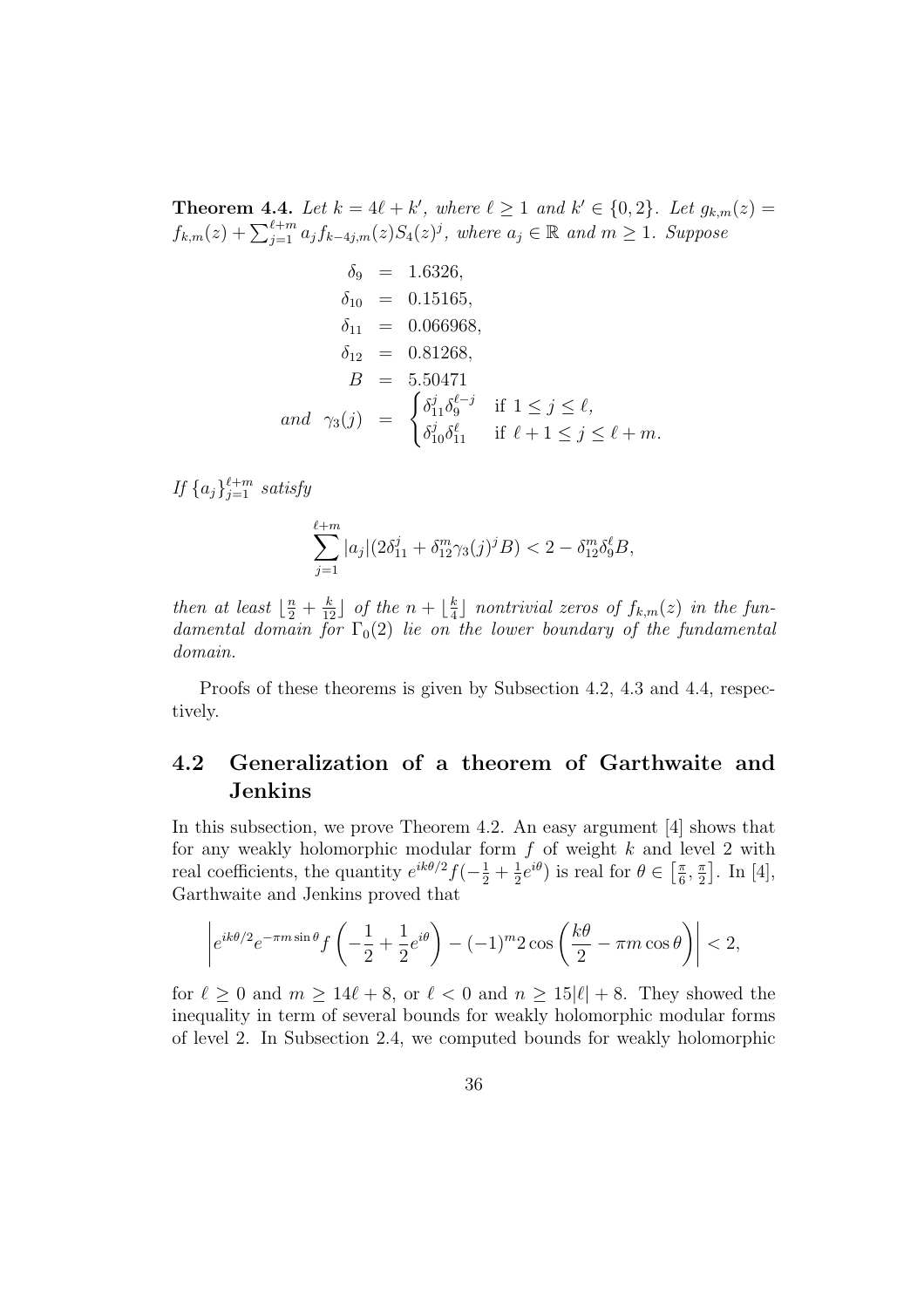**Theorem 4.4.** *Let $k = 4\ell + k'$, where $\ell \geq 1$ and $k' \in \{0, 2\}$. Let $g_{k,m}(z) = f_{k,m}(z) + \sum_{j=1}^{\ell+m} a_j f_{k-4j,m}(z) S_4(z)^j$, where $a_j \in \mathbb{R}$ and $m \geq 1$. Suppose*

$$
\begin{aligned}
\delta_9 &= 1.6326, \\
\delta_{10} &= 0.15165, \\
\delta_{11} &= 0.066968, \\
\delta_{12} &= 0.81268, \\
B &= 5.50471 \\
\text{and} \quad \gamma_3(j) &= \begin{cases} \delta_{11}^j \delta_9^{\ell-j} & \text{if } 1 \leq j \leq \ell, \\ \delta_{10}^j \delta_{11}^\ell & \text{if } \ell+1 \leq j \leq \ell+m. \end{cases}
\end{aligned}
$$

*If $\{a_j\}_{j=1}^{\ell+m}$ satisfy*

$$
\sum_{j=1}^{\ell+m} |a_j| (2\delta_{11}^j + \delta_{12}^m \gamma_3(j)^j B) < 2 - \delta_{12}^m \delta_9^\ell B,
$$

*then at least $\lfloor \frac{n}{2} + \frac{k}{12} \rfloor$ of the $n + \lfloor \frac{k}{4} \rfloor$ nontrivial zeros of $f_{k,m}(z)$ in the fundamental domain for $\Gamma_0(2)$ lie on the lower boundary of the fundamental domain.*

Proofs of these theorems is given by Subsection 4.2, 4.3 and 4.4, respectively.

## 4.2 Generalization of a theorem of Garthwaite and Jenkins

In this subsection, we prove Theorem 4.2. An easy argument [4] shows that for any weakly holomorphic modular form $f$ of weight $k$ and level 2 with real coefficients, the quantity $e^{ik\theta/2} f(-\frac{1}{2} + \frac{1}{2}e^{i\theta})$ is real for $\theta \in \left[\frac{\pi}{6}, \frac{\pi}{2}\right]$. In [4], Garthwaite and Jenkins proved that

$$
\left| e^{ik\theta/2} e^{-\pi m \sin\theta} f\left(-\frac{1}{2} + \frac{1}{2}e^{i\theta}\right) - (-1)^m 2\cos\left(\frac{k\theta}{2} - \pi m \cos\theta\right) \right| < 2,
$$

for $\ell \geq 0$ and $m \geq 14\ell + 8$, or $\ell < 0$ and $n \geq 15|\ell| + 8$. They showed the inequality in term of several bounds for weakly holomorphic modular forms of level 2. In Subsection 2.4, we computed bounds for weakly holomorphic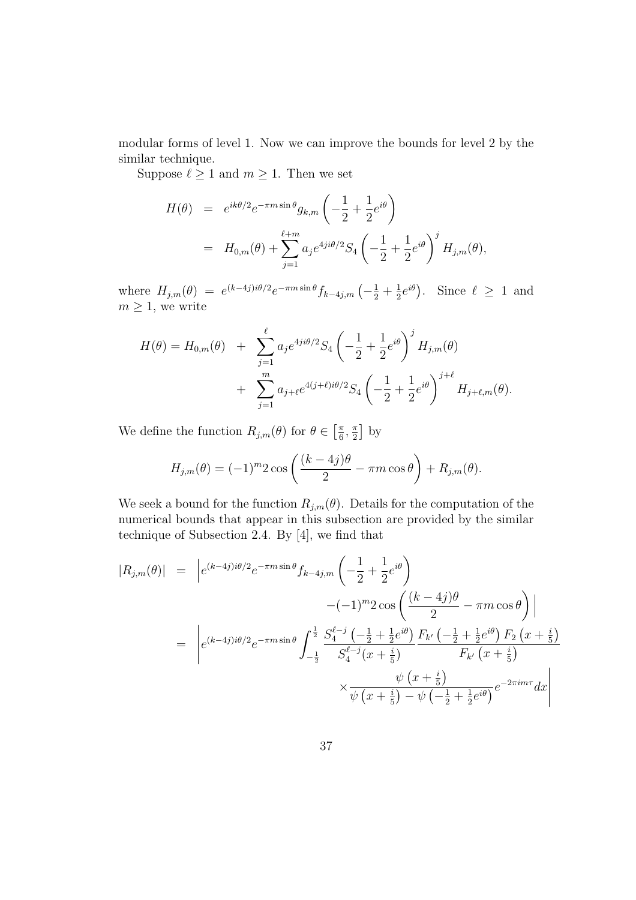modular forms of level 1. Now we can improve the bounds for level 2 by the similar technique.

Suppose $\ell \geq 1$ and $m \geq 1$. Then we set

$$\begin{aligned} H(\theta) &= e^{ik\theta/2} e^{-\pi m \sin\theta} g_{k,m}\left(-\frac{1}{2}+\frac{1}{2}e^{i\theta}\right) \\ &= H_{0,m}(\theta) + \sum_{j=1}^{\ell+m} a_j e^{4ji\theta/2} S_4\left(-\frac{1}{2}+\frac{1}{2}e^{i\theta}\right)^j H_{j,m}(\theta), \end{aligned}$$

where $H_{j,m}(\theta) = e^{(k-4j)i\theta/2} e^{-\pi m \sin\theta} f_{k-4j,m}\left(-\frac{1}{2}+\frac{1}{2}e^{i\theta}\right)$. Since $\ell \geq 1$ and $m \geq 1$, we write

$$\begin{aligned} H(\theta) = H_{0,m}(\theta) &+ \sum_{j=1}^{\ell} a_j e^{4ji\theta/2} S_4\left(-\frac{1}{2}+\frac{1}{2}e^{i\theta}\right)^j H_{j,m}(\theta) \\ &+ \sum_{j=1}^{m} a_{j+\ell} e^{4(j+\ell)i\theta/2} S_4\left(-\frac{1}{2}+\frac{1}{2}e^{i\theta}\right)^{j+\ell} H_{j+\ell,m}(\theta). \end{aligned}$$

We define the function $R_{j,m}(\theta)$ for $\theta \in \left[\frac{\pi}{6}, \frac{\pi}{2}\right]$ by

$$H_{j,m}(\theta) = (-1)^m 2\cos\left(\frac{(k-4j)\theta}{2} - \pi m \cos\theta\right) + R_{j,m}(\theta).$$

We seek a bound for the function $R_{j,m}(\theta)$. Details for the computation of the numerical bounds that appear in this subsection are provided by the similar technique of Subsection 2.4. By [4], we find that

$$\begin{aligned} |R_{j,m}(\theta)| &= \Bigg| e^{(k-4j)i\theta/2} e^{-\pi m \sin\theta} f_{k-4j,m}\left(-\frac{1}{2}+\frac{1}{2}e^{i\theta}\right) \\ &\qquad\qquad -(-1)^m 2\cos\left(\frac{(k-4j)\theta}{2} - \pi m \cos\theta\right) \Bigg| \\ &= \Bigg| e^{(k-4j)i\theta/2} e^{-\pi m \sin\theta} \int_{-\frac{1}{2}}^{\frac{1}{2}} \frac{S_4^{\ell-j}\left(-\frac{1}{2}+\frac{1}{2}e^{i\theta}\right)}{S_4^{\ell-j}(x+\frac{i}{5})} \frac{F_{k'}\left(-\frac{1}{2}+\frac{1}{2}e^{i\theta}\right) F_2\left(x+\frac{i}{5}\right)}{F_{k'}\left(x+\frac{i}{5}\right)} \\ &\qquad\qquad \times \frac{\psi\left(x+\frac{i}{5}\right)}{\psi\left(x+\frac{i}{5}\right) - \psi\left(-\frac{1}{2}+\frac{1}{2}e^{i\theta}\right)} e^{-2\pi i m \tau} dx \Bigg| \end{aligned}$$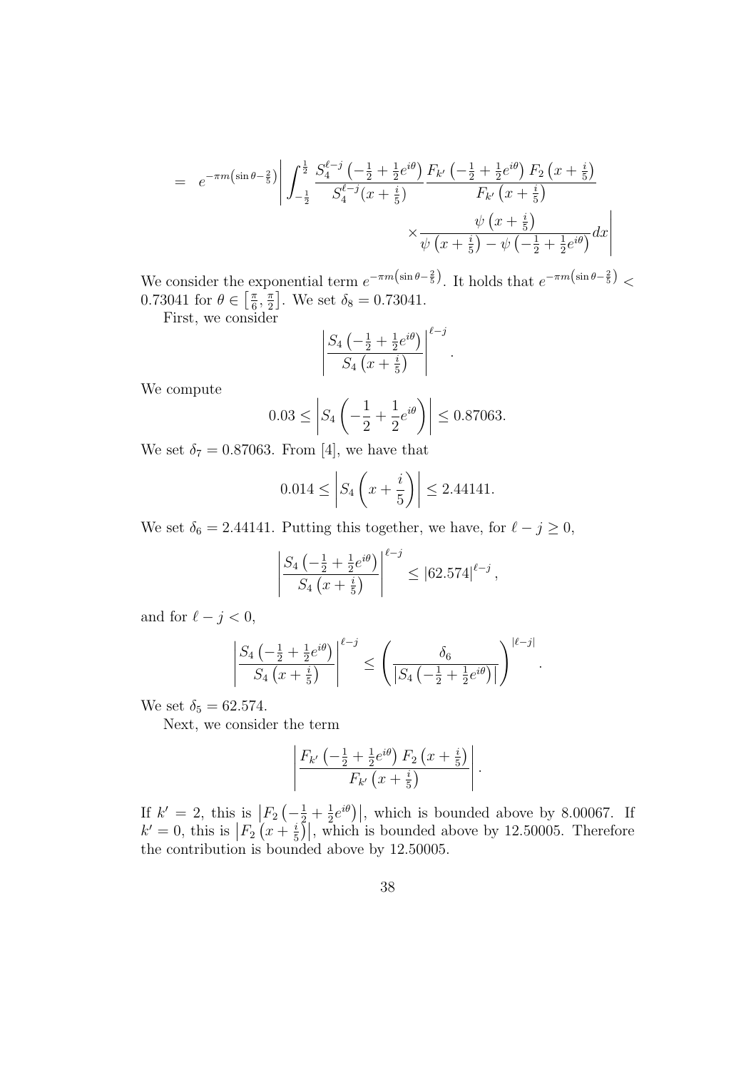$$= \quad e^{-\pi m\left(\sin\theta - \frac{2}{5}\right)} \left| \int_{-\frac{1}{2}}^{\frac{1}{2}} \frac{S_4^{\ell-j}\left(-\frac{1}{2}+\frac{1}{2}e^{i\theta}\right)}{S_4^{\ell-j}(x+\frac{i}{5})} \frac{F_{k'}\left(-\frac{1}{2}+\frac{1}{2}e^{i\theta}\right) F_2\left(x+\frac{i}{5}\right)}{F_{k'}\left(x+\frac{i}{5}\right)} \times \frac{\psi\left(x+\frac{i}{5}\right)}{\psi\left(x+\frac{i}{5}\right) - \psi\left(-\frac{1}{2}+\frac{1}{2}e^{i\theta}\right)} dx \right|$$

We consider the exponential term $e^{-\pi m\left(\sin\theta - \frac{2}{5}\right)}$. It holds that $e^{-\pi m\left(\sin\theta - \frac{2}{5}\right)} < 0.73041$ for $\theta \in \left[\frac{\pi}{6}, \frac{\pi}{2}\right]$. We set $\delta_8 = 0.73041$.

First, we consider

$$\left| \frac{S_4\left(-\frac{1}{2}+\frac{1}{2}e^{i\theta}\right)}{S_4\left(x+\frac{i}{5}\right)} \right|^{\ell-j}.$$

We compute

$$0.03 \leq \left| S_4\left(-\frac{1}{2}+\frac{1}{2}e^{i\theta}\right) \right| \leq 0.87063.$$

We set $\delta_7 = 0.87063$. From [4], we have that

$$0.014 \leq \left| S_4\left(x+\frac{i}{5}\right) \right| \leq 2.44141.$$

We set $\delta_6 = 2.44141$. Putting this together, we have, for $\ell - j \geq 0$,

$$\left| \frac{S_4\left(-\frac{1}{2}+\frac{1}{2}e^{i\theta}\right)}{S_4\left(x+\frac{i}{5}\right)} \right|^{\ell-j} \leq |62.574|^{\ell-j},$$

and for $\ell - j < 0$,

$$\left| \frac{S_4\left(-\frac{1}{2}+\frac{1}{2}e^{i\theta}\right)}{S_4\left(x+\frac{i}{5}\right)} \right|^{\ell-j} \leq \left( \frac{\delta_6}{\left|S_4\left(-\frac{1}{2}+\frac{1}{2}e^{i\theta}\right)\right|} \right)^{|\ell-j|}.$$

We set $\delta_5 = 62.574$.

Next, we consider the term

$$\left| \frac{F_{k'}\left(-\frac{1}{2}+\frac{1}{2}e^{i\theta}\right) F_2\left(x+\frac{i}{5}\right)}{F_{k'}\left(x+\frac{i}{5}\right)} \right|.$$

If $k' = 2$, this is $\left|F_2\left(-\frac{1}{2}+\frac{1}{2}e^{i\theta}\right)\right|$, which is bounded above by 8.00067. If $k' = 0$, this is $\left|F_2\left(x+\frac{i}{5}\right)\right|$, which is bounded above by 12.50005. Therefore the contribution is bounded above by 12.50005.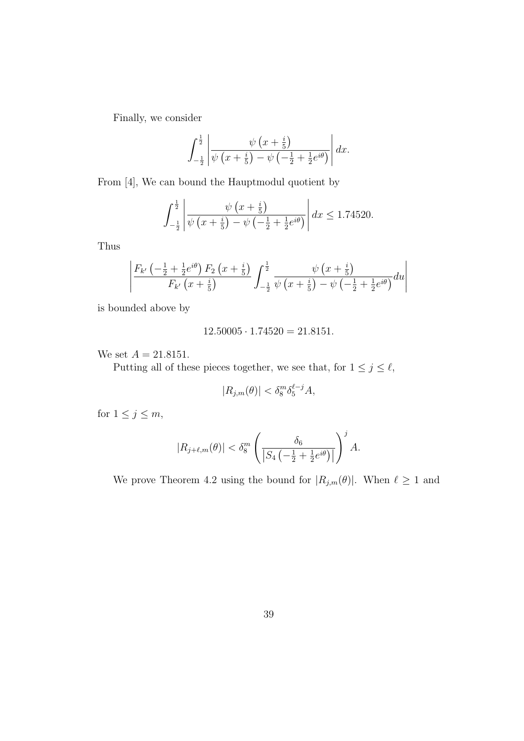Finally, we consider

$$\int_{-\frac{1}{2}}^{\frac{1}{2}} \left| \frac{\psi\left(x+\frac{i}{5}\right)}{\psi\left(x+\frac{i}{5}\right)-\psi\left(-\frac{1}{2}+\frac{1}{2}e^{i\theta}\right)} \right| dx.$$

From [4], We can bound the Hauptmodul quotient by

$$\int_{-\frac{1}{2}}^{\frac{1}{2}} \left| \frac{\psi\left(x+\frac{i}{5}\right)}{\psi\left(x+\frac{i}{5}\right)-\psi\left(-\frac{1}{2}+\frac{1}{2}e^{i\theta}\right)} \right| dx \leq 1.74520.$$

Thus

$$\left| \frac{F_{k'}\left(-\frac{1}{2}+\frac{1}{2}e^{i\theta}\right) F_2\left(x+\frac{i}{5}\right)}{F_{k'}\left(x+\frac{i}{5}\right)} \int_{-\frac{1}{2}}^{\frac{1}{2}} \frac{\psi\left(x+\frac{i}{5}\right)}{\psi\left(x+\frac{i}{5}\right)-\psi\left(-\frac{1}{2}+\frac{1}{2}e^{i\theta}\right)} du \right|$$

is bounded above by

$$12.50005 \cdot 1.74520 = 21.8151.$$

We set $A = 21.8151$.

Putting all of these pieces together, we see that, for $1 \leq j \leq \ell$,

$$|R_{j,m}(\theta)| < \delta_8^m \delta_5^{\ell-j} A,$$

for $1 \leq j \leq m$,

$$|R_{j+\ell,m}(\theta)| < \delta_8^m \left( \frac{\delta_6}{\left|S_4\left(-\frac{1}{2}+\frac{1}{2}e^{i\theta}\right)\right|} \right)^j A.$$

We prove Theorem 4.2 using the bound for $|R_{j,m}(\theta)|$. When $\ell \geq 1$ and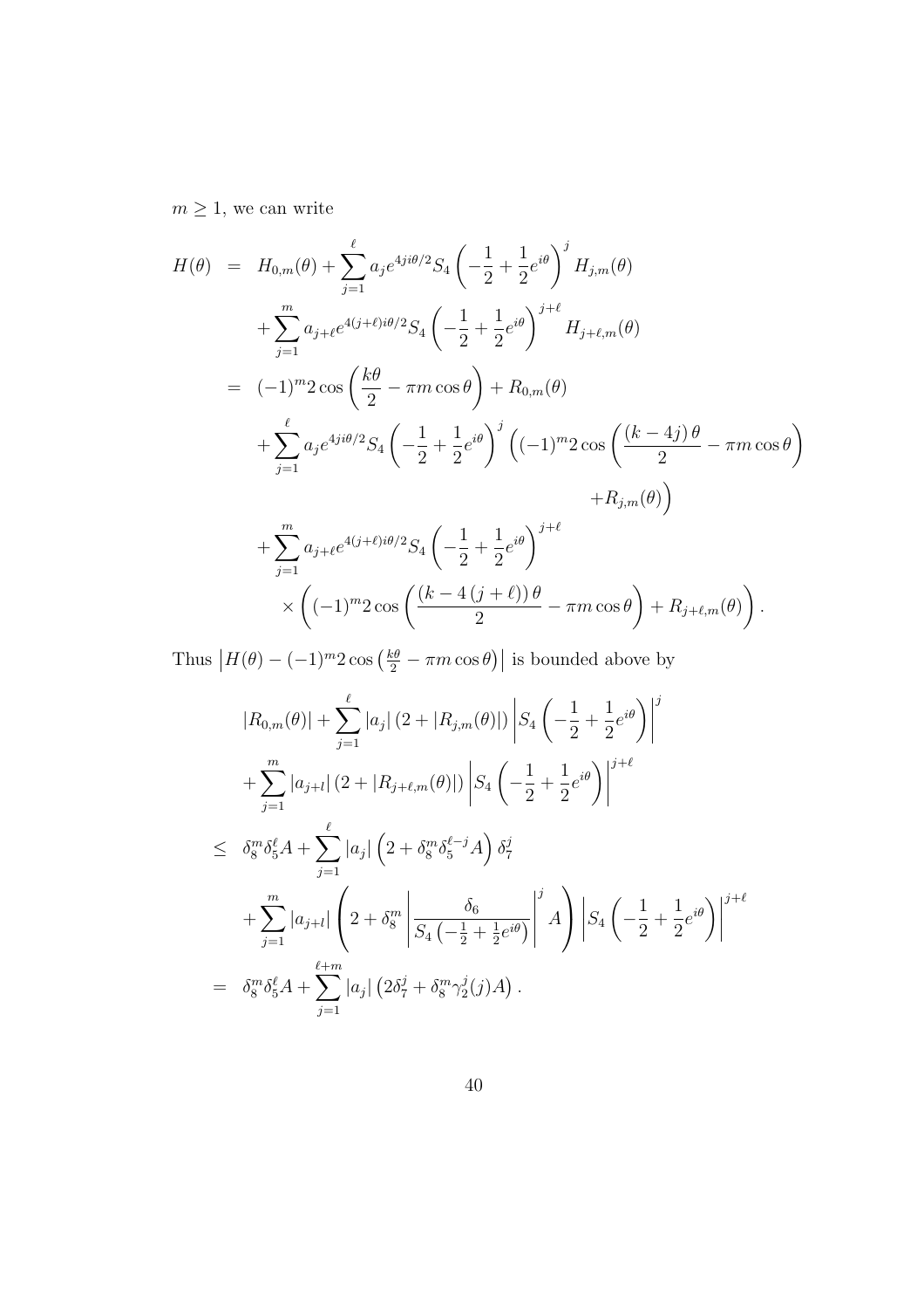$m \geq 1$, we can write

$$
\begin{aligned}
H(\theta) &= H_{0,m}(\theta) + \sum_{j=1}^{\ell} a_j e^{4ji\theta/2} S_4\left(-\frac{1}{2}+\frac{1}{2}e^{i\theta}\right)^j H_{j,m}(\theta) \\
&\quad + \sum_{j=1}^{m} a_{j+\ell} e^{4(j+\ell)i\theta/2} S_4\left(-\frac{1}{2}+\frac{1}{2}e^{i\theta}\right)^{j+\ell} H_{j+\ell,m}(\theta) \\
&= (-1)^m 2\cos\left(\frac{k\theta}{2} - \pi m \cos\theta\right) + R_{0,m}(\theta) \\
&\quad + \sum_{j=1}^{\ell} a_j e^{4ji\theta/2} S_4\left(-\frac{1}{2}+\frac{1}{2}e^{i\theta}\right)^j \Big((-1)^m 2\cos\left(\frac{(k-4j)\,\theta}{2} - \pi m\cos\theta\right) \\
&\qquad\qquad + R_{j,m}(\theta)\Big) \\
&\quad + \sum_{j=1}^{m} a_{j+\ell} e^{4(j+\ell)i\theta/2} S_4\left(-\frac{1}{2}+\frac{1}{2}e^{i\theta}\right)^{j+\ell} \\
&\qquad \times \left((-1)^m 2\cos\left(\frac{(k-4\,(j+\ell))\,\theta}{2} - \pi m\cos\theta\right) + R_{j+\ell,m}(\theta)\right).
\end{aligned}
$$

Thus $\left|H(\theta) - (-1)^m 2\cos\left(\frac{k\theta}{2} - \pi m\cos\theta\right)\right|$ is bounded above by

$$
\begin{aligned}
& |R_{0,m}(\theta)| + \sum_{j=1}^{\ell} |a_j| \left(2 + |R_{j,m}(\theta)|\right) \left|S_4\left(-\frac{1}{2}+\frac{1}{2}e^{i\theta}\right)\right|^j \\
&\quad + \sum_{j=1}^{m} |a_{j+l}| \left(2 + |R_{j+\ell,m}(\theta)|\right) \left|S_4\left(-\frac{1}{2}+\frac{1}{2}e^{i\theta}\right)\right|^{j+\ell} \\
\leq\; & \delta_8^m \delta_5^\ell A + \sum_{j=1}^{\ell} |a_j| \left(2 + \delta_8^m \delta_5^{\ell-j} A\right) \delta_7^j \\
&\quad + \sum_{j=1}^{m} |a_{j+l}| \left(2 + \delta_8^m \left|\frac{\delta_6}{S_4\left(-\frac{1}{2}+\frac{1}{2}e^{i\theta}\right)}\right|^j A\right) \left|S_4\left(-\frac{1}{2}+\frac{1}{2}e^{i\theta}\right)\right|^{j+\ell} \\
=\; & \delta_8^m \delta_5^\ell A + \sum_{j=1}^{\ell+m} |a_j| \left(2\delta_7^j + \delta_8^m \gamma_2^j(j) A\right).
\end{aligned}
$$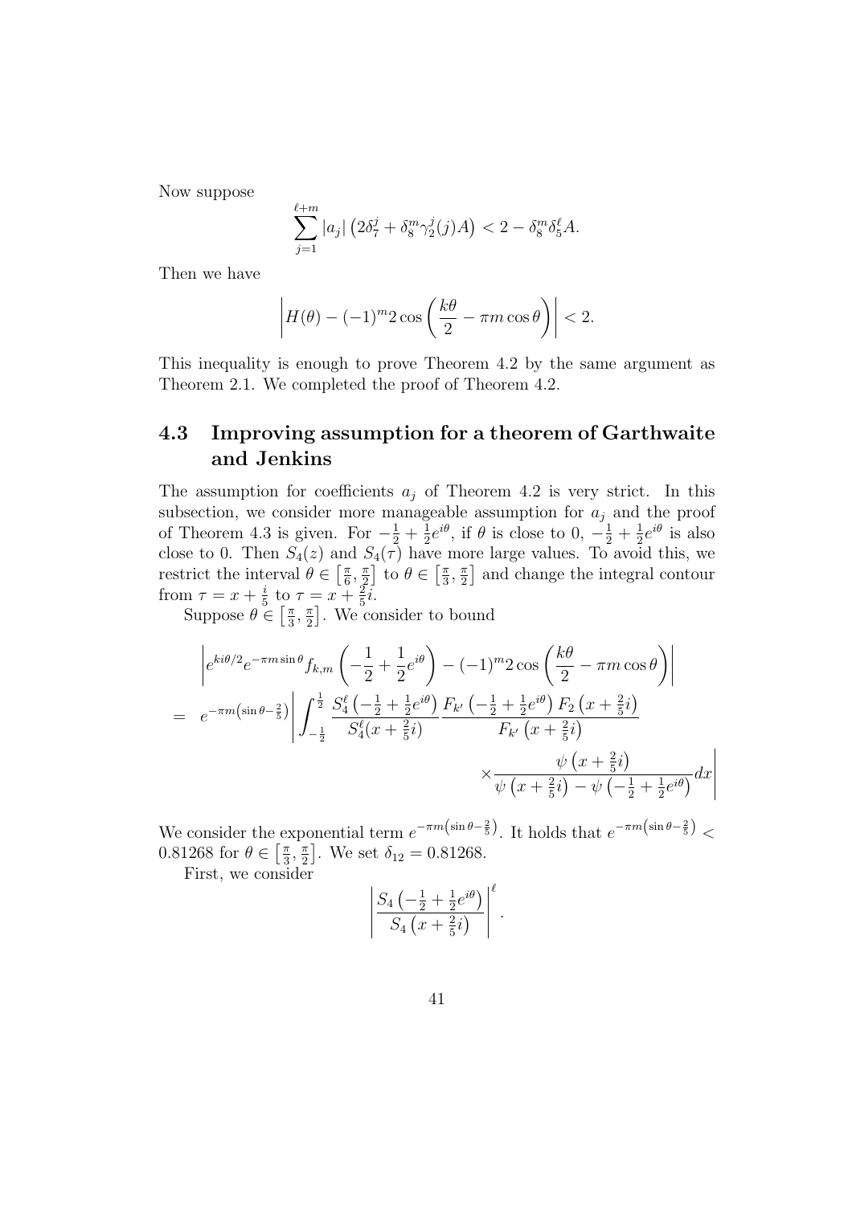Now suppose

$$\sum_{j=1}^{\ell+m} |a_j| \left(2\delta_7^j + \delta_8^m \gamma_2^j(j) A\right) < 2 - \delta_8^m \delta_5^\ell A.$$

Then we have

$$\left| H(\theta) - (-1)^m 2\cos\left(\frac{k\theta}{2} - \pi m \cos\theta\right) \right| < 2.$$

This inequality is enough to prove Theorem 4.2 by the same argument as Theorem 2.1. We completed the proof of Theorem 4.2.

## 4.3 Improving assumption for a theorem of Garthwaite and Jenkins

The assumption for coefficients $a_j$ of Theorem 4.2 is very strict. In this subsection, we consider more manageable assumption for $a_j$ and the proof of Theorem 4.3 is given. For $-\frac{1}{2} + \frac{1}{2}e^{i\theta}$, if $\theta$ is close to 0, $-\frac{1}{2} + \frac{1}{2}e^{i\theta}$ is also close to 0. Then $S_4(z)$ and $S_4(\tau)$ have more large values. To avoid this, we restrict the interval $\theta \in \left[\frac{\pi}{6}, \frac{\pi}{2}\right]$ to $\theta \in \left[\frac{\pi}{3}, \frac{\pi}{2}\right]$ and change the integral contour from $\tau = x + \frac{i}{5}$ to $\tau = x + \frac{2}{5}i$.

Suppose $\theta \in \left[\frac{\pi}{3}, \frac{\pi}{2}\right]$. We consider to bound

$$\begin{aligned}
&\left| e^{ki\theta/2} e^{-\pi m \sin\theta} f_{k,m}\left(-\frac{1}{2} + \frac{1}{2}e^{i\theta}\right) - (-1)^m 2\cos\left(\frac{k\theta}{2} - \pi m \cos\theta\right) \right| \\
= \;& e^{-\pi m \left(\sin\theta - \frac{2}{5}\right)} \left| \int_{-\frac{1}{2}}^{\frac{1}{2}} \frac{S_4^\ell\left(-\frac{1}{2} + \frac{1}{2}e^{i\theta}\right)}{S_4^\ell(x + \frac{2}{5}i)} \frac{F_{k'}\left(-\frac{1}{2} + \frac{1}{2}e^{i\theta}\right) F_2\left(x + \frac{2}{5}i\right)}{F_{k'}\left(x + \frac{2}{5}i\right)} \right. \\
& \qquad\qquad\qquad\qquad \left. \times \frac{\psi\left(x + \frac{2}{5}i\right)}{\psi\left(x + \frac{2}{5}i\right) - \psi\left(-\frac{1}{2} + \frac{1}{2}e^{i\theta}\right)} dx \right|
\end{aligned}$$

We consider the exponential term $e^{-\pi m \left(\sin\theta - \frac{2}{5}\right)}$. It holds that $e^{-\pi m \left(\sin\theta - \frac{2}{5}\right)} < 0.81268$ for $\theta \in \left[\frac{\pi}{3}, \frac{\pi}{2}\right]$. We set $\delta_{12} = 0.81268$.

First, we consider

$$\left| \frac{S_4\left(-\frac{1}{2} + \frac{1}{2}e^{i\theta}\right)}{S_4\left(x + \frac{2}{5}i\right)} \right|^\ell.$$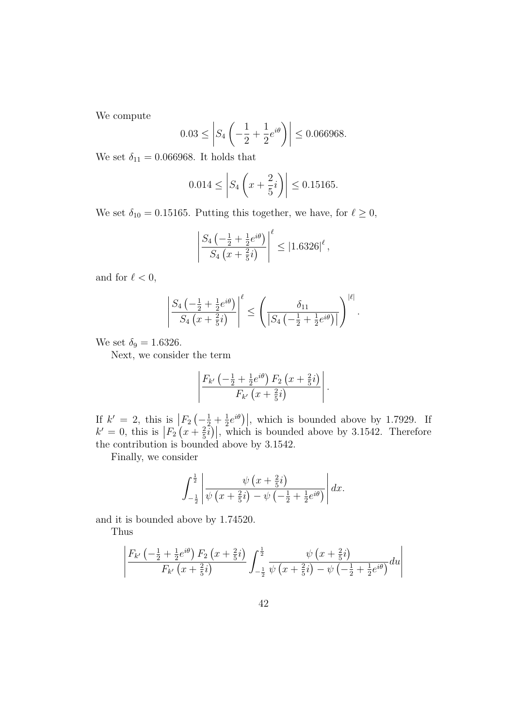We compute

$$0.03 \leq \left| S_4 \left( -\frac{1}{2} + \frac{1}{2} e^{i\theta} \right) \right| \leq 0.066968.$$

We set $\delta_{11} = 0.066968$. It holds that

$$0.014 \leq \left| S_4 \left( x + \frac{2}{5} i \right) \right| \leq 0.15165.$$

We set $\delta_{10} = 0.15165$. Putting this together, we have, for $\ell \geq 0$,

$$\left| \frac{S_4 \left( -\frac{1}{2} + \frac{1}{2} e^{i\theta} \right)}{S_4 \left( x + \frac{2}{5} i \right)} \right|^{\ell} \leq |1.6326|^{\ell},$$

and for $\ell < 0$,

$$\left| \frac{S_4 \left( -\frac{1}{2} + \frac{1}{2} e^{i\theta} \right)}{S_4 \left( x + \frac{2}{5} i \right)} \right|^{\ell} \leq \left( \frac{\delta_{11}}{\left| S_4 \left( -\frac{1}{2} + \frac{1}{2} e^{i\theta} \right) \right|} \right)^{|\ell|}.$$

We set $\delta_9 = 1.6326$.

Next, we consider the term

$$\left| \frac{F_{k'} \left( -\frac{1}{2} + \frac{1}{2} e^{i\theta} \right) F_2 \left( x + \frac{2}{5} i \right)}{F_{k'} \left( x + \frac{2}{5} i \right)} \right|.$$

If $k' = 2$, this is $\left| F_2 \left( -\frac{1}{2} + \frac{1}{2} e^{i\theta} \right) \right|$, which is bounded above by 1.7929. If $k' = 0$, this is $\left| F_2 \left( x + \frac{2}{5} i \right) \right|$, which is bounded above by 3.1542. Therefore the contribution is bounded above by 3.1542.

Finally, we consider

$$\int_{-\frac{1}{2}}^{\frac{1}{2}} \left| \frac{\psi \left( x + \frac{2}{5} i \right)}{\psi \left( x + \frac{2}{5} i \right) - \psi \left( -\frac{1}{2} + \frac{1}{2} e^{i\theta} \right)} \right| dx.$$

and it is bounded above by 1.74520.

Thus

$$\left| \frac{F_{k'} \left( -\frac{1}{2} + \frac{1}{2} e^{i\theta} \right) F_2 \left( x + \frac{2}{5} i \right)}{F_{k'} \left( x + \frac{2}{5} i \right)} \int_{-\frac{1}{2}}^{\frac{1}{2}} \frac{\psi \left( x + \frac{2}{5} i \right)}{\psi \left( x + \frac{2}{5} i \right) - \psi \left( -\frac{1}{2} + \frac{1}{2} e^{i\theta} \right)} du \right|$$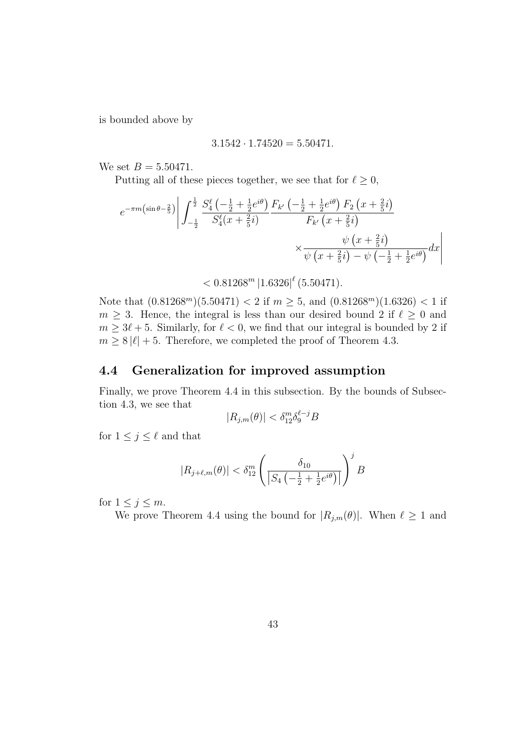is bounded above by

$$3.1542 \cdot 1.74520 = 5.50471.$$

We set $B = 5.50471$.

Putting all of these pieces together, we see that for $\ell \geq 0$,

$$e^{-\pi m\left(\sin\theta - \frac{2}{5}\right)} \left| \int_{-\frac{1}{2}}^{\frac{1}{2}} \frac{S_4^\ell\left(-\frac{1}{2}+\frac{1}{2}e^{i\theta}\right)}{S_4^\ell(x+\frac{2}{5}i)} \frac{F_{k'}\left(-\frac{1}{2}+\frac{1}{2}e^{i\theta}\right) F_2\left(x+\frac{2}{5}i\right)}{F_{k'}\left(x+\frac{2}{5}i\right)} \times \frac{\psi\left(x+\frac{2}{5}i\right)}{\psi\left(x+\frac{2}{5}i\right) - \psi\left(-\frac{1}{2}+\frac{1}{2}e^{i\theta}\right)} dx \right|$$

$$< 0.81268^m \left|1.6326\right|^\ell (5.50471).$$

Note that $(0.81268^m)(5.50471) < 2$ if $m \geq 5$, and $(0.81268^m)(1.6326) < 1$ if $m \geq 3$. Hence, the integral is less than our desired bound 2 if $\ell \geq 0$ and $m \geq 3\ell + 5$. Similarly, for $\ell < 0$, we find that our integral is bounded by 2 if $m \geq 8|\ell| + 5$. Therefore, we completed the proof of Theorem 4.3.

## 4.4 Generalization for improved assumption

Finally, we prove Theorem 4.4 in this subsection. By the bounds of Subsection 4.3, we see that

$$|R_{j,m}(\theta)| < \delta_{12}^m \delta_9^{\ell-j} B$$

for $1 \leq j \leq \ell$ and that

$$|R_{j+\ell,m}(\theta)| < \delta_{12}^m \left( \frac{\delta_{10}}{\left|S_4\left(-\frac{1}{2}+\frac{1}{2}e^{i\theta}\right)\right|} \right)^j B$$

for $1 \leq j \leq m$.

We prove Theorem 4.4 using the bound for $|R_{j,m}(\theta)|$. When $\ell \geq 1$ and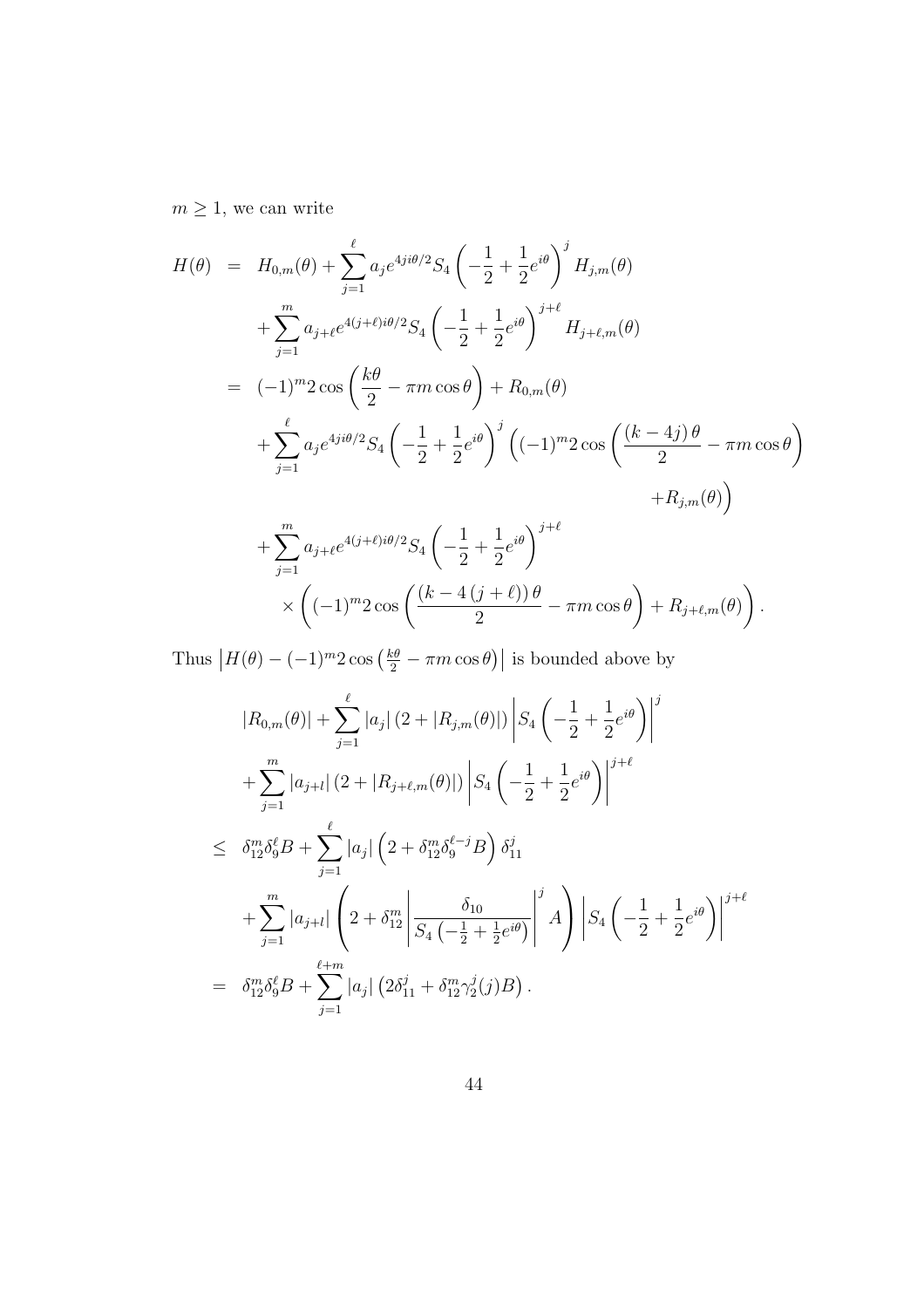$m \geq 1$, we can write

$$
\begin{aligned}
H(\theta) &= H_{0,m}(\theta) + \sum_{j=1}^{\ell} a_j e^{4ji\theta/2} S_4\left(-\frac{1}{2}+\frac{1}{2}e^{i\theta}\right)^j H_{j,m}(\theta) \\
&\quad + \sum_{j=1}^{m} a_{j+\ell} e^{4(j+\ell)i\theta/2} S_4\left(-\frac{1}{2}+\frac{1}{2}e^{i\theta}\right)^{j+\ell} H_{j+\ell,m}(\theta) \\
&= (-1)^m 2\cos\left(\frac{k\theta}{2} - \pi m \cos\theta\right) + R_{0,m}(\theta) \\
&\quad + \sum_{j=1}^{\ell} a_j e^{4ji\theta/2} S_4\left(-\frac{1}{2}+\frac{1}{2}e^{i\theta}\right)^j \Big( (-1)^m 2\cos\left(\frac{(k-4j)\theta}{2} - \pi m\cos\theta\right) \\
&\qquad\qquad + R_{j,m}(\theta)\Big) \\
&\quad + \sum_{j=1}^{m} a_{j+\ell} e^{4(j+\ell)i\theta/2} S_4\left(-\frac{1}{2}+\frac{1}{2}e^{i\theta}\right)^{j+\ell} \\
&\qquad \times \left( (-1)^m 2\cos\left(\frac{(k-4(j+\ell))\theta}{2} - \pi m\cos\theta\right) + R_{j+\ell,m}(\theta)\right).
\end{aligned}
$$

Thus $\left|H(\theta) - (-1)^m 2\cos\left(\frac{k\theta}{2} - \pi m\cos\theta\right)\right|$ is bounded above by

$$
\begin{aligned}
& |R_{0,m}(\theta)| + \sum_{j=1}^{\ell} |a_j| \left(2 + |R_{j,m}(\theta)|\right) \left| S_4\left(-\frac{1}{2}+\frac{1}{2}e^{i\theta}\right)\right|^j \\
&\quad + \sum_{j=1}^{m} |a_{j+l}| \left(2 + |R_{j+\ell,m}(\theta)|\right) \left| S_4\left(-\frac{1}{2}+\frac{1}{2}e^{i\theta}\right)\right|^{j+\ell} \\
\leq\ & \delta_{12}^m \delta_9^\ell B + \sum_{j=1}^{\ell} |a_j| \left(2 + \delta_{12}^m \delta_9^{\ell-j} B\right) \delta_{11}^j \\
&\quad + \sum_{j=1}^{m} |a_{j+l}| \left(2 + \delta_{12}^m \left| \frac{\delta_{10}}{S_4\left(-\frac{1}{2}+\frac{1}{2}e^{i\theta}\right)}\right|^j A\right) \left| S_4\left(-\frac{1}{2}+\frac{1}{2}e^{i\theta}\right)\right|^{j+\ell} \\
=\ & \delta_{12}^m \delta_9^\ell B + \sum_{j=1}^{\ell+m} |a_j| \left(2\delta_{11}^j + \delta_{12}^m \gamma_2^j(j) B\right).
\end{aligned}
$$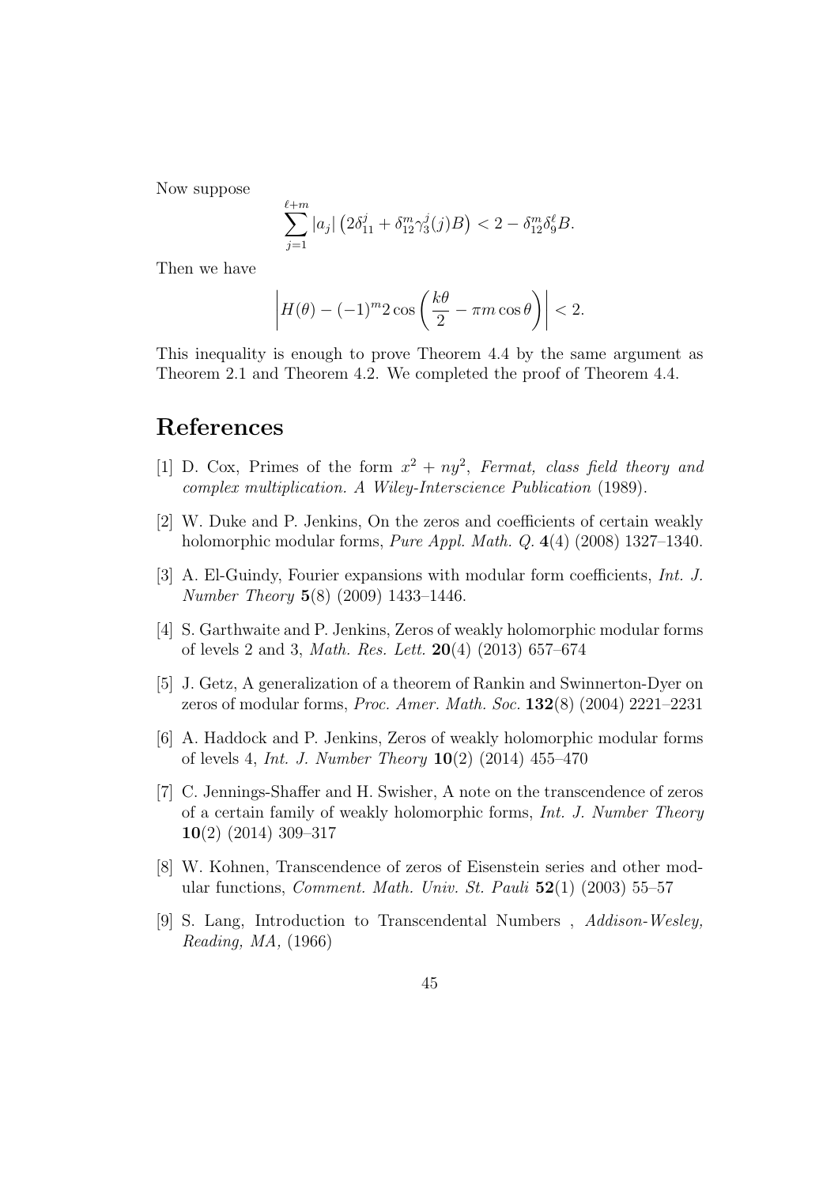Now suppose

$$\sum_{j=1}^{\ell+m} |a_j| \left(2\delta_{11}^j + \delta_{12}^m \gamma_3^j(j) B\right) < 2 - \delta_{12}^m \delta_9^\ell B.$$

Then we have

$$\left| H(\theta) - (-1)^m 2 \cos\left(\frac{k\theta}{2} - \pi m \cos\theta\right) \right| < 2.$$

This inequality is enough to prove Theorem 4.4 by the same argument as Theorem 2.1 and Theorem 4.2. We completed the proof of Theorem 4.4.

# References

[1] D. Cox, Primes of the form $x^2 + ny^2$, *Fermat, class field theory and complex multiplication. A Wiley-Interscience Publication* (1989).

[2] W. Duke and P. Jenkins, On the zeros and coefficients of certain weakly holomorphic modular forms, *Pure Appl. Math. Q.* **4**(4) (2008) 1327–1340.

[3] A. El-Guindy, Fourier expansions with modular form coefficients, *Int. J. Number Theory* **5**(8) (2009) 1433–1446.

[4] S. Garthwaite and P. Jenkins, Zeros of weakly holomorphic modular forms of levels 2 and 3, *Math. Res. Lett.* **20**(4) (2013) 657–674

[5] J. Getz, A generalization of a theorem of Rankin and Swinnerton-Dyer on zeros of modular forms, *Proc. Amer. Math. Soc.* **132**(8) (2004) 2221–2231

[6] A. Haddock and P. Jenkins, Zeros of weakly holomorphic modular forms of levels 4, *Int. J. Number Theory* **10**(2) (2014) 455–470

[7] C. Jennings-Shaffer and H. Swisher, A note on the transcendence of zeros of a certain family of weakly holomorphic forms, *Int. J. Number Theory* **10**(2) (2014) 309–317

[8] W. Kohnen, Transcendence of zeros of Eisenstein series and other modular functions, *Comment. Math. Univ. St. Pauli* **52**(1) (2003) 55–57

[9] S. Lang, Introduction to Transcendental Numbers , *Addison-Wesley, Reading, MA,* (1966)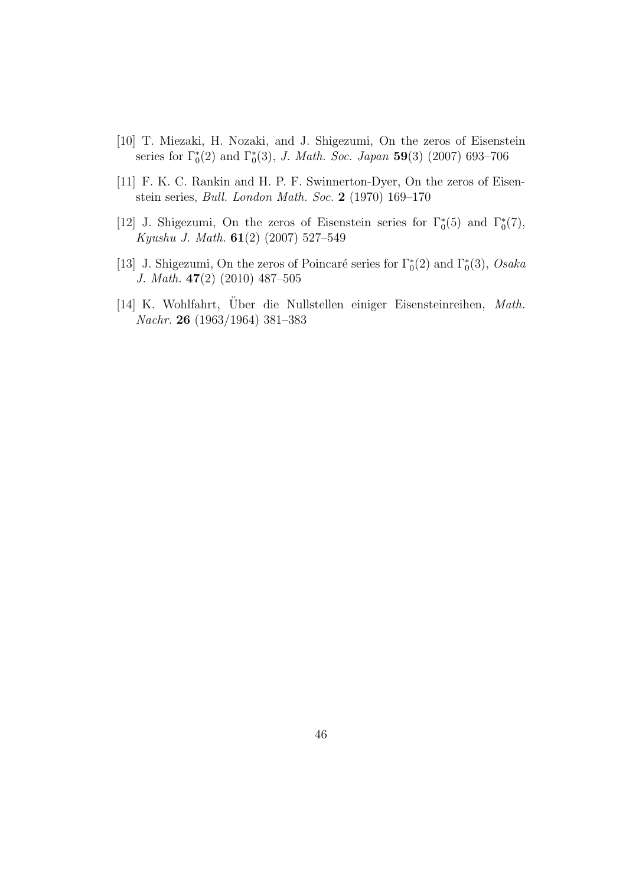[10] T. Miezaki, H. Nozaki, and J. Shigezumi, On the zeros of Eisenstein series for $\Gamma_0^*(2)$ and $\Gamma_0^*(3)$, *J. Math. Soc. Japan* **59**(3) (2007) 693–706

[11] F. K. C. Rankin and H. P. F. Swinnerton-Dyer, On the zeros of Eisenstein series, *Bull. London Math. Soc.* **2** (1970) 169–170

[12] J. Shigezumi, On the zeros of Eisenstein series for $\Gamma_0^*(5)$ and $\Gamma_0^*(7)$, *Kyushu J. Math.* **61**(2) (2007) 527–549

[13] J. Shigezumi, On the zeros of Poincaré series for $\Gamma_0^*(2)$ and $\Gamma_0^*(3)$, *Osaka J. Math.* **47**(2) (2010) 487–505

[14] K. Wohlfahrt, Über die Nullstellen einiger Eisensteinreihen, *Math. Nachr.* **26** (1963/1964) 381–383